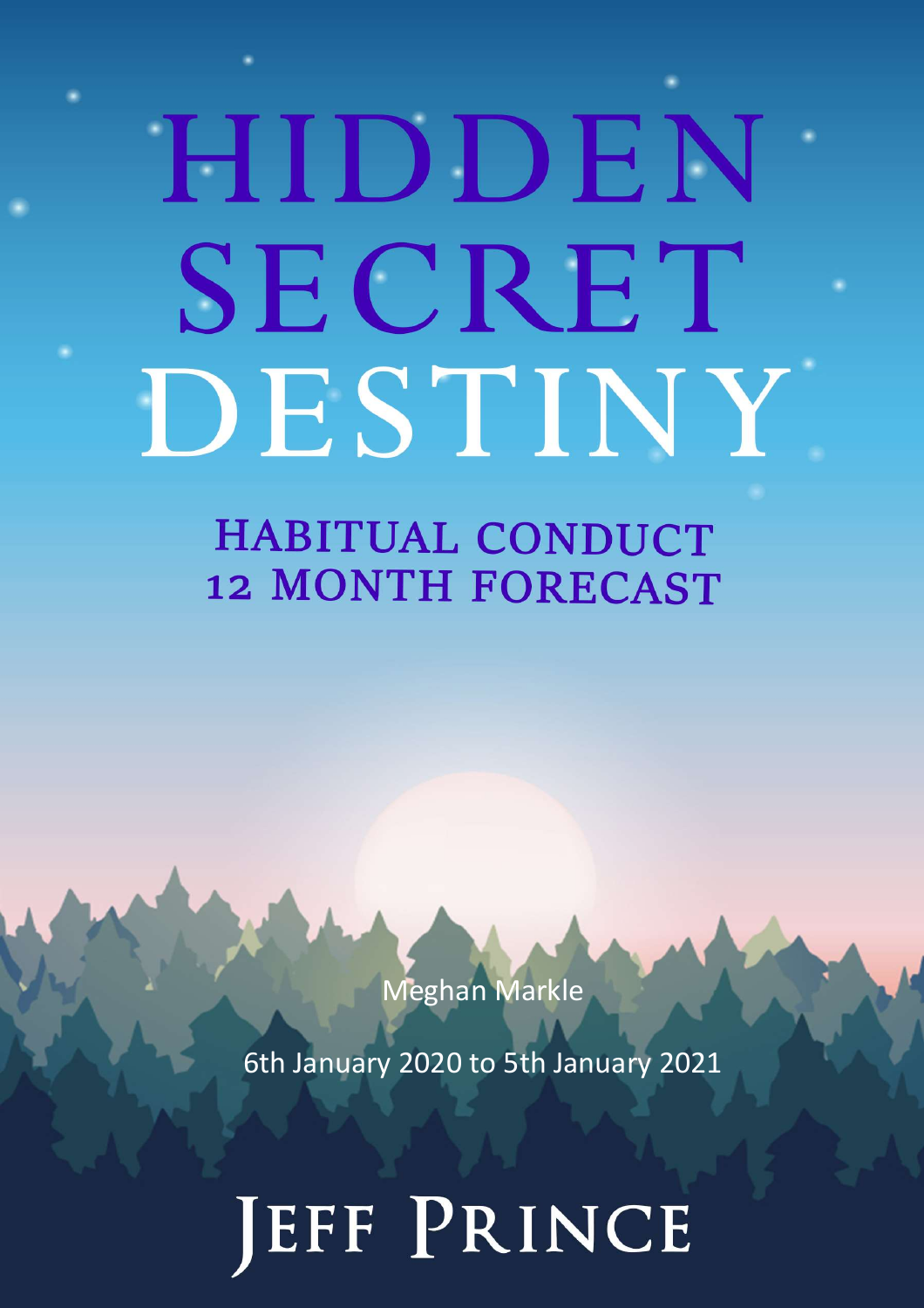# HIDDEN SECRET DESTINY

## HABITUAL CONDUCT 12 MONTH FORECAST

Meghan Markle

6th January 2020 to 5th January 2021

JEFF PRINCE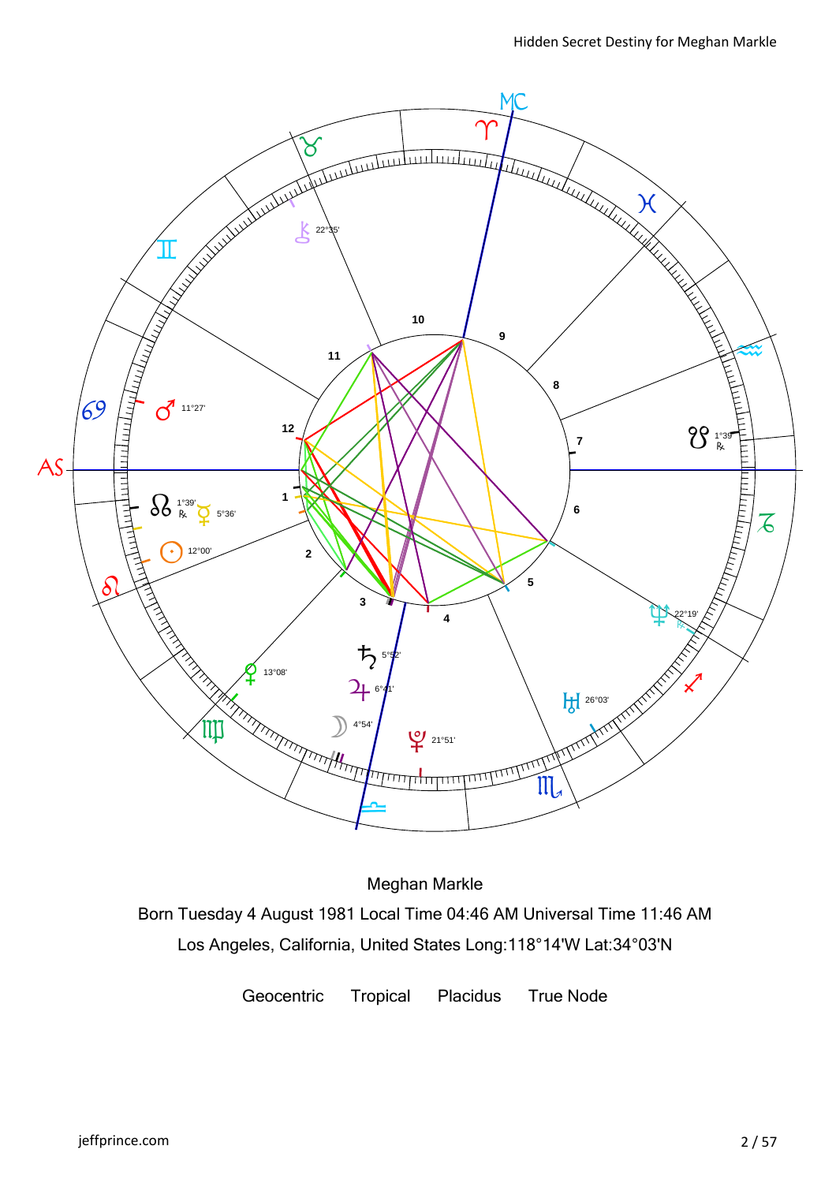Meghan Markle

Born Tuesday 4 August 1981 Local Time 04:46 AM Universal Time 11:46 AM

Los Angeles, California, United States Long:118°14'W Lat:34°03'N

Geocentric Tropical Placidus True Node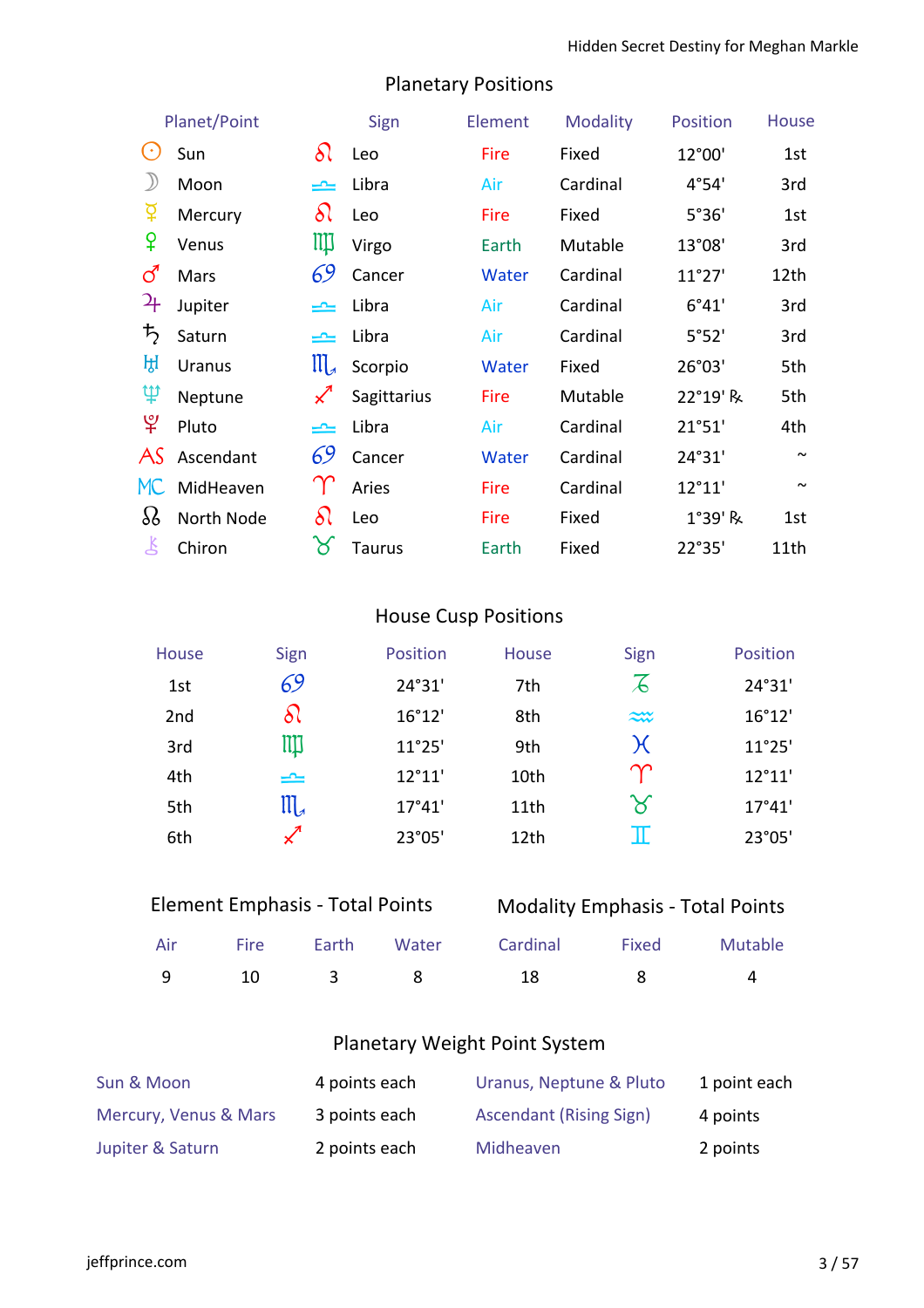## Planetary Positions

| Planet/Point | Sign | Element | Modality | Position | House |
|---|---|---|---|---|---|
| ☉ Sun | ♌ Leo | Fire | Fixed | 12°00' | 1st |
| ☽ Moon | ♎ Libra | Air | Cardinal | 4°54' | 3rd |
| ☿ Mercury | ♌ Leo | Fire | Fixed | 5°36' | 1st |
| ♀ Venus | ♍ Virgo | Earth | Mutable | 13°08' | 3rd |
| ♂ Mars | ♋ Cancer | Water | Cardinal | 11°27' | 12th |
| ♃ Jupiter | ♎ Libra | Air | Cardinal | 6°41' | 3rd |
| ♄ Saturn | ♎ Libra | Air | Cardinal | 5°52' | 3rd |
| ♅ Uranus | ♏ Scorpio | Water | Fixed | 26°03' | 5th |
| ♆ Neptune | ♐ Sagittarius | Fire | Mutable | 22°19' ℞ | 5th |
| ♇ Pluto | ♎ Libra | Air | Cardinal | 21°51' | 4th |
| AS Ascendant | ♋ Cancer | Water | Cardinal | 24°31' | ~ |
| MC MidHeaven | ♈ Aries | Fire | Cardinal | 12°11' | ~ |
| ☊ North Node | ♌ Leo | Fire | Fixed | 1°39' ℞ | 1st |
| ⚷ Chiron | ♉ Taurus | Earth | Fixed | 22°35' | 11th |

## House Cusp Positions

| House | Sign | Position | House | Sign | Position |
|---|---|---|---|---|---|
| 1st | ♋ | 24°31' | 7th | ♑ | 24°31' |
| 2nd | ♌ | 16°12' | 8th | ♒ | 16°12' |
| 3rd | ♍ | 11°25' | 9th | ♓ | 11°25' |
| 4th | ♎ | 12°11' | 10th | ♈ | 12°11' |
| 5th | ♏ | 17°41' | 11th | ♉ | 17°41' |
| 6th | ♐ | 23°05' | 12th | ♊ | 23°05' |

## Element Emphasis - Total Points

| Air | Fire | Earth | Water |
|---|---|---|---|
| 9 | 10 | 3 | 8 |

## Modality Emphasis - Total Points

| Cardinal | Fixed | Mutable |
|---|---|---|
| 18 | 8 | 4 |

## Planetary Weight Point System

| | | | |
|---|---|---|---|
| Sun & Moon | 4 points each | Uranus, Neptune & Pluto | 1 point each |
| Mercury, Venus & Mars | 3 points each | Ascendant (Rising Sign) | 4 points |
| Jupiter & Saturn | 2 points each | Midheaven | 2 points |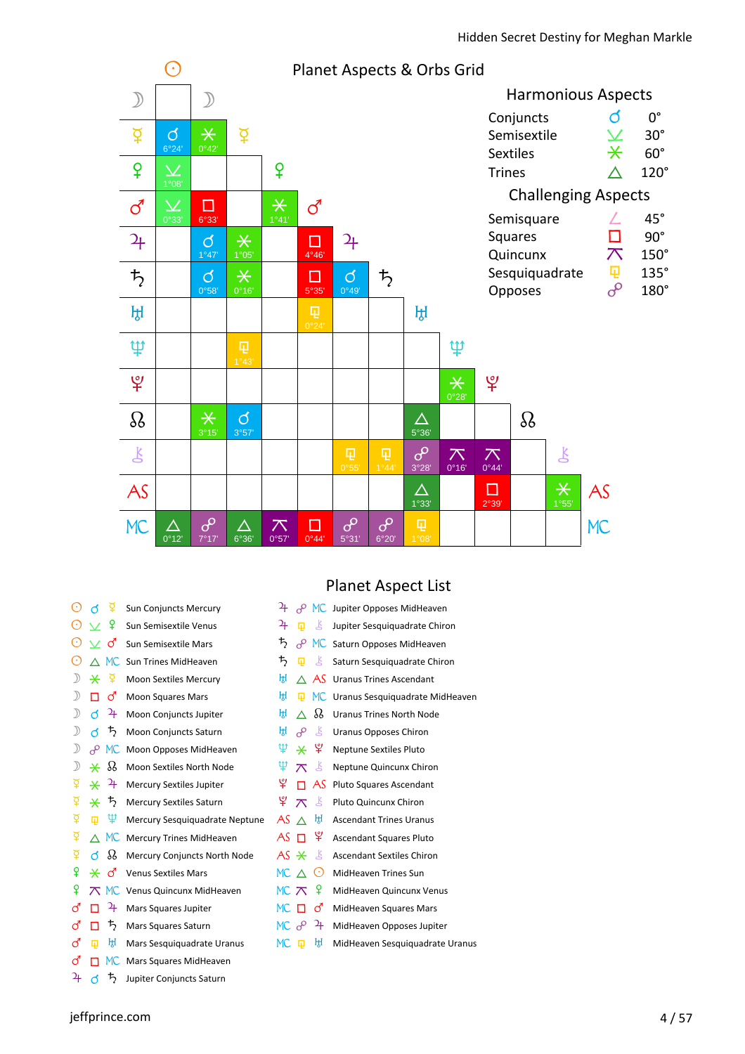## Planet Aspects & Orbs Grid

| | Sun | Moon | Mercury | Venus | Mars | Jupiter | Saturn | Uranus | Neptune | Pluto | North Node | Chiron | AS |
|---|---|---|---|---|---|---|---|---|---|---|---|---|---|
| Moon | | | | | | | | | | | | | |
| Mercury | Conjunct 6°24' | Sextile 0°42' | | | | | | | | | | | |
| Venus | Semisextile 1°08' | | | | | | | | | | | | |
| Mars | Semisextile 0°33' | Square 6°33' | | Sextile 1°41' | | | | | | | | | |
| Jupiter | | Conjunct 1°47' | Sextile 1°05' | | Square 4°46' | | | | | | | | |
| Saturn | | Conjunct 0°58' | Sextile 0°16' | | Square 5°35' | Conjunct 0°49' | | | | | | | |
| Uranus | | | | | Sesquiquadrate 0°24' | | | | | | | | |
| Neptune | | | Sesquiquadrate 1°43' | | | | | | | | | | |
| Pluto | | | | | | | | | Sextile 0°28' | | | | |
| North Node | | Sextile 3°15' | Conjunct 3°57' | | | | | Trine 5°36' | | | | | |
| Chiron | | | | | | Sesquiquadrate 0°55' | Sesquiquadrate 1°44' | Opposes 3°28' | Quincunx 0°16' | Quincunx 0°44' | | | |
| AS | | | | | | | | Trine 1°33' | | Square 2°39' | | Sextile 1°55' | |
| MC | Trine 0°12' | Opposes 7°17' | Trine 6°36' | Quincunx 0°57' | Square 0°44' | Opposes 5°31' | Opposes 6°20' | Sesquiquadrate 1°08' | | | | | |

### Harmonious Aspects

| Aspect | Degrees |
|---|---|
| Conjuncts | 0° |
| Semisextile | 30° |
| Sextiles | 60° |
| Trines | 120° |

### Challenging Aspects

| Aspect | Degrees |
|---|---|
| Semisquare | 45° |
| Squares | 90° |
| Quincunx | 150° |
| Sesquiquadrate | 135° |
| Opposes | 180° |

## Planet Aspect List

- Sun Conjuncts Mercury
- Sun Semisextile Venus
- Sun Semisextile Mars
- Sun Trines MidHeaven
- Moon Sextiles Mercury
- Moon Squares Mars
- Moon Conjuncts Jupiter
- Moon Conjuncts Saturn
- Moon Opposes MidHeaven
- Moon Sextiles North Node
- Mercury Sextiles Jupiter
- Mercury Sextiles Saturn
- Mercury Sesquiquadrate Neptune
- Mercury Trines MidHeaven
- Mercury Conjuncts North Node
- Venus Sextiles Mars
- Venus Quincunx MidHeaven
- Mars Squares Jupiter
- Mars Squares Saturn
- Mars Sesquiquadrate Uranus
- Mars Squares MidHeaven
- Jupiter Conjuncts Saturn
- Jupiter Opposes MidHeaven
- Jupiter Sesquiquadrate Chiron
- Saturn Opposes MidHeaven
- Saturn Sesquiquadrate Chiron
- Uranus Trines Ascendant
- Uranus Sesquiquadrate MidHeaven
- Uranus Trines North Node
- Uranus Opposes Chiron
- Neptune Sextiles Pluto
- Neptune Quincunx Chiron
- Pluto Squares Ascendant
- Pluto Quincunx Chiron
- Ascendant Trines Uranus
- Ascendant Squares Pluto
- Ascendant Sextiles Chiron
- MidHeaven Trines Sun
- MidHeaven Quincunx Venus
- MidHeaven Squares Mars
- MidHeaven Opposes Jupiter
- MidHeaven Sesquiquadrate Uranus

jeffprince.com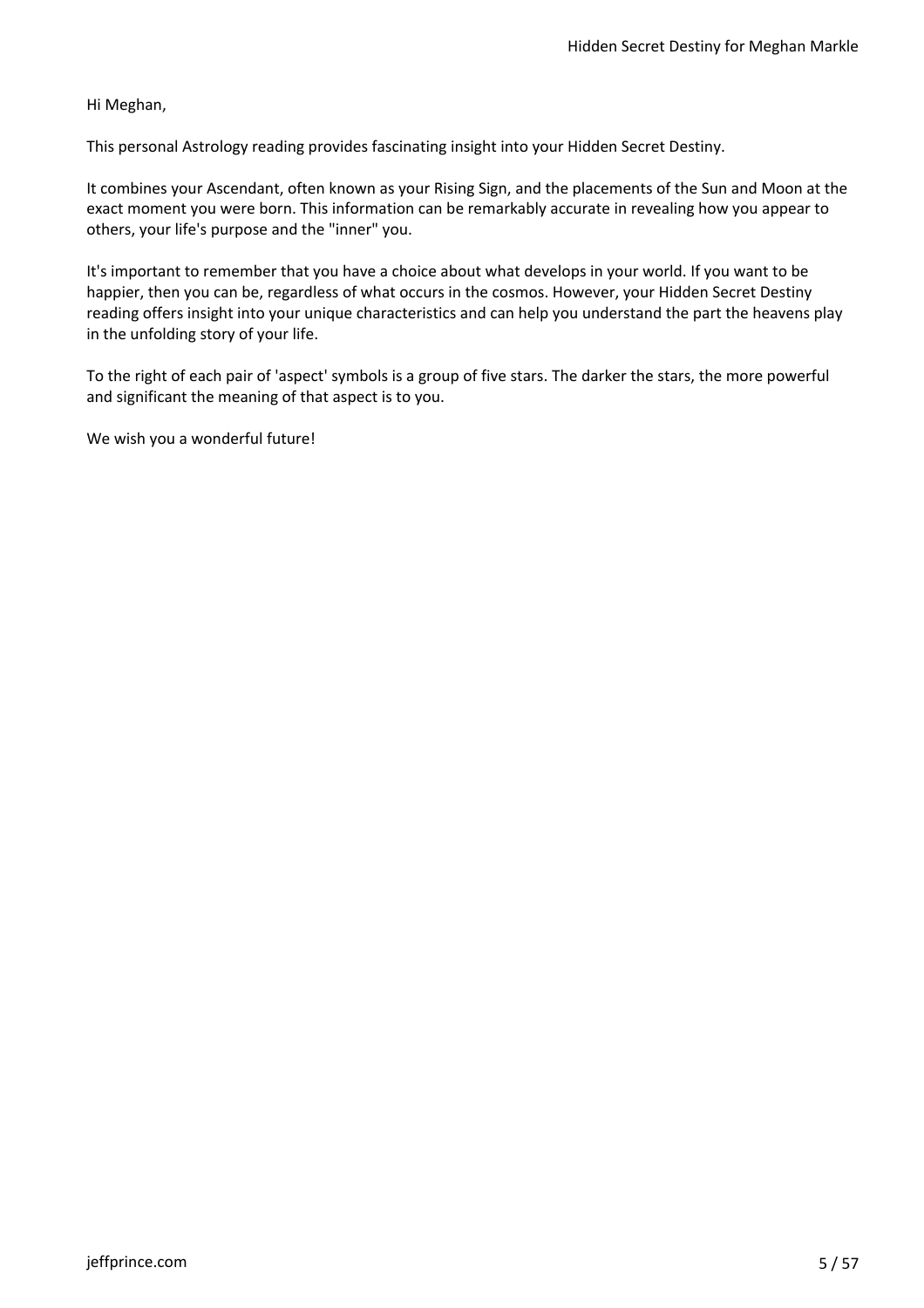Hi Meghan,

This personal Astrology reading provides fascinating insight into your Hidden Secret Destiny.

It combines your Ascendant, often known as your Rising Sign, and the placements of the Sun and Moon at the exact moment you were born. This information can be remarkably accurate in revealing how you appear to others, your life's purpose and the "inner" you.

It's important to remember that you have a choice about what develops in your world. If you want to be happier, then you can be, regardless of what occurs in the cosmos. However, your Hidden Secret Destiny reading offers insight into your unique characteristics and can help you understand the part the heavens play in the unfolding story of your life.

To the right of each pair of 'aspect' symbols is a group of five stars. The darker the stars, the more powerful and significant the meaning of that aspect is to you.

We wish you a wonderful future!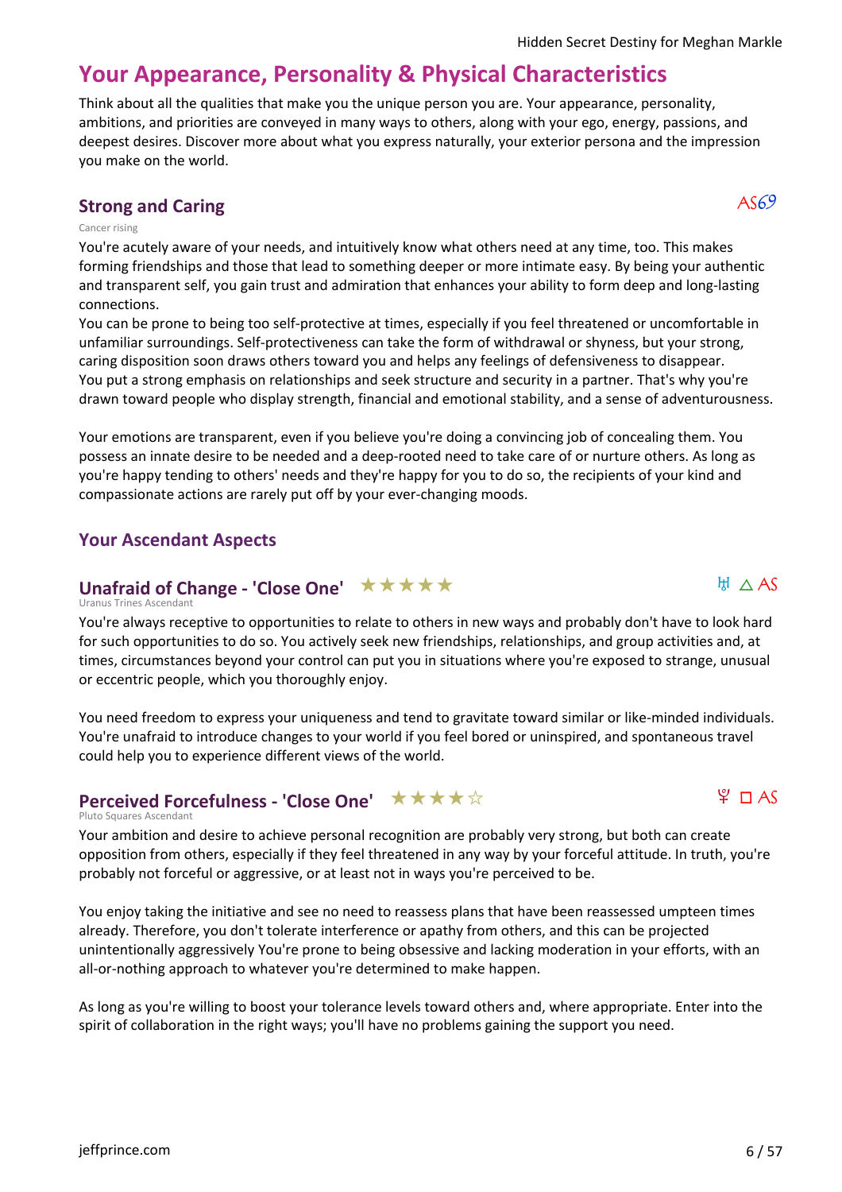# Your Appearance, Personality & Physical Characteristics

Think about all the qualities that make you the unique person you are. Your appearance, personality, ambitions, and priorities are conveyed in many ways to others, along with your ego, energy, passions, and deepest desires. Discover more about what you express naturally, your exterior persona and the impression you make on the world.

## Strong and Caring

AS♋

Cancer rising

You're acutely aware of your needs, and intuitively know what others need at any time, too. This makes forming friendships and those that lead to something deeper or more intimate easy. By being your authentic and transparent self, you gain trust and admiration that enhances your ability to form deep and long-lasting connections.

You can be prone to being too self-protective at times, especially if you feel threatened or uncomfortable in unfamiliar surroundings. Self-protectiveness can take the form of withdrawal or shyness, but your strong, caring disposition soon draws others toward you and helps any feelings of defensiveness to disappear.

You put a strong emphasis on relationships and seek structure and security in a partner. That's why you're drawn toward people who display strength, financial and emotional stability, and a sense of adventurousness.

Your emotions are transparent, even if you believe you're doing a convincing job of concealing them. You possess an innate desire to be needed and a deep-rooted need to take care of or nurture others. As long as you're happy tending to others' needs and they're happy for you to do so, the recipients of your kind and compassionate actions are rarely put off by your ever-changing moods.

## Your Ascendant Aspects

### Unafraid of Change - 'Close One' ★★★★★

♅ △ AS

Uranus Trines Ascendant

You're always receptive to opportunities to relate to others in new ways and probably don't have to look hard for such opportunities to do so. You actively seek new friendships, relationships, and group activities and, at times, circumstances beyond your control can put you in situations where you're exposed to strange, unusual or eccentric people, which you thoroughly enjoy.

You need freedom to express your uniqueness and tend to gravitate toward similar or like-minded individuals. You're unafraid to introduce changes to your world if you feel bored or uninspired, and spontaneous travel could help you to experience different views of the world.

### Perceived Forcefulness - 'Close One' ★★★★☆

♇ □ AS

Pluto Squares Ascendant

Your ambition and desire to achieve personal recognition are probably very strong, but both can create opposition from others, especially if they feel threatened in any way by your forceful attitude. In truth, you're probably not forceful or aggressive, or at least not in ways you're perceived to be.

You enjoy taking the initiative and see no need to reassess plans that have been reassessed umpteen times already. Therefore, you don't tolerate interference or apathy from others, and this can be projected unintentionally aggressively You're prone to being obsessive and lacking moderation in your efforts, with an all-or-nothing approach to whatever you're determined to make happen.

As long as you're willing to boost your tolerance levels toward others and, where appropriate. Enter into the spirit of collaboration in the right ways; you'll have no problems gaining the support you need.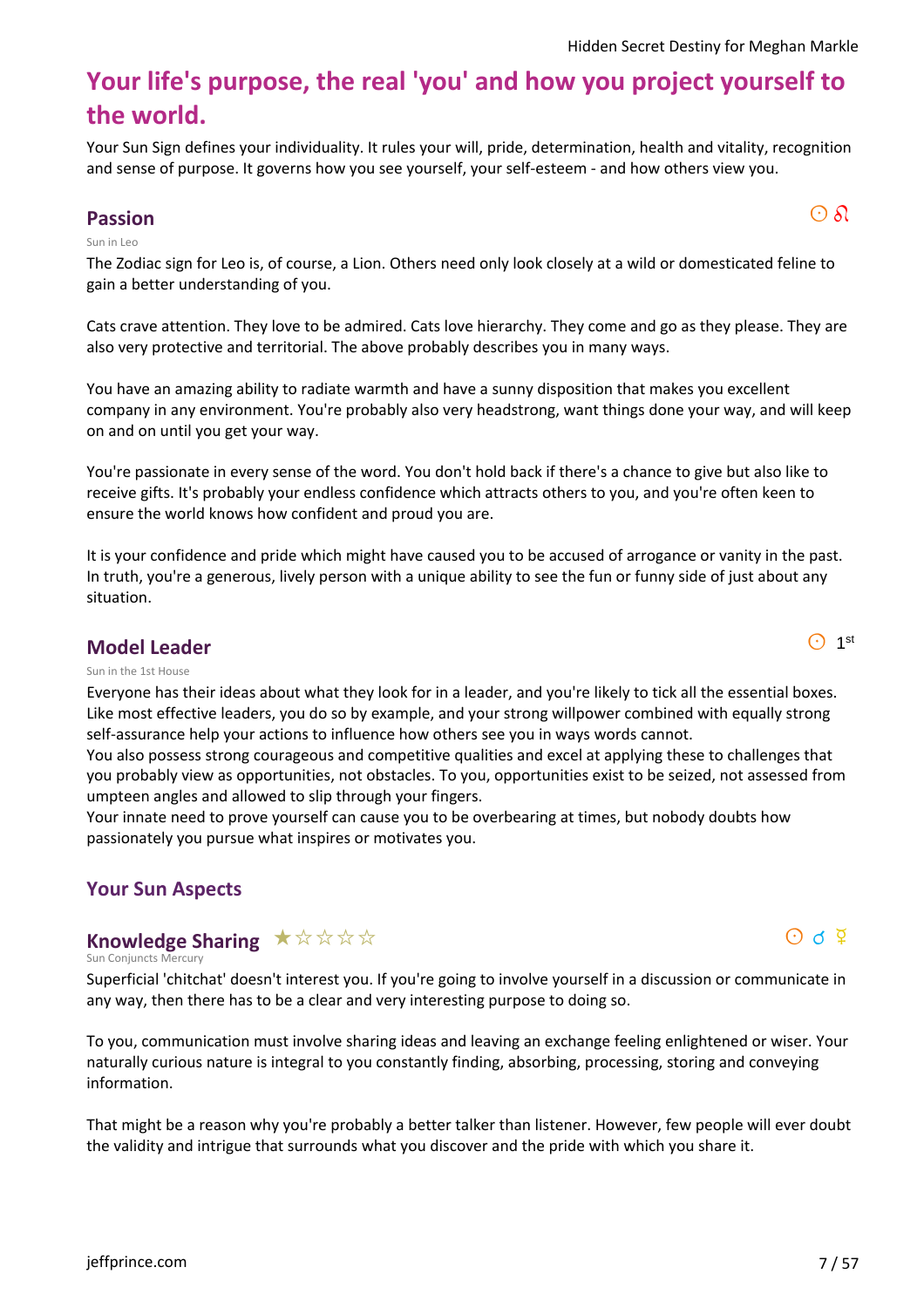# Your life's purpose, the real 'you' and how you project yourself to the world.

Your Sun Sign defines your individuality. It rules your will, pride, determination, health and vitality, recognition and sense of purpose. It governs how you see yourself, your self-esteem - and how others view you.

## Passion

☉ ♌

Sun in Leo

The Zodiac sign for Leo is, of course, a Lion. Others need only look closely at a wild or domesticated feline to gain a better understanding of you.

Cats crave attention. They love to be admired. Cats love hierarchy. They come and go as they please. They are also very protective and territorial. The above probably describes you in many ways.

You have an amazing ability to radiate warmth and have a sunny disposition that makes you excellent company in any environment. You're probably also very headstrong, want things done your way, and will keep on and on until you get your way.

You're passionate in every sense of the word. You don't hold back if there's a chance to give but also like to receive gifts. It's probably your endless confidence which attracts others to you, and you're often keen to ensure the world knows how confident and proud you are.

It is your confidence and pride which might have caused you to be accused of arrogance or vanity in the past. In truth, you're a generous, lively person with a unique ability to see the fun or funny side of just about any situation.

## Model Leader

☉ 1st

Sun in the 1st House

Everyone has their ideas about what they look for in a leader, and you're likely to tick all the essential boxes. Like most effective leaders, you do so by example, and your strong willpower combined with equally strong self-assurance help your actions to influence how others see you in ways words cannot.
You also possess strong courageous and competitive qualities and excel at applying these to challenges that you probably view as opportunities, not obstacles. To you, opportunities exist to be seized, not assessed from umpteen angles and allowed to slip through your fingers.
Your innate need to prove yourself can cause you to be overbearing at times, but nobody doubts how passionately you pursue what inspires or motivates you.

## Your Sun Aspects

## Knowledge Sharing ★☆☆☆☆

☉ ☌ ☿

Sun Conjuncts Mercury

Superficial 'chitchat' doesn't interest you. If you're going to involve yourself in a discussion or communicate in any way, then there has to be a clear and very interesting purpose to doing so.

To you, communication must involve sharing ideas and leaving an exchange feeling enlightened or wiser. Your naturally curious nature is integral to you constantly finding, absorbing, processing, storing and conveying information.

That might be a reason why you're probably a better talker than listener. However, few people will ever doubt the validity and intrigue that surrounds what you discover and the pride with which you share it.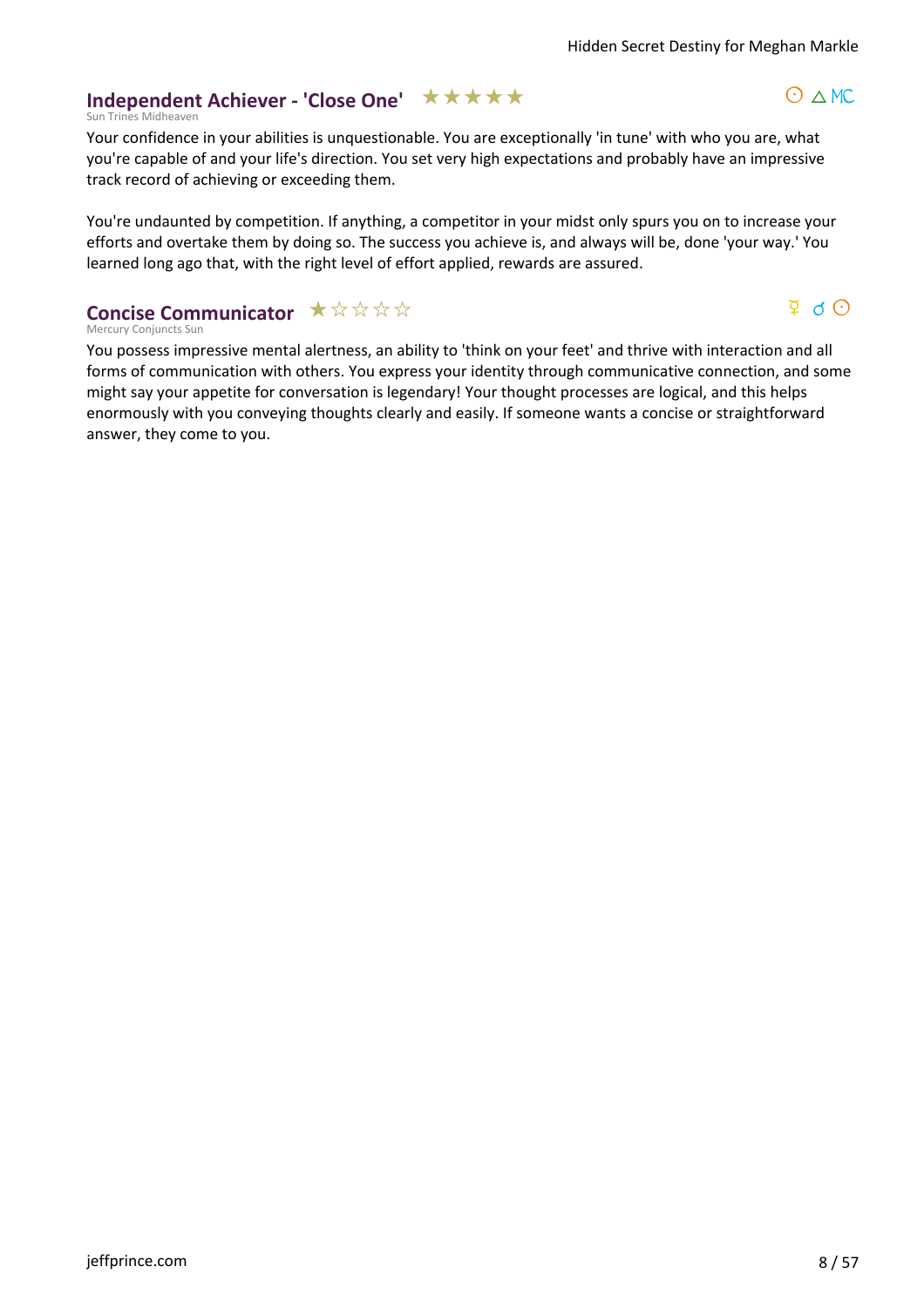## Independent Achiever - 'Close One' ★★★★★

☉ △ MC

Sun Trines Midheaven

Your confidence in your abilities is unquestionable. You are exceptionally 'in tune' with who you are, what you're capable of and your life's direction. You set very high expectations and probably have an impressive track record of achieving or exceeding them.

You're undaunted by competition. If anything, a competitor in your midst only spurs you on to increase your efforts and overtake them by doing so. The success you achieve is, and always will be, done 'your way.' You learned long ago that, with the right level of effort applied, rewards are assured.

## Concise Communicator ★☆☆☆☆

☿ ☌ ☉

Mercury Conjuncts Sun

You possess impressive mental alertness, an ability to 'think on your feet' and thrive with interaction and all forms of communication with others. You express your identity through communicative connection, and some might say your appetite for conversation is legendary! Your thought processes are logical, and this helps enormously with you conveying thoughts clearly and easily. If someone wants a concise or straightforward answer, they come to you.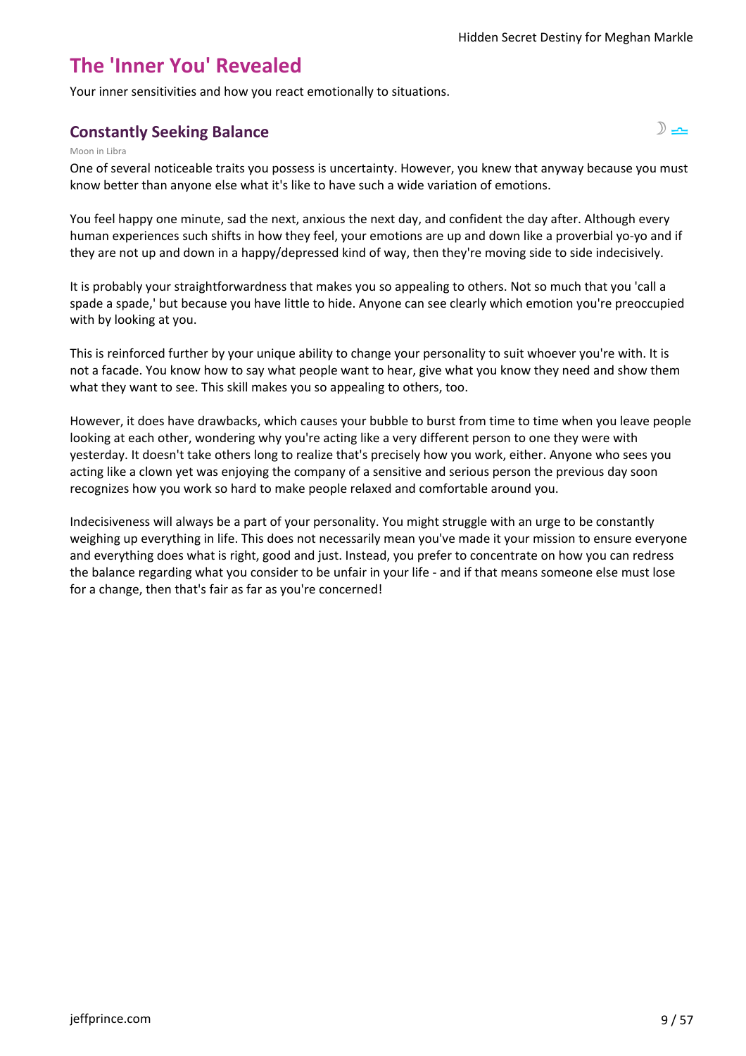# The 'Inner You' Revealed

Your inner sensitivities and how you react emotionally to situations.

## Constantly Seeking Balance

☽ ♎

Moon in Libra

One of several noticeable traits you possess is uncertainty. However, you knew that anyway because you must know better than anyone else what it's like to have such a wide variation of emotions.

You feel happy one minute, sad the next, anxious the next day, and confident the day after. Although every human experiences such shifts in how they feel, your emotions are up and down like a proverbial yo-yo and if they are not up and down in a happy/depressed kind of way, then they're moving side to side indecisively.

It is probably your straightforwardness that makes you so appealing to others. Not so much that you 'call a spade a spade,' but because you have little to hide. Anyone can see clearly which emotion you're preoccupied with by looking at you.

This is reinforced further by your unique ability to change your personality to suit whoever you're with. It is not a facade. You know how to say what people want to hear, give what you know they need and show them what they want to see. This skill makes you so appealing to others, too.

However, it does have drawbacks, which causes your bubble to burst from time to time when you leave people looking at each other, wondering why you're acting like a very different person to one they were with yesterday. It doesn't take others long to realize that's precisely how you work, either. Anyone who sees you acting like a clown yet was enjoying the company of a sensitive and serious person the previous day soon recognizes how you work so hard to make people relaxed and comfortable around you.

Indecisiveness will always be a part of your personality. You might struggle with an urge to be constantly weighing up everything in life. This does not necessarily mean you've made it your mission to ensure everyone and everything does what is right, good and just. Instead, you prefer to concentrate on how you can redress the balance regarding what you consider to be unfair in your life - and if that means someone else must lose for a change, then that's fair as far as you're concerned!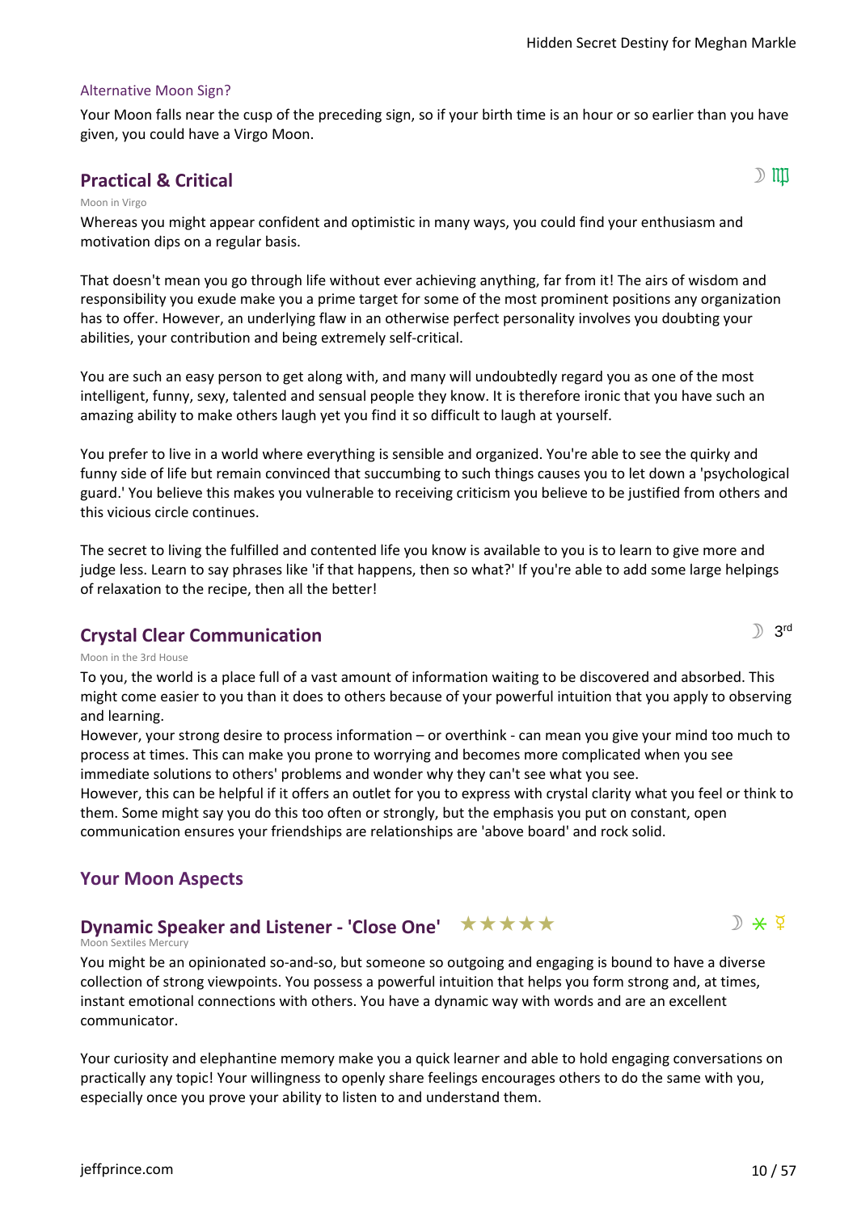### Alternative Moon Sign?

Your Moon falls near the cusp of the preceding sign, so if your birth time is an hour or so earlier than you have given, you could have a Virgo Moon.

## Practical & Critical

☽ ♍

Moon in Virgo

Whereas you might appear confident and optimistic in many ways, you could find your enthusiasm and motivation dips on a regular basis.

That doesn't mean you go through life without ever achieving anything, far from it! The airs of wisdom and responsibility you exude make you a prime target for some of the most prominent positions any organization has to offer. However, an underlying flaw in an otherwise perfect personality involves you doubting your abilities, your contribution and being extremely self-critical.

You are such an easy person to get along with, and many will undoubtedly regard you as one of the most intelligent, funny, sexy, talented and sensual people they know. It is therefore ironic that you have such an amazing ability to make others laugh yet you find it so difficult to laugh at yourself.

You prefer to live in a world where everything is sensible and organized. You're able to see the quirky and funny side of life but remain convinced that succumbing to such things causes you to let down a 'psychological guard.' You believe this makes you vulnerable to receiving criticism you believe to be justified from others and this vicious circle continues.

The secret to living the fulfilled and contented life you know is available to you is to learn to give more and judge less. Learn to say phrases like 'if that happens, then so what?' If you're able to add some large helpings of relaxation to the recipe, then all the better!

## Crystal Clear Communication

☽ 3rd

Moon in the 3rd House

To you, the world is a place full of a vast amount of information waiting to be discovered and absorbed. This might come easier to you than it does to others because of your powerful intuition that you apply to observing and learning.
However, your strong desire to process information – or overthink - can mean you give your mind too much to process at times. This can make you prone to worrying and becomes more complicated when you see immediate solutions to others' problems and wonder why they can't see what you see.
However, this can be helpful if it offers an outlet for you to express with crystal clarity what you feel or think to them. Some might say you do this too often or strongly, but the emphasis you put on constant, open communication ensures your friendships are relationships are 'above board' and rock solid.

## Your Moon Aspects

## Dynamic Speaker and Listener - 'Close One' ★★★★★

☽ ⚹ ☿

Moon Sextiles Mercury

You might be an opinionated so-and-so, but someone so outgoing and engaging is bound to have a diverse collection of strong viewpoints. You possess a powerful intuition that helps you form strong and, at times, instant emotional connections with others. You have a dynamic way with words and are an excellent communicator.

Your curiosity and elephantine memory make you a quick learner and able to hold engaging conversations on practically any topic! Your willingness to openly share feelings encourages others to do the same with you, especially once you prove your ability to listen to and understand them.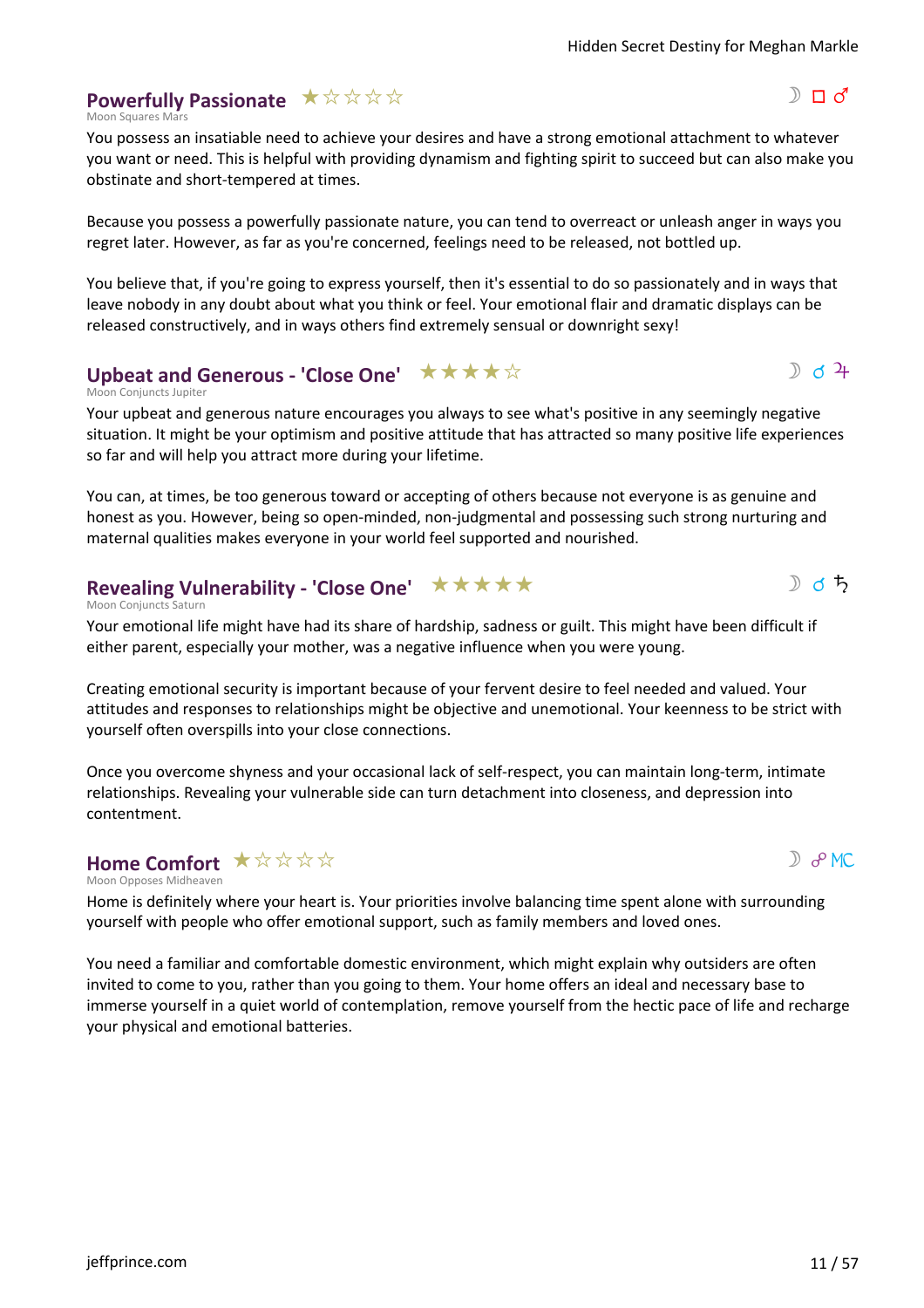## Powerfully Passionate ★☆☆☆☆

Moon Squares Mars

☽ □ ♂

You possess an insatiable need to achieve your desires and have a strong emotional attachment to whatever you want or need. This is helpful with providing dynamism and fighting spirit to succeed but can also make you obstinate and short-tempered at times.

Because you possess a powerfully passionate nature, you can tend to overreact or unleash anger in ways you regret later. However, as far as you're concerned, feelings need to be released, not bottled up.

You believe that, if you're going to express yourself, then it's essential to do so passionately and in ways that leave nobody in any doubt about what you think or feel. Your emotional flair and dramatic displays can be released constructively, and in ways others find extremely sensual or downright sexy!

## Upbeat and Generous - 'Close One' ★★★★☆

Moon Conjuncts Jupiter

☽ ☌ ♃

Your upbeat and generous nature encourages you always to see what's positive in any seemingly negative situation. It might be your optimism and positive attitude that has attracted so many positive life experiences so far and will help you attract more during your lifetime.

You can, at times, be too generous toward or accepting of others because not everyone is as genuine and honest as you. However, being so open-minded, non-judgmental and possessing such strong nurturing and maternal qualities makes everyone in your world feel supported and nourished.

## Revealing Vulnerability - 'Close One' ★★★★★

Moon Conjuncts Saturn

☽ ☌ ♄

Your emotional life might have had its share of hardship, sadness or guilt. This might have been difficult if either parent, especially your mother, was a negative influence when you were young.

Creating emotional security is important because of your fervent desire to feel needed and valued. Your attitudes and responses to relationships might be objective and unemotional. Your keenness to be strict with yourself often overspills into your close connections.

Once you overcome shyness and your occasional lack of self-respect, you can maintain long-term, intimate relationships. Revealing your vulnerable side can turn detachment into closeness, and depression into contentment.

## Home Comfort ★☆☆☆☆

Moon Opposes Midheaven

☽ ☍ MC

Home is definitely where your heart is. Your priorities involve balancing time spent alone with surrounding yourself with people who offer emotional support, such as family members and loved ones.

You need a familiar and comfortable domestic environment, which might explain why outsiders are often invited to come to you, rather than you going to them. Your home offers an ideal and necessary base to immerse yourself in a quiet world of contemplation, remove yourself from the hectic pace of life and recharge your physical and emotional batteries.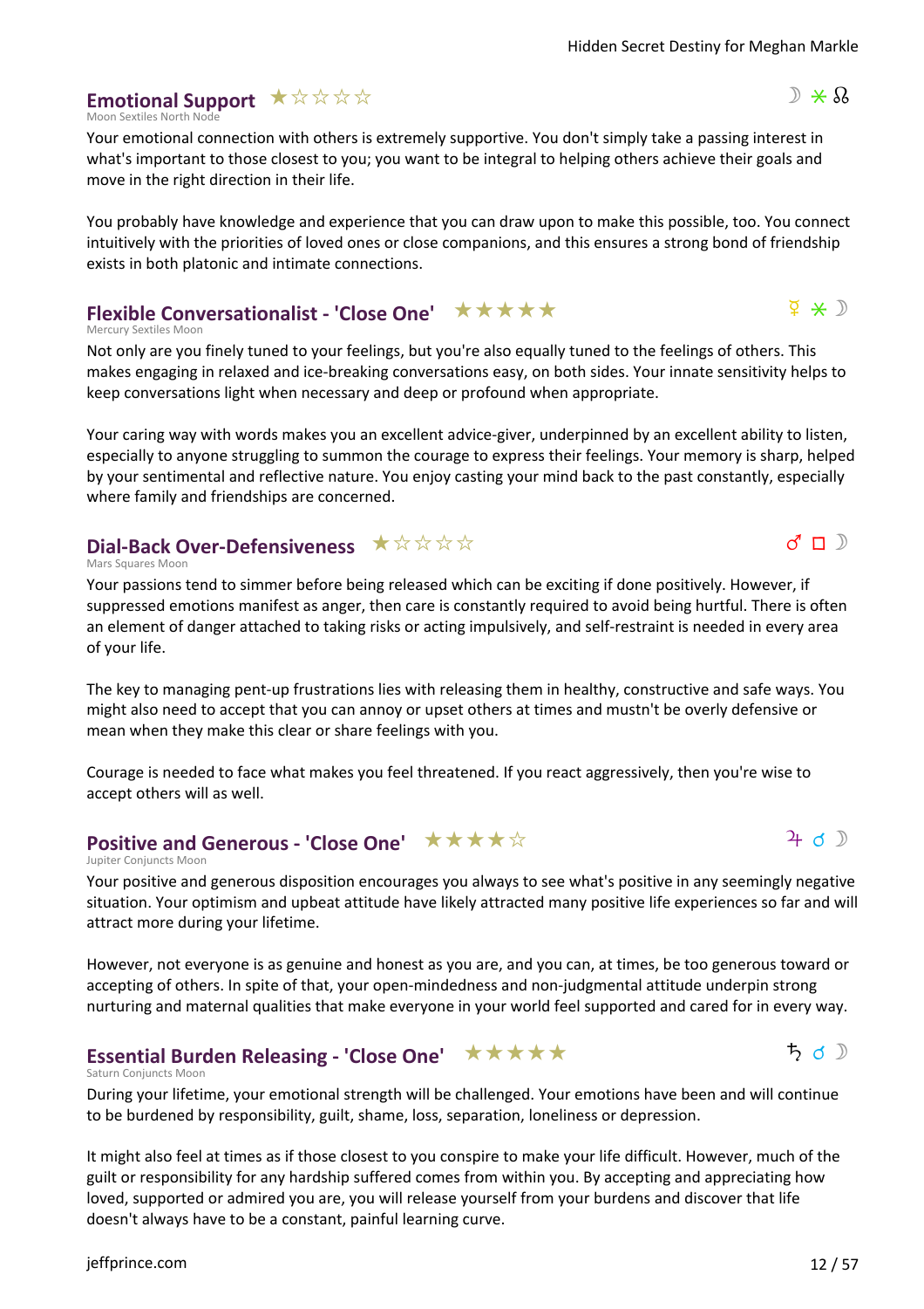## Emotional Support ★☆☆☆☆

☽ ⚹ ☊

Moon Sextiles North Node

Your emotional connection with others is extremely supportive. You don't simply take a passing interest in what's important to those closest to you; you want to be integral to helping others achieve their goals and move in the right direction in their life.

You probably have knowledge and experience that you can draw upon to make this possible, too. You connect intuitively with the priorities of loved ones or close companions, and this ensures a strong bond of friendship exists in both platonic and intimate connections.

## Flexible Conversationalist - 'Close One' ★★★★★

☿ ⚹ ☽

Mercury Sextiles Moon

Not only are you finely tuned to your feelings, but you're also equally tuned to the feelings of others. This makes engaging in relaxed and ice-breaking conversations easy, on both sides. Your innate sensitivity helps to keep conversations light when necessary and deep or profound when appropriate.

Your caring way with words makes you an excellent advice-giver, underpinned by an excellent ability to listen, especially to anyone struggling to summon the courage to express their feelings. Your memory is sharp, helped by your sentimental and reflective nature. You enjoy casting your mind back to the past constantly, especially where family and friendships are concerned.

## Dial-Back Over-Defensiveness ★☆☆☆☆

♂ □ ☽

Mars Squares Moon

Your passions tend to simmer before being released which can be exciting if done positively. However, if suppressed emotions manifest as anger, then care is constantly required to avoid being hurtful. There is often an element of danger attached to taking risks or acting impulsively, and self-restraint is needed in every area of your life.

The key to managing pent-up frustrations lies with releasing them in healthy, constructive and safe ways. You might also need to accept that you can annoy or upset others at times and mustn't be overly defensive or mean when they make this clear or share feelings with you.

Courage is needed to face what makes you feel threatened. If you react aggressively, then you're wise to accept others will as well.

## Positive and Generous - 'Close One' ★★★★☆

♃ ☌ ☽

Jupiter Conjuncts Moon

Your positive and generous disposition encourages you always to see what's positive in any seemingly negative situation. Your optimism and upbeat attitude have likely attracted many positive life experiences so far and will attract more during your lifetime.

However, not everyone is as genuine and honest as you are, and you can, at times, be too generous toward or accepting of others. In spite of that, your open-mindedness and non-judgmental attitude underpin strong nurturing and maternal qualities that make everyone in your world feel supported and cared for in every way.

## Essential Burden Releasing - 'Close One' ★★★★★

♄ ☌ ☽

Saturn Conjuncts Moon

During your lifetime, your emotional strength will be challenged. Your emotions have been and will continue to be burdened by responsibility, guilt, shame, loss, separation, loneliness or depression.

It might also feel at times as if those closest to you conspire to make your life difficult. However, much of the guilt or responsibility for any hardship suffered comes from within you. By accepting and appreciating how loved, supported or admired you are, you will release yourself from your burdens and discover that life doesn't always have to be a constant, painful learning curve.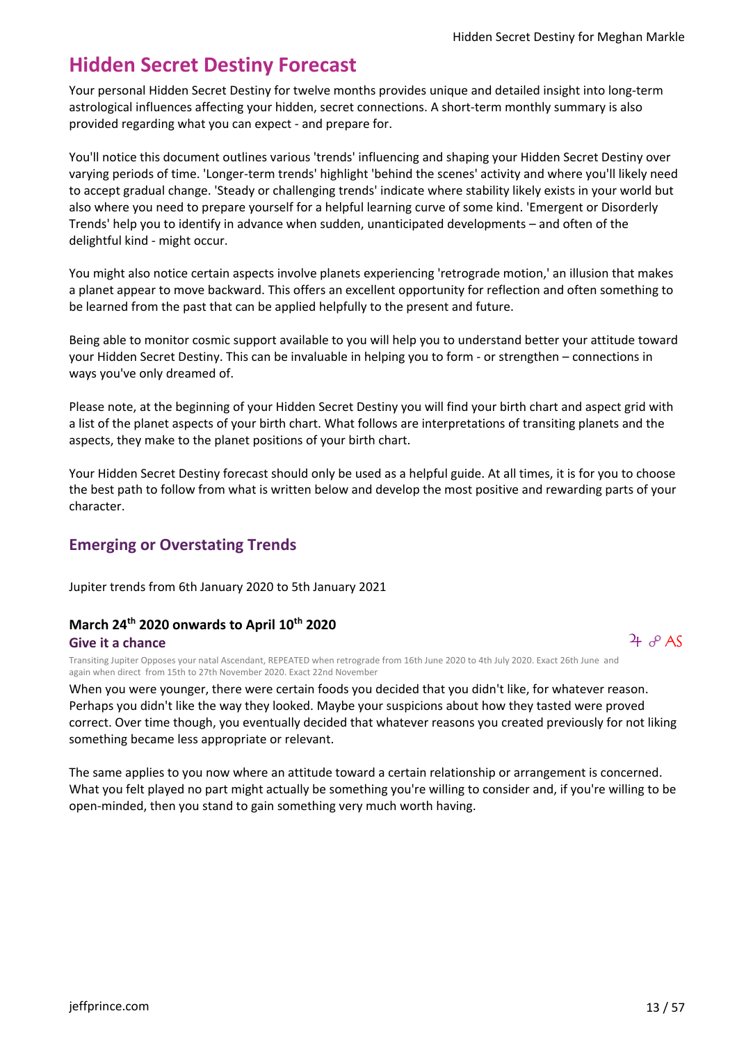# Hidden Secret Destiny Forecast

Your personal Hidden Secret Destiny for twelve months provides unique and detailed insight into long-term astrological influences affecting your hidden, secret connections. A short-term monthly summary is also provided regarding what you can expect - and prepare for.

You'll notice this document outlines various 'trends' influencing and shaping your Hidden Secret Destiny over varying periods of time. 'Longer-term trends' highlight 'behind the scenes' activity and where you'll likely need to accept gradual change. 'Steady or challenging trends' indicate where stability likely exists in your world but also where you need to prepare yourself for a helpful learning curve of some kind. 'Emergent or Disorderly Trends' help you to identify in advance when sudden, unanticipated developments – and often of the delightful kind - might occur.

You might also notice certain aspects involve planets experiencing 'retrograde motion,' an illusion that makes a planet appear to move backward. This offers an excellent opportunity for reflection and often something to be learned from the past that can be applied helpfully to the present and future.

Being able to monitor cosmic support available to you will help you to understand better your attitude toward your Hidden Secret Destiny. This can be invaluable in helping you to form - or strengthen – connections in ways you've only dreamed of.

Please note, at the beginning of your Hidden Secret Destiny you will find your birth chart and aspect grid with a list of the planet aspects of your birth chart. What follows are interpretations of transiting planets and the aspects, they make to the planet positions of your birth chart.

Your Hidden Secret Destiny forecast should only be used as a helpful guide. At all times, it is for you to choose the best path to follow from what is written below and develop the most positive and rewarding parts of your character.

## Emerging or Overstating Trends

Jupiter trends from 6th January 2020 to 5th January 2021

### March 24th 2020 onwards to April 10th 2020

**Give it a chance** ♃ ☍ AS

Transiting Jupiter Opposes your natal Ascendant, REPEATED when retrograde from 16th June 2020 to 4th July 2020. Exact 26th June and again when direct from 15th to 27th November 2020. Exact 22nd November

When you were younger, there were certain foods you decided that you didn't like, for whatever reason. Perhaps you didn't like the way they looked. Maybe your suspicions about how they tasted were proved correct. Over time though, you eventually decided that whatever reasons you created previously for not liking something became less appropriate or relevant.

The same applies to you now where an attitude toward a certain relationship or arrangement is concerned. What you felt played no part might actually be something you're willing to consider and, if you're willing to be open-minded, then you stand to gain something very much worth having.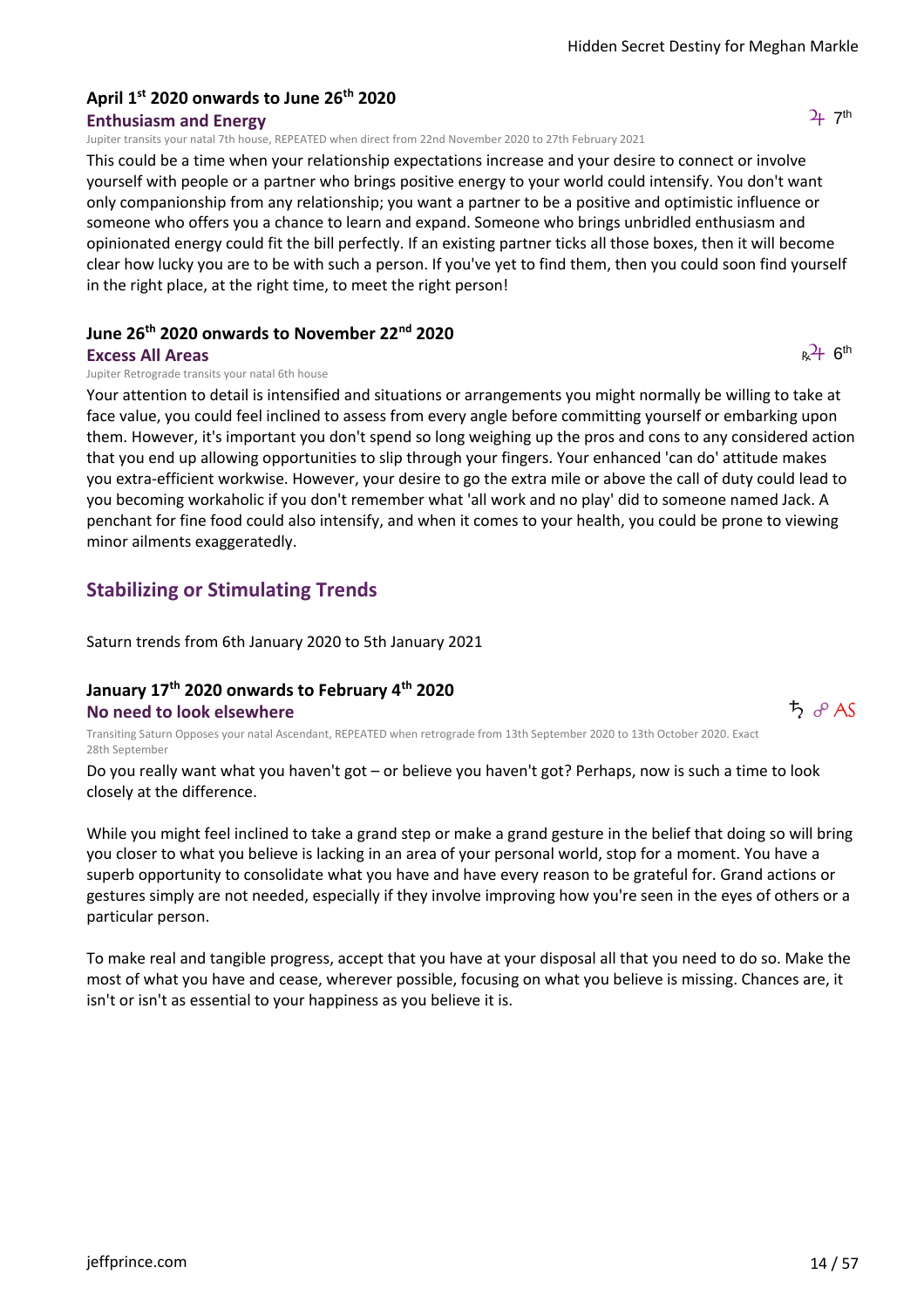### April 1st 2020 onwards to June 26th 2020

**Enthusiasm and Energy**

♃ 7th

Jupiter transits your natal 7th house, REPEATED when direct from 22nd November 2020 to 27th February 2021

This could be a time when your relationship expectations increase and your desire to connect or involve yourself with people or a partner who brings positive energy to your world could intensify. You don't want only companionship from any relationship; you want a partner to be a positive and optimistic influence or someone who offers you a chance to learn and expand. Someone who brings unbridled enthusiasm and opinionated energy could fit the bill perfectly. If an existing partner ticks all those boxes, then it will become clear how lucky you are to be with such a person. If you've yet to find them, then you could soon find yourself in the right place, at the right time, to meet the right person!

### June 26th 2020 onwards to November 22nd 2020

**Excess All Areas**

℞♃ 6th

Jupiter Retrograde transits your natal 6th house

Your attention to detail is intensified and situations or arrangements you might normally be willing to take at face value, you could feel inclined to assess from every angle before committing yourself or embarking upon them. However, it's important you don't spend so long weighing up the pros and cons to any considered action that you end up allowing opportunities to slip through your fingers. Your enhanced 'can do' attitude makes you extra-efficient workwise. However, your desire to go the extra mile or above the call of duty could lead to you becoming workaholic if you don't remember what 'all work and no play' did to someone named Jack. A penchant for fine food could also intensify, and when it comes to your health, you could be prone to viewing minor ailments exaggeratedly.

## Stabilizing or Stimulating Trends

Saturn trends from 6th January 2020 to 5th January 2021

### January 17th 2020 onwards to February 4th 2020

**No need to look elsewhere**

♄ ☍ AS

Transiting Saturn Opposes your natal Ascendant, REPEATED when retrograde from 13th September 2020 to 13th October 2020. Exact 28th September

Do you really want what you haven't got – or believe you haven't got? Perhaps, now is such a time to look closely at the difference.

While you might feel inclined to take a grand step or make a grand gesture in the belief that doing so will bring you closer to what you believe is lacking in an area of your personal world, stop for a moment. You have a superb opportunity to consolidate what you have and have every reason to be grateful for. Grand actions or gestures simply are not needed, especially if they involve improving how you're seen in the eyes of others or a particular person.

To make real and tangible progress, accept that you have at your disposal all that you need to do so. Make the most of what you have and cease, wherever possible, focusing on what you believe is missing. Chances are, it isn't or isn't as essential to your happiness as you believe it is.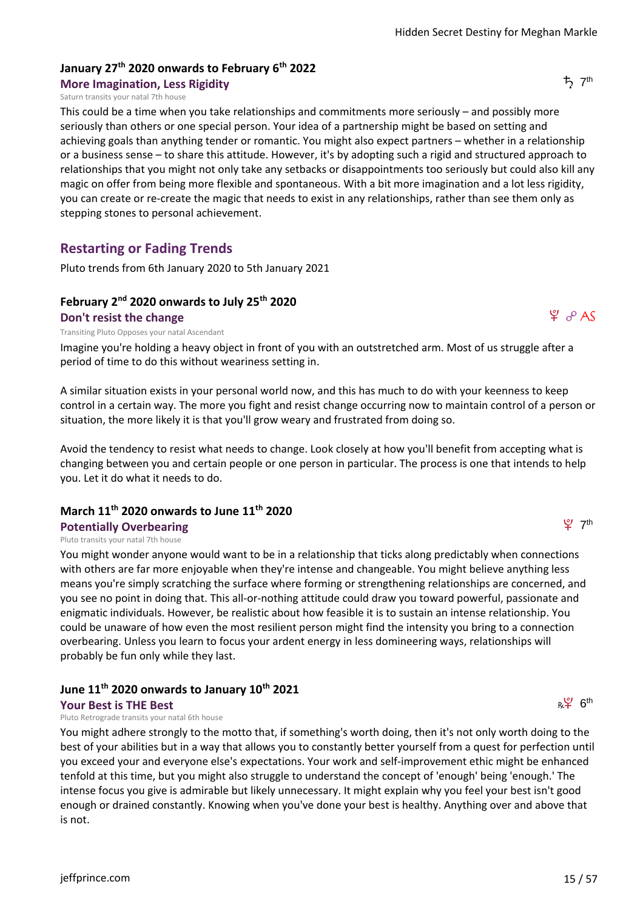### January 27th 2020 onwards to February 6th 2022

**More Imagination, Less Rigidity**

♄ 7th

Saturn transits your natal 7th house

This could be a time when you take relationships and commitments more seriously – and possibly more seriously than others or one special person. Your idea of a partnership might be based on setting and achieving goals than anything tender or romantic. You might also expect partners – whether in a relationship or a business sense – to share this attitude. However, it's by adopting such a rigid and structured approach to relationships that you might not only take any setbacks or disappointments too seriously but could also kill any magic on offer from being more flexible and spontaneous. With a bit more imagination and a lot less rigidity, you can create or re-create the magic that needs to exist in any relationships, rather than see them only as stepping stones to personal achievement.

## Restarting or Fading Trends

Pluto trends from 6th January 2020 to 5th January 2021

### February 2nd 2020 onwards to July 25th 2020

**Don't resist the change**

♇ ☍ AS

Transiting Pluto Opposes your natal Ascendant

Imagine you're holding a heavy object in front of you with an outstretched arm. Most of us struggle after a period of time to do this without weariness setting in.

A similar situation exists in your personal world now, and this has much to do with your keenness to keep control in a certain way. The more you fight and resist change occurring now to maintain control of a person or situation, the more likely it is that you'll grow weary and frustrated from doing so.

Avoid the tendency to resist what needs to change. Look closely at how you'll benefit from accepting what is changing between you and certain people or one person in particular. The process is one that intends to help you. Let it do what it needs to do.

### March 11th 2020 onwards to June 11th 2020

**Potentially Overbearing**

♇ 7th

Pluto transits your natal 7th house

You might wonder anyone would want to be in a relationship that ticks along predictably when connections with others are far more enjoyable when they're intense and changeable. You might believe anything less means you're simply scratching the surface where forming or strengthening relationships are concerned, and you see no point in doing that. This all-or-nothing attitude could draw you toward powerful, passionate and enigmatic individuals. However, be realistic about how feasible it is to sustain an intense relationship. You could be unaware of how even the most resilient person might find the intensity you bring to a connection overbearing. Unless you learn to focus your ardent energy in less domineering ways, relationships will probably be fun only while they last.

### June 11th 2020 onwards to January 10th 2021

**Your Best is THE Best**

℞♇ 6th

Pluto Retrograde transits your natal 6th house

You might adhere strongly to the motto that, if something's worth doing, then it's not only worth doing to the best of your abilities but in a way that allows you to constantly better yourself from a quest for perfection until you exceed your and everyone else's expectations. Your work and self-improvement ethic might be enhanced tenfold at this time, but you might also struggle to understand the concept of 'enough' being 'enough.' The intense focus you give is admirable but likely unnecessary. It might explain why you feel your best isn't good enough or drained constantly. Knowing when you've done your best is healthy. Anything over and above that is not.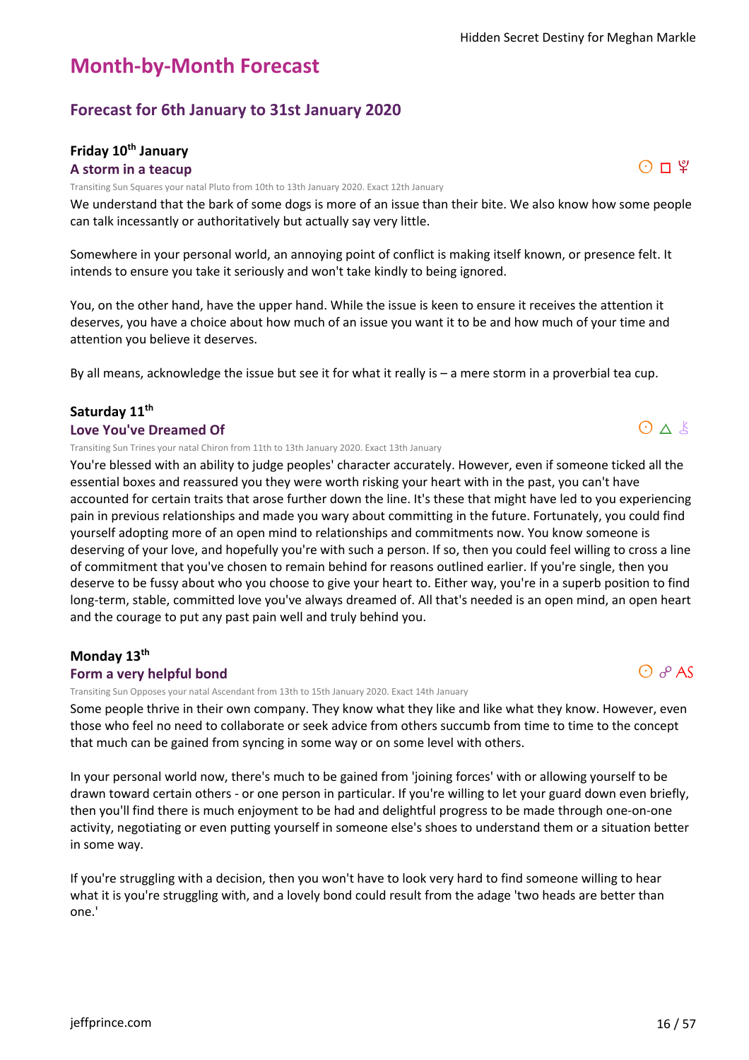# Month-by-Month Forecast

## Forecast for 6th January to 31st January 2020

### Friday 10th January

**A storm in a teacup** ☉ □ ♇

Transiting Sun Squares your natal Pluto from 10th to 13th January 2020. Exact 12th January

We understand that the bark of some dogs is more of an issue than their bite. We also know how some people can talk incessantly or authoritatively but actually say very little.

Somewhere in your personal world, an annoying point of conflict is making itself known, or presence felt. It intends to ensure you take it seriously and won't take kindly to being ignored.

You, on the other hand, have the upper hand. While the issue is keen to ensure it receives the attention it deserves, you have a choice about how much of an issue you want it to be and how much of your time and attention you believe it deserves.

By all means, acknowledge the issue but see it for what it really is – a mere storm in a proverbial tea cup.

### Saturday 11th

**Love You've Dreamed Of** ☉ △ ⚷

Transiting Sun Trines your natal Chiron from 11th to 13th January 2020. Exact 13th January

You're blessed with an ability to judge peoples' character accurately. However, even if someone ticked all the essential boxes and reassured you they were worth risking your heart with in the past, you can't have accounted for certain traits that arose further down the line. It's these that might have led to you experiencing pain in previous relationships and made you wary about committing in the future. Fortunately, you could find yourself adopting more of an open mind to relationships and commitments now. You know someone is deserving of your love, and hopefully you're with such a person. If so, then you could feel willing to cross a line of commitment that you've chosen to remain behind for reasons outlined earlier. If you're single, then you deserve to be fussy about who you choose to give your heart to. Either way, you're in a superb position to find long-term, stable, committed love you've always dreamed of. All that's needed is an open mind, an open heart and the courage to put any past pain well and truly behind you.

### Monday 13th

**Form a very helpful bond** ☉ ☍ AS

Transiting Sun Opposes your natal Ascendant from 13th to 15th January 2020. Exact 14th January

Some people thrive in their own company. They know what they like and like what they know. However, even those who feel no need to collaborate or seek advice from others succumb from time to time to the concept that much can be gained from syncing in some way or on some level with others.

In your personal world now, there's much to be gained from 'joining forces' with or allowing yourself to be drawn toward certain others - or one person in particular. If you're willing to let your guard down even briefly, then you'll find there is much enjoyment to be had and delightful progress to be made through one-on-one activity, negotiating or even putting yourself in someone else's shoes to understand them or a situation better in some way.

If you're struggling with a decision, then you won't have to look very hard to find someone willing to hear what it is you're struggling with, and a lovely bond could result from the adage 'two heads are better than one.'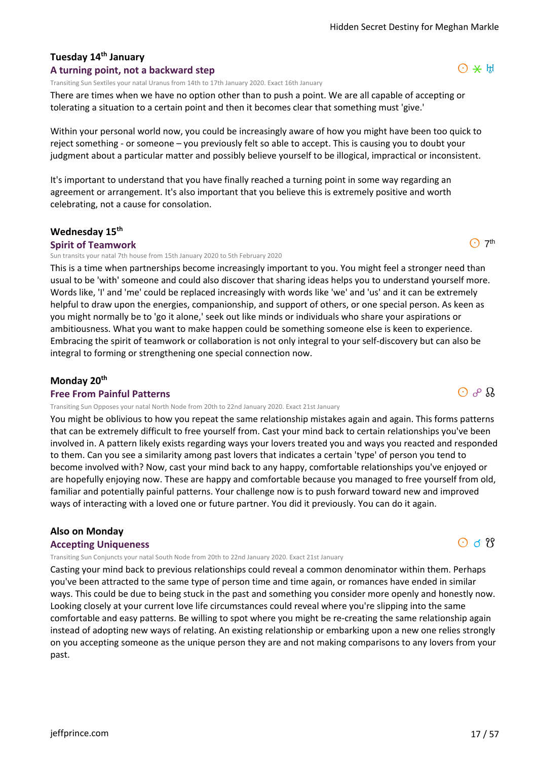### Tuesday 14th January

#### A turning point, not a backward step

☉ ⚹ ♅

Transiting Sun Sextiles your natal Uranus from 14th to 17th January 2020. Exact 16th January

There are times when we have no option other than to push a point. We are all capable of accepting or tolerating a situation to a certain point and then it becomes clear that something must 'give.'

Within your personal world now, you could be increasingly aware of how you might have been too quick to reject something - or someone – you previously felt so able to accept. This is causing you to doubt your judgment about a particular matter and possibly believe yourself to be illogical, impractical or inconsistent.

It's important to understand that you have finally reached a turning point in some way regarding an agreement or arrangement. It's also important that you believe this is extremely positive and worth celebrating, not a cause for consolation.

### Wednesday 15th

#### Spirit of Teamwork

☉ 7th

Sun transits your natal 7th house from 15th January 2020 to 5th February 2020

This is a time when partnerships become increasingly important to you. You might feel a stronger need than usual to be 'with' someone and could also discover that sharing ideas helps you to understand yourself more. Words like, 'I' and 'me' could be replaced increasingly with words like 'we' and 'us' and it can be extremely helpful to draw upon the energies, companionship, and support of others, or one special person. As keen as you might normally be to 'go it alone,' seek out like minds or individuals who share your aspirations or ambitiousness. What you want to make happen could be something someone else is keen to experience. Embracing the spirit of teamwork or collaboration is not only integral to your self-discovery but can also be integral to forming or strengthening one special connection now.

### Monday 20th

#### Free From Painful Patterns

☉ ☍ ☊

Transiting Sun Opposes your natal North Node from 20th to 22nd January 2020. Exact 21st January

You might be oblivious to how you repeat the same relationship mistakes again and again. This forms patterns that can be extremely difficult to free yourself from. Cast your mind back to certain relationships you've been involved in. A pattern likely exists regarding ways your lovers treated you and ways you reacted and responded to them. Can you see a similarity among past lovers that indicates a certain 'type' of person you tend to become involved with? Now, cast your mind back to any happy, comfortable relationships you've enjoyed or are hopefully enjoying now. These are happy and comfortable because you managed to free yourself from old, familiar and potentially painful patterns. Your challenge now is to push forward toward new and improved ways of interacting with a loved one or future partner. You did it previously. You can do it again.

### Also on Monday

#### Accepting Uniqueness

☉ ☌ ☋

Transiting Sun Conjuncts your natal South Node from 20th to 22nd January 2020. Exact 21st January

Casting your mind back to previous relationships could reveal a common denominator within them. Perhaps you've been attracted to the same type of person time and time again, or romances have ended in similar ways. This could be due to being stuck in the past and something you consider more openly and honestly now. Looking closely at your current love life circumstances could reveal where you're slipping into the same comfortable and easy patterns. Be willing to spot where you might be re-creating the same relationship again instead of adopting new ways of relating. An existing relationship or embarking upon a new one relies strongly on you accepting someone as the unique person they are and not making comparisons to any lovers from your past.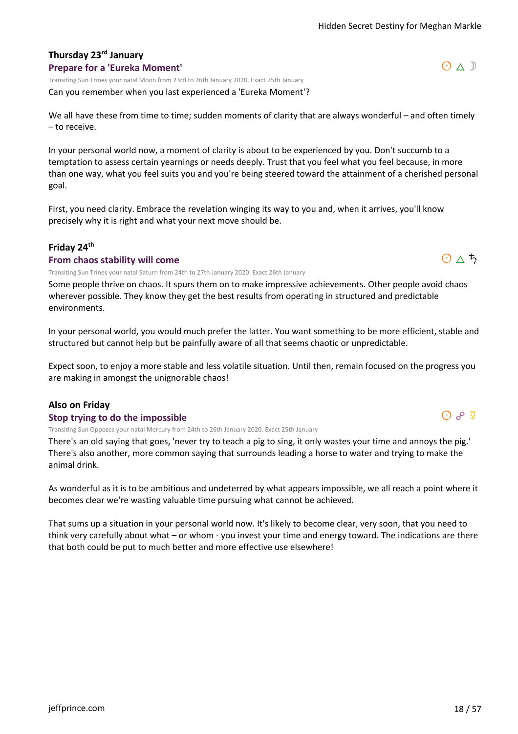### Thursday 23rd January

#### Prepare for a 'Eureka Moment'

☉ △ ☽

Transiting Sun Trines your natal Moon from 23rd to 26th January 2020. Exact 25th January

Can you remember when you last experienced a 'Eureka Moment'?

We all have these from time to time; sudden moments of clarity that are always wonderful – and often timely – to receive.

In your personal world now, a moment of clarity is about to be experienced by you. Don't succumb to a temptation to assess certain yearnings or needs deeply. Trust that you feel what you feel because, in more than one way, what you feel suits you and you're being steered toward the attainment of a cherished personal goal.

First, you need clarity. Embrace the revelation winging its way to you and, when it arrives, you'll know precisely why it is right and what your next move should be.

### Friday 24th

#### From chaos stability will come

☉ △ ♄

Transiting Sun Trines your natal Saturn from 24th to 27th January 2020. Exact 26th January

Some people thrive on chaos. It spurs them on to make impressive achievements. Other people avoid chaos wherever possible. They know they get the best results from operating in structured and predictable environments.

In your personal world, you would much prefer the latter. You want something to be more efficient, stable and structured but cannot help but be painfully aware of all that seems chaotic or unpredictable.

Expect soon, to enjoy a more stable and less volatile situation. Until then, remain focused on the progress you are making in amongst the unignorable chaos!

### Also on Friday

#### Stop trying to do the impossible

☉ ☍ ☿

Transiting Sun Opposes your natal Mercury from 24th to 26th January 2020. Exact 25th January

There's an old saying that goes, 'never try to teach a pig to sing, it only wastes your time and annoys the pig.' There's also another, more common saying that surrounds leading a horse to water and trying to make the animal drink.

As wonderful as it is to be ambitious and undeterred by what appears impossible, we all reach a point where it becomes clear we're wasting valuable time pursuing what cannot be achieved.

That sums up a situation in your personal world now. It's likely to become clear, very soon, that you need to think very carefully about what – or whom - you invest your time and energy toward. The indications are there that both could be put to much better and more effective use elsewhere!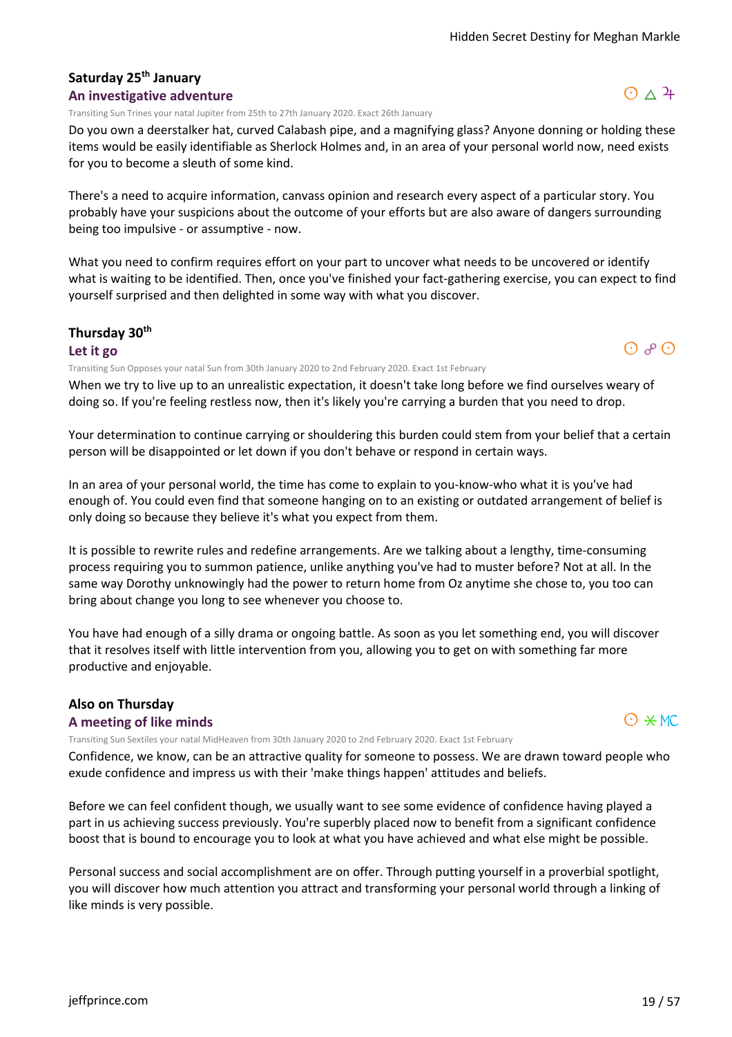### Saturday 25th January

#### An investigative adventure

☉ △ ♃

Transiting Sun Trines your natal Jupiter from 25th to 27th January 2020. Exact 26th January

Do you own a deerstalker hat, curved Calabash pipe, and a magnifying glass? Anyone donning or holding these items would be easily identifiable as Sherlock Holmes and, in an area of your personal world now, need exists for you to become a sleuth of some kind.

There's a need to acquire information, canvass opinion and research every aspect of a particular story. You probably have your suspicions about the outcome of your efforts but are also aware of dangers surrounding being too impulsive - or assumptive - now.

What you need to confirm requires effort on your part to uncover what needs to be uncovered or identify what is waiting to be identified. Then, once you've finished your fact-gathering exercise, you can expect to find yourself surprised and then delighted in some way with what you discover.

### Thursday 30th

#### Let it go

☉ ☍ ☉

Transiting Sun Opposes your natal Sun from 30th January 2020 to 2nd February 2020. Exact 1st February

When we try to live up to an unrealistic expectation, it doesn't take long before we find ourselves weary of doing so. If you're feeling restless now, then it's likely you're carrying a burden that you need to drop.

Your determination to continue carrying or shouldering this burden could stem from your belief that a certain person will be disappointed or let down if you don't behave or respond in certain ways.

In an area of your personal world, the time has come to explain to you-know-who what it is you've had enough of. You could even find that someone hanging on to an existing or outdated arrangement of belief is only doing so because they believe it's what you expect from them.

It is possible to rewrite rules and redefine arrangements. Are we talking about a lengthy, time-consuming process requiring you to summon patience, unlike anything you've had to muster before? Not at all. In the same way Dorothy unknowingly had the power to return home from Oz anytime she chose to, you too can bring about change you long to see whenever you choose to.

You have had enough of a silly drama or ongoing battle. As soon as you let something end, you will discover that it resolves itself with little intervention from you, allowing you to get on with something far more productive and enjoyable.

### Also on Thursday

#### A meeting of like minds

☉ ⚹ MC

Transiting Sun Sextiles your natal MidHeaven from 30th January 2020 to 2nd February 2020. Exact 1st February

Confidence, we know, can be an attractive quality for someone to possess. We are drawn toward people who exude confidence and impress us with their 'make things happen' attitudes and beliefs.

Before we can feel confident though, we usually want to see some evidence of confidence having played a part in us achieving success previously. You're superbly placed now to benefit from a significant confidence boost that is bound to encourage you to look at what you have achieved and what else might be possible.

Personal success and social accomplishment are on offer. Through putting yourself in a proverbial spotlight, you will discover how much attention you attract and transforming your personal world through a linking of like minds is very possible.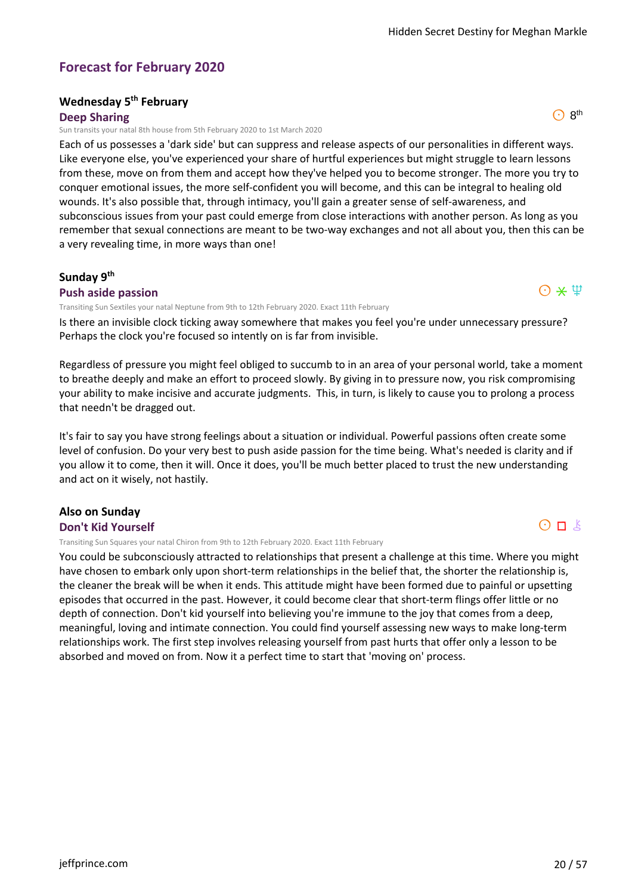## Forecast for February 2020

### Wednesday 5th February

**Deep Sharing**

☉ 8th

Sun transits your natal 8th house from 5th February 2020 to 1st March 2020

Each of us possesses a 'dark side' but can suppress and release aspects of our personalities in different ways. Like everyone else, you've experienced your share of hurtful experiences but might struggle to learn lessons from these, move on from them and accept how they've helped you to become stronger. The more you try to conquer emotional issues, the more self-confident you will become, and this can be integral to healing old wounds. It's also possible that, through intimacy, you'll gain a greater sense of self-awareness, and subconscious issues from your past could emerge from close interactions with another person. As long as you remember that sexual connections are meant to be two-way exchanges and not all about you, then this can be a very revealing time, in more ways than one!

### Sunday 9th

**Push aside passion**

☉ ⚹ ♆

Transiting Sun Sextiles your natal Neptune from 9th to 12th February 2020. Exact 11th February

Is there an invisible clock ticking away somewhere that makes you feel you're under unnecessary pressure? Perhaps the clock you're focused so intently on is far from invisible.

Regardless of pressure you might feel obliged to succumb to in an area of your personal world, take a moment to breathe deeply and make an effort to proceed slowly. By giving in to pressure now, you risk compromising your ability to make incisive and accurate judgments. This, in turn, is likely to cause you to prolong a process that needn't be dragged out.

It's fair to say you have strong feelings about a situation or individual. Powerful passions often create some level of confusion. Do your very best to push aside passion for the time being. What's needed is clarity and if you allow it to come, then it will. Once it does, you'll be much better placed to trust the new understanding and act on it wisely, not hastily.

### Also on Sunday

**Don't Kid Yourself**

☉ □ ⚷

Transiting Sun Squares your natal Chiron from 9th to 12th February 2020. Exact 11th February

You could be subconsciously attracted to relationships that present a challenge at this time. Where you might have chosen to embark only upon short-term relationships in the belief that, the shorter the relationship is, the cleaner the break will be when it ends. This attitude might have been formed due to painful or upsetting episodes that occurred in the past. However, it could become clear that short-term flings offer little or no depth of connection. Don't kid yourself into believing you're immune to the joy that comes from a deep, meaningful, loving and intimate connection. You could find yourself assessing new ways to make long-term relationships work. The first step involves releasing yourself from past hurts that offer only a lesson to be absorbed and moved on from. Now it a perfect time to start that 'moving on' process.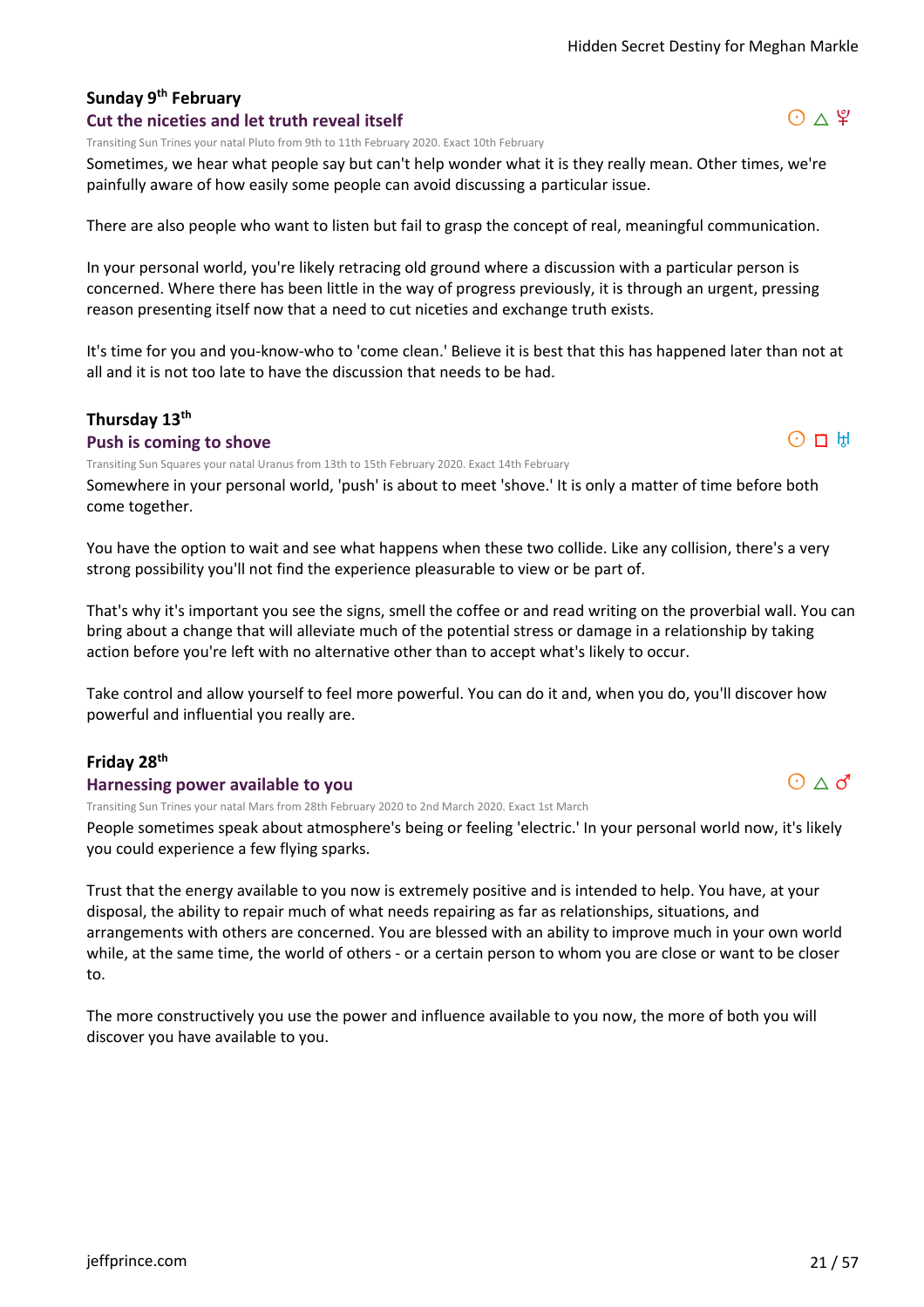### Sunday 9th February

#### Cut the niceties and let truth reveal itself

☉ △ ♇

Transiting Sun Trines your natal Pluto from 9th to 11th February 2020. Exact 10th February

Sometimes, we hear what people say but can't help wonder what it is they really mean. Other times, we're painfully aware of how easily some people can avoid discussing a particular issue.

There are also people who want to listen but fail to grasp the concept of real, meaningful communication.

In your personal world, you're likely retracing old ground where a discussion with a particular person is concerned. Where there has been little in the way of progress previously, it is through an urgent, pressing reason presenting itself now that a need to cut niceties and exchange truth exists.

It's time for you and you-know-who to 'come clean.' Believe it is best that this has happened later than not at all and it is not too late to have the discussion that needs to be had.

### Thursday 13th

#### Push is coming to shove

☉ □ ♅

Transiting Sun Squares your natal Uranus from 13th to 15th February 2020. Exact 14th February

Somewhere in your personal world, 'push' is about to meet 'shove.' It is only a matter of time before both come together.

You have the option to wait and see what happens when these two collide. Like any collision, there's a very strong possibility you'll not find the experience pleasurable to view or be part of.

That's why it's important you see the signs, smell the coffee or and read writing on the proverbial wall. You can bring about a change that will alleviate much of the potential stress or damage in a relationship by taking action before you're left with no alternative other than to accept what's likely to occur.

Take control and allow yourself to feel more powerful. You can do it and, when you do, you'll discover how powerful and influential you really are.

### Friday 28th

#### Harnessing power available to you

☉ △ ♂

Transiting Sun Trines your natal Mars from 28th February 2020 to 2nd March 2020. Exact 1st March

People sometimes speak about atmosphere's being or feeling 'electric.' In your personal world now, it's likely you could experience a few flying sparks.

Trust that the energy available to you now is extremely positive and is intended to help. You have, at your disposal, the ability to repair much of what needs repairing as far as relationships, situations, and arrangements with others are concerned. You are blessed with an ability to improve much in your own world while, at the same time, the world of others - or a certain person to whom you are close or want to be closer to.

The more constructively you use the power and influence available to you now, the more of both you will discover you have available to you.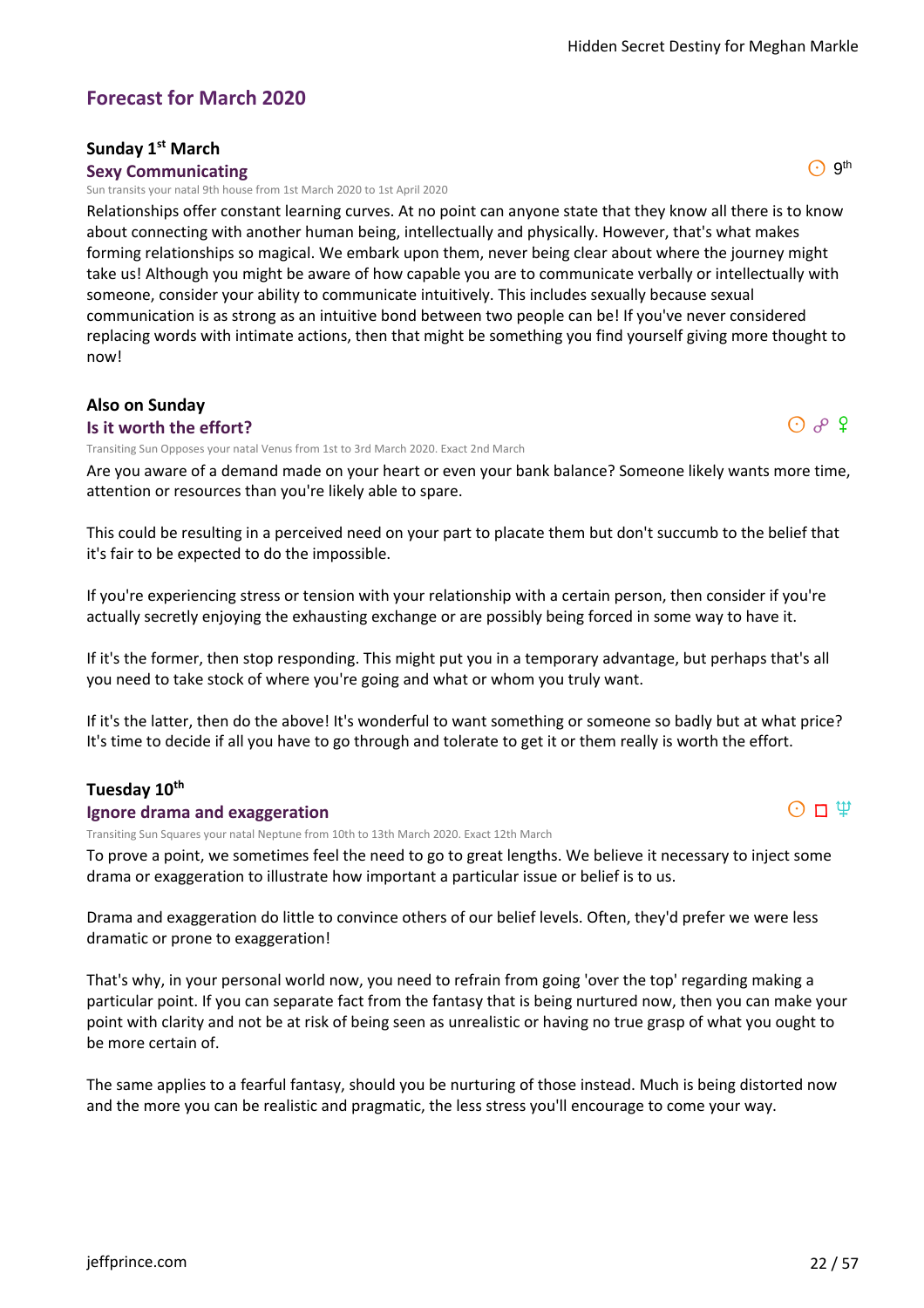## Forecast for March 2020

### Sunday 1st March

#### Sexy Communicating

☉ 9th

Sun transits your natal 9th house from 1st March 2020 to 1st April 2020

Relationships offer constant learning curves. At no point can anyone state that they know all there is to know about connecting with another human being, intellectually and physically. However, that's what makes forming relationships so magical. We embark upon them, never being clear about where the journey might take us! Although you might be aware of how capable you are to communicate verbally or intellectually with someone, consider your ability to communicate intuitively. This includes sexually because sexual communication is as strong as an intuitive bond between two people can be! If you've never considered replacing words with intimate actions, then that might be something you find yourself giving more thought to now!

### Also on Sunday

#### Is it worth the effort?

☉ ☍ ♀

Transiting Sun Opposes your natal Venus from 1st to 3rd March 2020. Exact 2nd March

Are you aware of a demand made on your heart or even your bank balance? Someone likely wants more time, attention or resources than you're likely able to spare.

This could be resulting in a perceived need on your part to placate them but don't succumb to the belief that it's fair to be expected to do the impossible.

If you're experiencing stress or tension with your relationship with a certain person, then consider if you're actually secretly enjoying the exhausting exchange or are possibly being forced in some way to have it.

If it's the former, then stop responding. This might put you in a temporary advantage, but perhaps that's all you need to take stock of where you're going and what or whom you truly want.

If it's the latter, then do the above! It's wonderful to want something or someone so badly but at what price? It's time to decide if all you have to go through and tolerate to get it or them really is worth the effort.

### Tuesday 10th

#### Ignore drama and exaggeration

☉ □ ♆

Transiting Sun Squares your natal Neptune from 10th to 13th March 2020. Exact 12th March

To prove a point, we sometimes feel the need to go to great lengths. We believe it necessary to inject some drama or exaggeration to illustrate how important a particular issue or belief is to us.

Drama and exaggeration do little to convince others of our belief levels. Often, they'd prefer we were less dramatic or prone to exaggeration!

That's why, in your personal world now, you need to refrain from going 'over the top' regarding making a particular point. If you can separate fact from the fantasy that is being nurtured now, then you can make your point with clarity and not be at risk of being seen as unrealistic or having no true grasp of what you ought to be more certain of.

The same applies to a fearful fantasy, should you be nurturing of those instead. Much is being distorted now and the more you can be realistic and pragmatic, the less stress you'll encourage to come your way.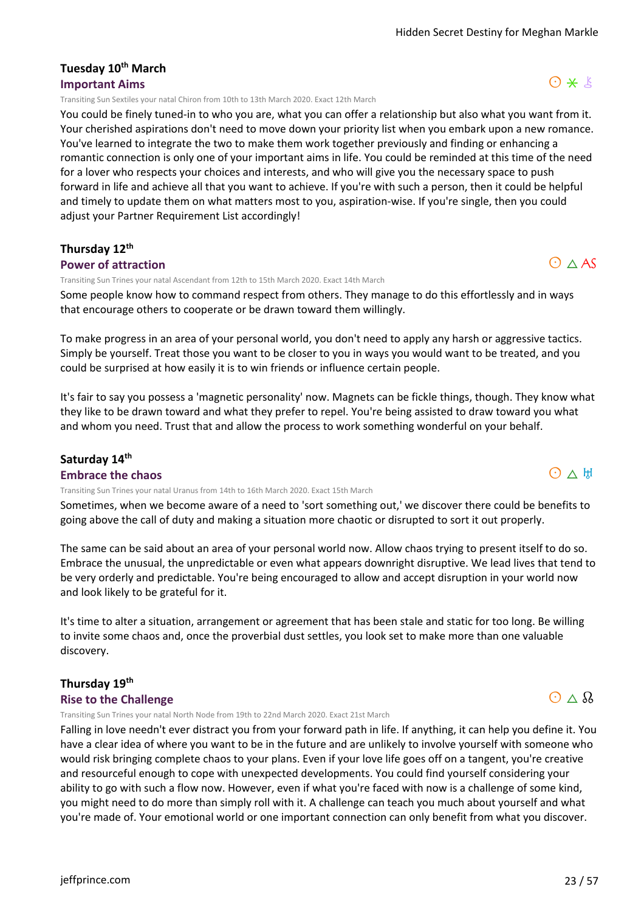### Tuesday 10th March

**Important Aims**

☉ ⚹ ⚷

Transiting Sun Sextiles your natal Chiron from 10th to 13th March 2020. Exact 12th March

You could be finely tuned-in to who you are, what you can offer a relationship but also what you want from it. Your cherished aspirations don't need to move down your priority list when you embark upon a new romance. You've learned to integrate the two to make them work together previously and finding or enhancing a romantic connection is only one of your important aims in life. You could be reminded at this time of the need for a lover who respects your choices and interests, and who will give you the necessary space to push forward in life and achieve all that you want to achieve. If you're with such a person, then it could be helpful and timely to update them on what matters most to you, aspiration-wise. If you're single, then you could adjust your Partner Requirement List accordingly!

### Thursday 12th

**Power of attraction**

☉ △ AS

Transiting Sun Trines your natal Ascendant from 12th to 15th March 2020. Exact 14th March

Some people know how to command respect from others. They manage to do this effortlessly and in ways that encourage others to cooperate or be drawn toward them willingly.

To make progress in an area of your personal world, you don't need to apply any harsh or aggressive tactics. Simply be yourself. Treat those you want to be closer to you in ways you would want to be treated, and you could be surprised at how easily it is to win friends or influence certain people.

It's fair to say you possess a 'magnetic personality' now. Magnets can be fickle things, though. They know what they like to be drawn toward and what they prefer to repel. You're being assisted to draw toward you what and whom you need. Trust that and allow the process to work something wonderful on your behalf.

### Saturday 14th

**Embrace the chaos**

☉ △ ♅

Transiting Sun Trines your natal Uranus from 14th to 16th March 2020. Exact 15th March

Sometimes, when we become aware of a need to 'sort something out,' we discover there could be benefits to going above the call of duty and making a situation more chaotic or disrupted to sort it out properly.

The same can be said about an area of your personal world now. Allow chaos trying to present itself to do so. Embrace the unusual, the unpredictable or even what appears downright disruptive. We lead lives that tend to be very orderly and predictable. You're being encouraged to allow and accept disruption in your world now and look likely to be grateful for it.

It's time to alter a situation, arrangement or agreement that has been stale and static for too long. Be willing to invite some chaos and, once the proverbial dust settles, you look set to make more than one valuable discovery.

### Thursday 19th

**Rise to the Challenge**

☉ △ ☊

Transiting Sun Trines your natal North Node from 19th to 22nd March 2020. Exact 21st March

Falling in love needn't ever distract you from your forward path in life. If anything, it can help you define it. You have a clear idea of where you want to be in the future and are unlikely to involve yourself with someone who would risk bringing complete chaos to your plans. Even if your love life goes off on a tangent, you're creative and resourceful enough to cope with unexpected developments. You could find yourself considering your ability to go with such a flow now. However, even if what you're faced with now is a challenge of some kind, you might need to do more than simply roll with it. A challenge can teach you much about yourself and what you're made of. Your emotional world or one important connection can only benefit from what you discover.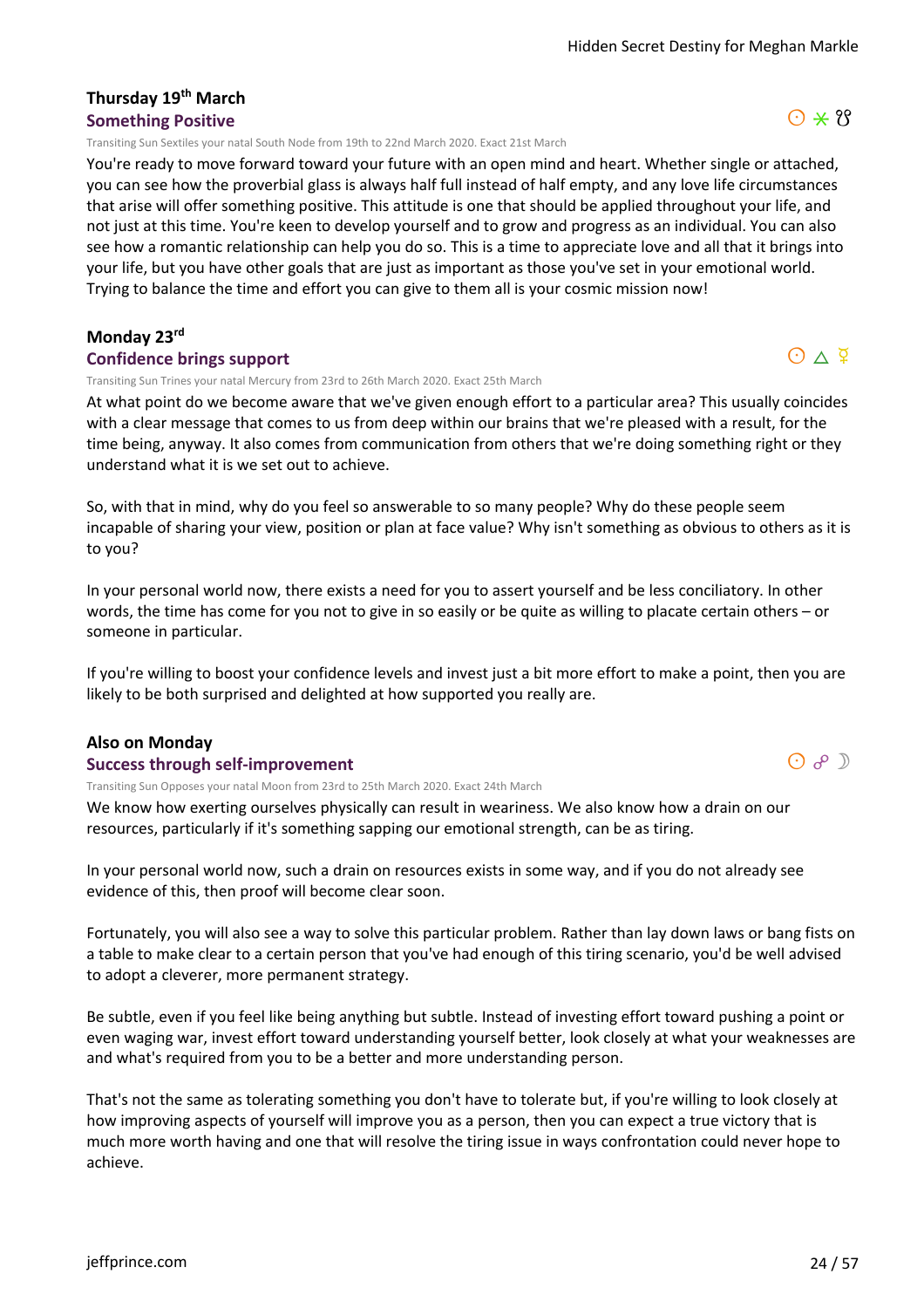### Thursday 19th March

#### Something Positive

☉ ⚹ ☋

Transiting Sun Sextiles your natal South Node from 19th to 22nd March 2020. Exact 21st March

You're ready to move forward toward your future with an open mind and heart. Whether single or attached, you can see how the proverbial glass is always half full instead of half empty, and any love life circumstances that arise will offer something positive. This attitude is one that should be applied throughout your life, and not just at this time. You're keen to develop yourself and to grow and progress as an individual. You can also see how a romantic relationship can help you do so. This is a time to appreciate love and all that it brings into your life, but you have other goals that are just as important as those you've set in your emotional world. Trying to balance the time and effort you can give to them all is your cosmic mission now!

### Monday 23rd

#### Confidence brings support

☉ △ ☿

Transiting Sun Trines your natal Mercury from 23rd to 26th March 2020. Exact 25th March

At what point do we become aware that we've given enough effort to a particular area? This usually coincides with a clear message that comes to us from deep within our brains that we're pleased with a result, for the time being, anyway. It also comes from communication from others that we're doing something right or they understand what it is we set out to achieve.

So, with that in mind, why do you feel so answerable to so many people? Why do these people seem incapable of sharing your view, position or plan at face value? Why isn't something as obvious to others as it is to you?

In your personal world now, there exists a need for you to assert yourself and be less conciliatory. In other words, the time has come for you not to give in so easily or be quite as willing to placate certain others – or someone in particular.

If you're willing to boost your confidence levels and invest just a bit more effort to make a point, then you are likely to be both surprised and delighted at how supported you really are.

### Also on Monday

#### Success through self-improvement

☉ ☍ ☽

Transiting Sun Opposes your natal Moon from 23rd to 25th March 2020. Exact 24th March

We know how exerting ourselves physically can result in weariness. We also know how a drain on our resources, particularly if it's something sapping our emotional strength, can be as tiring.

In your personal world now, such a drain on resources exists in some way, and if you do not already see evidence of this, then proof will become clear soon.

Fortunately, you will also see a way to solve this particular problem. Rather than lay down laws or bang fists on a table to make clear to a certain person that you've had enough of this tiring scenario, you'd be well advised to adopt a cleverer, more permanent strategy.

Be subtle, even if you feel like being anything but subtle. Instead of investing effort toward pushing a point or even waging war, invest effort toward understanding yourself better, look closely at what your weaknesses are and what's required from you to be a better and more understanding person.

That's not the same as tolerating something you don't have to tolerate but, if you're willing to look closely at how improving aspects of yourself will improve you as a person, then you can expect a true victory that is much more worth having and one that will resolve the tiring issue in ways confrontation could never hope to achieve.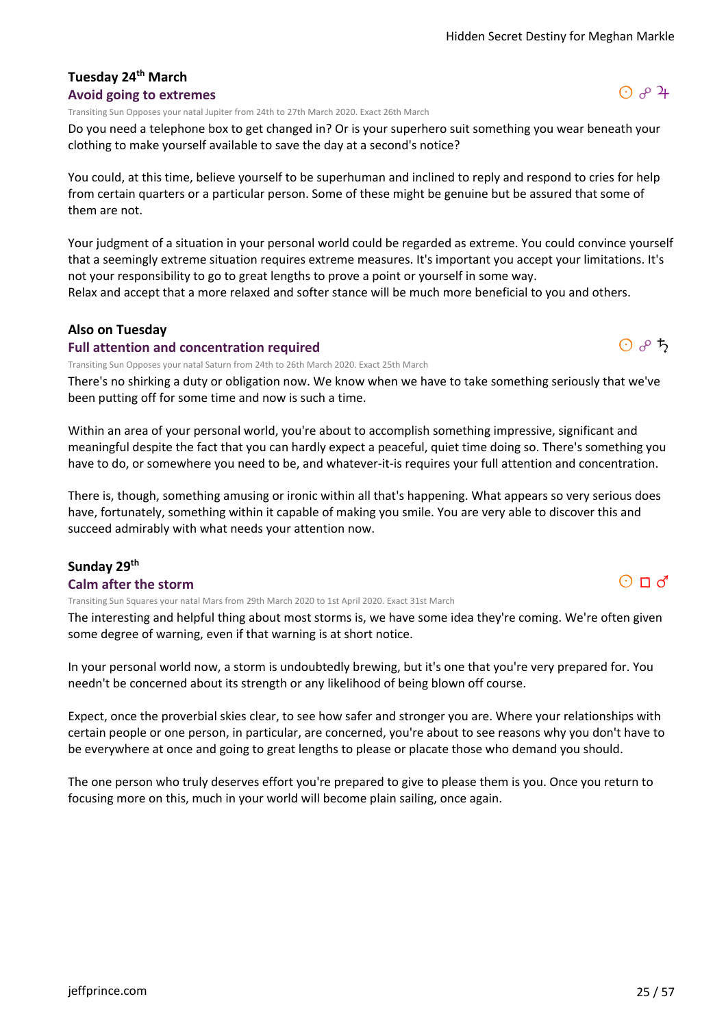## Tuesday 24th March

### Avoid going to extremes

☉ ☍ ♃

Transiting Sun Opposes your natal Jupiter from 24th to 27th March 2020. Exact 26th March

Do you need a telephone box to get changed in? Or is your superhero suit something you wear beneath your clothing to make yourself available to save the day at a second's notice?

You could, at this time, believe yourself to be superhuman and inclined to reply and respond to cries for help from certain quarters or a particular person. Some of these might be genuine but be assured that some of them are not.

Your judgment of a situation in your personal world could be regarded as extreme. You could convince yourself that a seemingly extreme situation requires extreme measures. It's important you accept your limitations. It's not your responsibility to go to great lengths to prove a point or yourself in some way.
Relax and accept that a more relaxed and softer stance will be much more beneficial to you and others.

## Also on Tuesday

### Full attention and concentration required

☉ ☍ ♄

Transiting Sun Opposes your natal Saturn from 24th to 26th March 2020. Exact 25th March

There's no shirking a duty or obligation now. We know when we have to take something seriously that we've been putting off for some time and now is such a time.

Within an area of your personal world, you're about to accomplish something impressive, significant and meaningful despite the fact that you can hardly expect a peaceful, quiet time doing so. There's something you have to do, or somewhere you need to be, and whatever-it-is requires your full attention and concentration.

There is, though, something amusing or ironic within all that's happening. What appears so very serious does have, fortunately, something within it capable of making you smile. You are very able to discover this and succeed admirably with what needs your attention now.

## Sunday 29th

### Calm after the storm

☉ □ ♂

Transiting Sun Squares your natal Mars from 29th March 2020 to 1st April 2020. Exact 31st March

The interesting and helpful thing about most storms is, we have some idea they're coming. We're often given some degree of warning, even if that warning is at short notice.

In your personal world now, a storm is undoubtedly brewing, but it's one that you're very prepared for. You needn't be concerned about its strength or any likelihood of being blown off course.

Expect, once the proverbial skies clear, to see how safer and stronger you are. Where your relationships with certain people or one person, in particular, are concerned, you're about to see reasons why you don't have to be everywhere at once and going to great lengths to please or placate those who demand you should.

The one person who truly deserves effort you're prepared to give to please them is you. Once you return to focusing more on this, much in your world will become plain sailing, once again.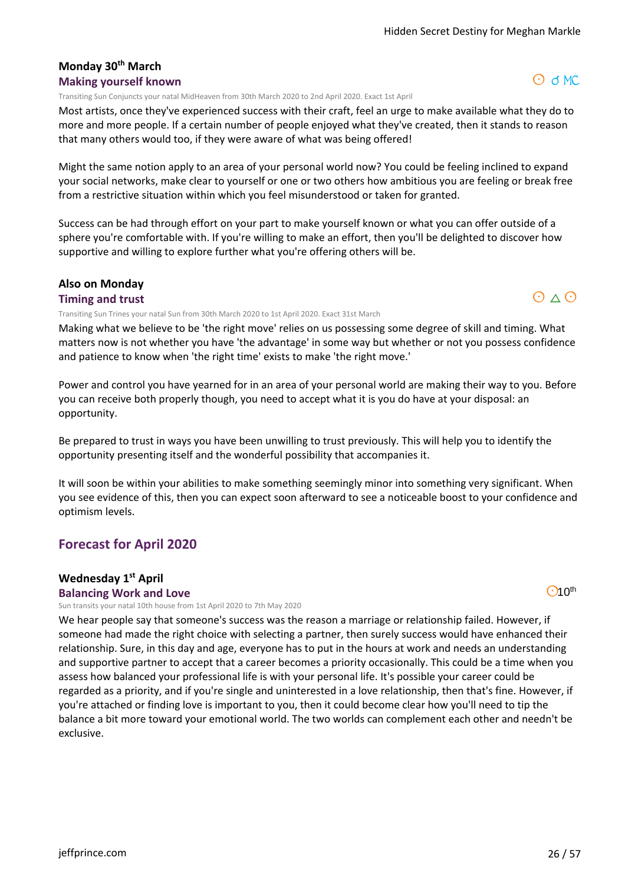### Monday 30th March

#### Making yourself known

☉ ☌ MC

Transiting Sun Conjuncts your natal MidHeaven from 30th March 2020 to 2nd April 2020. Exact 1st April

Most artists, once they've experienced success with their craft, feel an urge to make available what they do to more and more people. If a certain number of people enjoyed what they've created, then it stands to reason that many others would too, if they were aware of what was being offered!

Might the same notion apply to an area of your personal world now? You could be feeling inclined to expand your social networks, make clear to yourself or one or two others how ambitious you are feeling or break free from a restrictive situation within which you feel misunderstood or taken for granted.

Success can be had through effort on your part to make yourself known or what you can offer outside of a sphere you're comfortable with. If you're willing to make an effort, then you'll be delighted to discover how supportive and willing to explore further what you're offering others will be.

### Also on Monday

#### Timing and trust

☉ △ ☉

Transiting Sun Trines your natal Sun from 30th March 2020 to 1st April 2020. Exact 31st March

Making what we believe to be 'the right move' relies on us possessing some degree of skill and timing. What matters now is not whether you have 'the advantage' in some way but whether or not you possess confidence and patience to know when 'the right time' exists to make 'the right move.'

Power and control you have yearned for in an area of your personal world are making their way to you. Before you can receive both properly though, you need to accept what it is you do have at your disposal: an opportunity.

Be prepared to trust in ways you have been unwilling to trust previously. This will help you to identify the opportunity presenting itself and the wonderful possibility that accompanies it.

It will soon be within your abilities to make something seemingly minor into something very significant. When you see evidence of this, then you can expect soon afterward to see a noticeable boost to your confidence and optimism levels.

## Forecast for April 2020

### Wednesday 1st April

#### Balancing Work and Love

☉10th

Sun transits your natal 10th house from 1st April 2020 to 7th May 2020

We hear people say that someone's success was the reason a marriage or relationship failed. However, if someone had made the right choice with selecting a partner, then surely success would have enhanced their relationship. Sure, in this day and age, everyone has to put in the hours at work and needs an understanding and supportive partner to accept that a career becomes a priority occasionally. This could be a time when you assess how balanced your professional life is with your personal life. It's possible your career could be regarded as a priority, and if you're single and uninterested in a love relationship, then that's fine. However, if you're attached or finding love is important to you, then it could become clear how you'll need to tip the balance a bit more toward your emotional world. The two worlds can complement each other and needn't be exclusive.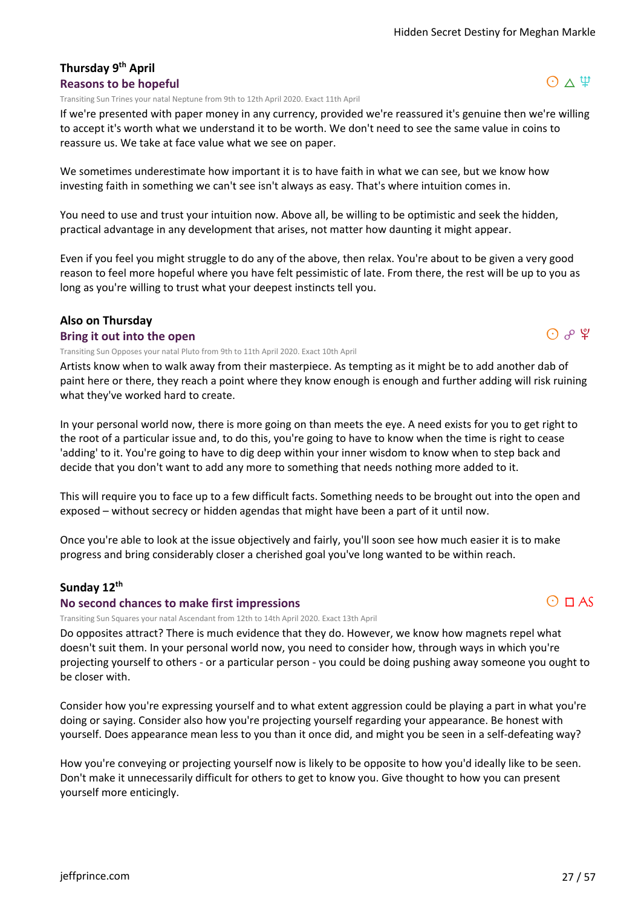### Thursday 9th April

#### Reasons to be hopeful

☉ △ ♆

Transiting Sun Trines your natal Neptune from 9th to 12th April 2020. Exact 11th April

If we're presented with paper money in any currency, provided we're reassured it's genuine then we're willing to accept it's worth what we understand it to be worth. We don't need to see the same value in coins to reassure us. We take at face value what we see on paper.

We sometimes underestimate how important it is to have faith in what we can see, but we know how investing faith in something we can't see isn't always as easy. That's where intuition comes in.

You need to use and trust your intuition now. Above all, be willing to be optimistic and seek the hidden, practical advantage in any development that arises, not matter how daunting it might appear.

Even if you feel you might struggle to do any of the above, then relax. You're about to be given a very good reason to feel more hopeful where you have felt pessimistic of late. From there, the rest will be up to you as long as you're willing to trust what your deepest instincts tell you.

### Also on Thursday

#### Bring it out into the open

☉ ☍ ♇

Transiting Sun Opposes your natal Pluto from 9th to 11th April 2020. Exact 10th April

Artists know when to walk away from their masterpiece. As tempting as it might be to add another dab of paint here or there, they reach a point where they know enough is enough and further adding will risk ruining what they've worked hard to create.

In your personal world now, there is more going on than meets the eye. A need exists for you to get right to the root of a particular issue and, to do this, you're going to have to know when the time is right to cease 'adding' to it. You're going to have to dig deep within your inner wisdom to know when to step back and decide that you don't want to add any more to something that needs nothing more added to it.

This will require you to face up to a few difficult facts. Something needs to be brought out into the open and exposed – without secrecy or hidden agendas that might have been a part of it until now.

Once you're able to look at the issue objectively and fairly, you'll soon see how much easier it is to make progress and bring considerably closer a cherished goal you've long wanted to be within reach.

### Sunday 12th

#### No second chances to make first impressions

☉ □ AS

Transiting Sun Squares your natal Ascendant from 12th to 14th April 2020. Exact 13th April

Do opposites attract? There is much evidence that they do. However, we know how magnets repel what doesn't suit them. In your personal world now, you need to consider how, through ways in which you're projecting yourself to others - or a particular person - you could be doing pushing away someone you ought to be closer with.

Consider how you're expressing yourself and to what extent aggression could be playing a part in what you're doing or saying. Consider also how you're projecting yourself regarding your appearance. Be honest with yourself. Does appearance mean less to you than it once did, and might you be seen in a self-defeating way?

How you're conveying or projecting yourself now is likely to be opposite to how you'd ideally like to be seen. Don't make it unnecessarily difficult for others to get to know you. Give thought to how you can present yourself more enticingly.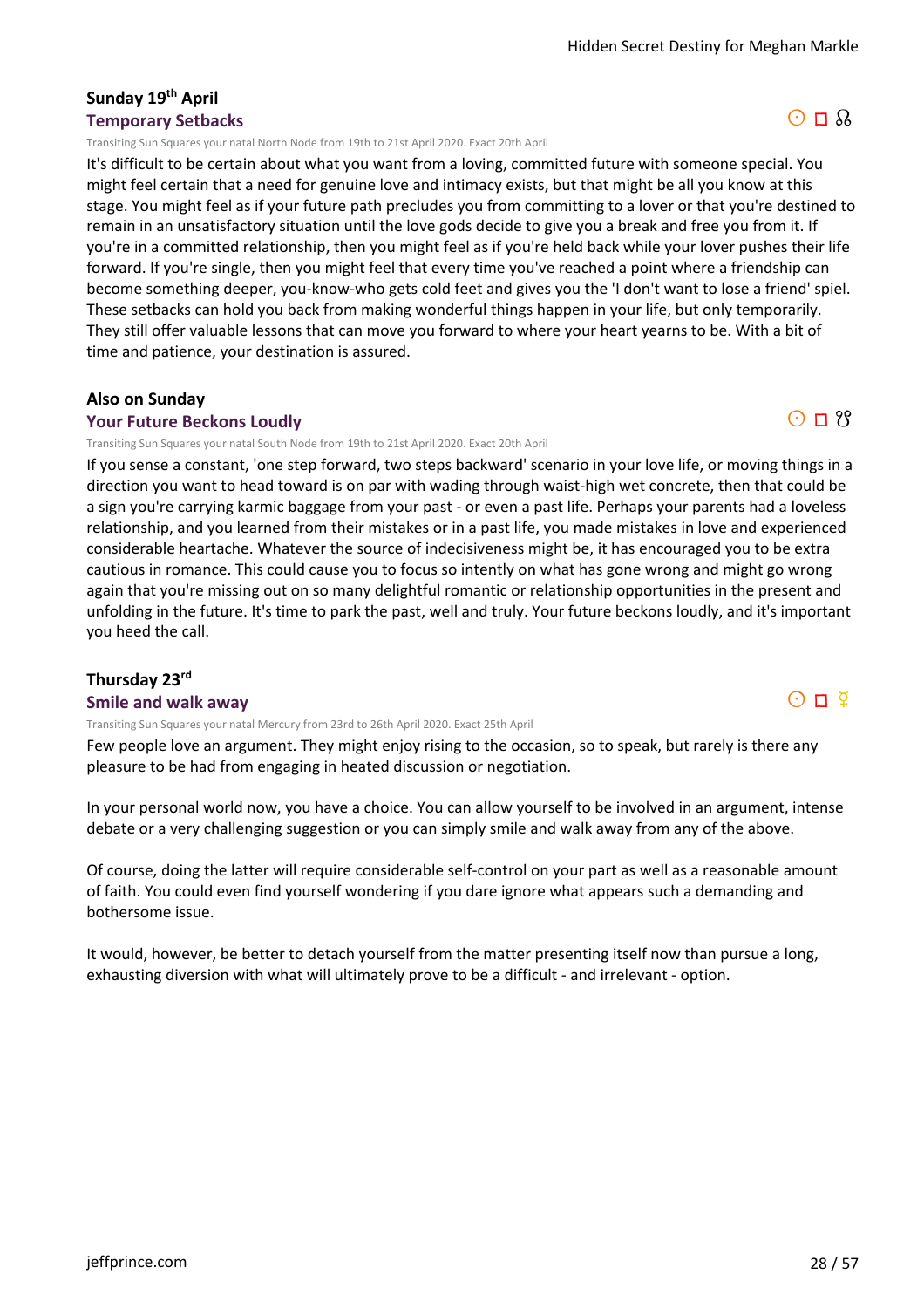**Sunday 19th April**

### Temporary Setbacks

☉ □ ☊

Transiting Sun Squares your natal North Node from 19th to 21st April 2020. Exact 20th April

It's difficult to be certain about what you want from a loving, committed future with someone special. You might feel certain that a need for genuine love and intimacy exists, but that might be all you know at this stage. You might feel as if your future path precludes you from committing to a lover or that you're destined to remain in an unsatisfactory situation until the love gods decide to give you a break and free you from it. If you're in a committed relationship, then you might feel as if you're held back while your lover pushes their life forward. If you're single, then you might feel that every time you've reached a point where a friendship can become something deeper, you-know-who gets cold feet and gives you the 'I don't want to lose a friend' spiel. These setbacks can hold you back from making wonderful things happen in your life, but only temporarily. They still offer valuable lessons that can move you forward to where your heart yearns to be. With a bit of time and patience, your destination is assured.

**Also on Sunday**

### Your Future Beckons Loudly

☉ □ ☋

Transiting Sun Squares your natal South Node from 19th to 21st April 2020. Exact 20th April

If you sense a constant, 'one step forward, two steps backward' scenario in your love life, or moving things in a direction you want to head toward is on par with wading through waist-high wet concrete, then that could be a sign you're carrying karmic baggage from your past - or even a past life. Perhaps your parents had a loveless relationship, and you learned from their mistakes or in a past life, you made mistakes in love and experienced considerable heartache. Whatever the source of indecisiveness might be, it has encouraged you to be extra cautious in romance. This could cause you to focus so intently on what has gone wrong and might go wrong again that you're missing out on so many delightful romantic or relationship opportunities in the present and unfolding in the future. It's time to park the past, well and truly. Your future beckons loudly, and it's important you heed the call.

**Thursday 23rd**

### Smile and walk away

☉ □ ☿

Transiting Sun Squares your natal Mercury from 23rd to 26th April 2020. Exact 25th April

Few people love an argument. They might enjoy rising to the occasion, so to speak, but rarely is there any pleasure to be had from engaging in heated discussion or negotiation.

In your personal world now, you have a choice. You can allow yourself to be involved in an argument, intense debate or a very challenging suggestion or you can simply smile and walk away from any of the above.

Of course, doing the latter will require considerable self-control on your part as well as a reasonable amount of faith. You could even find yourself wondering if you dare ignore what appears such a demanding and bothersome issue.

It would, however, be better to detach yourself from the matter presenting itself now than pursue a long, exhausting diversion with what will ultimately prove to be a difficult - and irrelevant - option.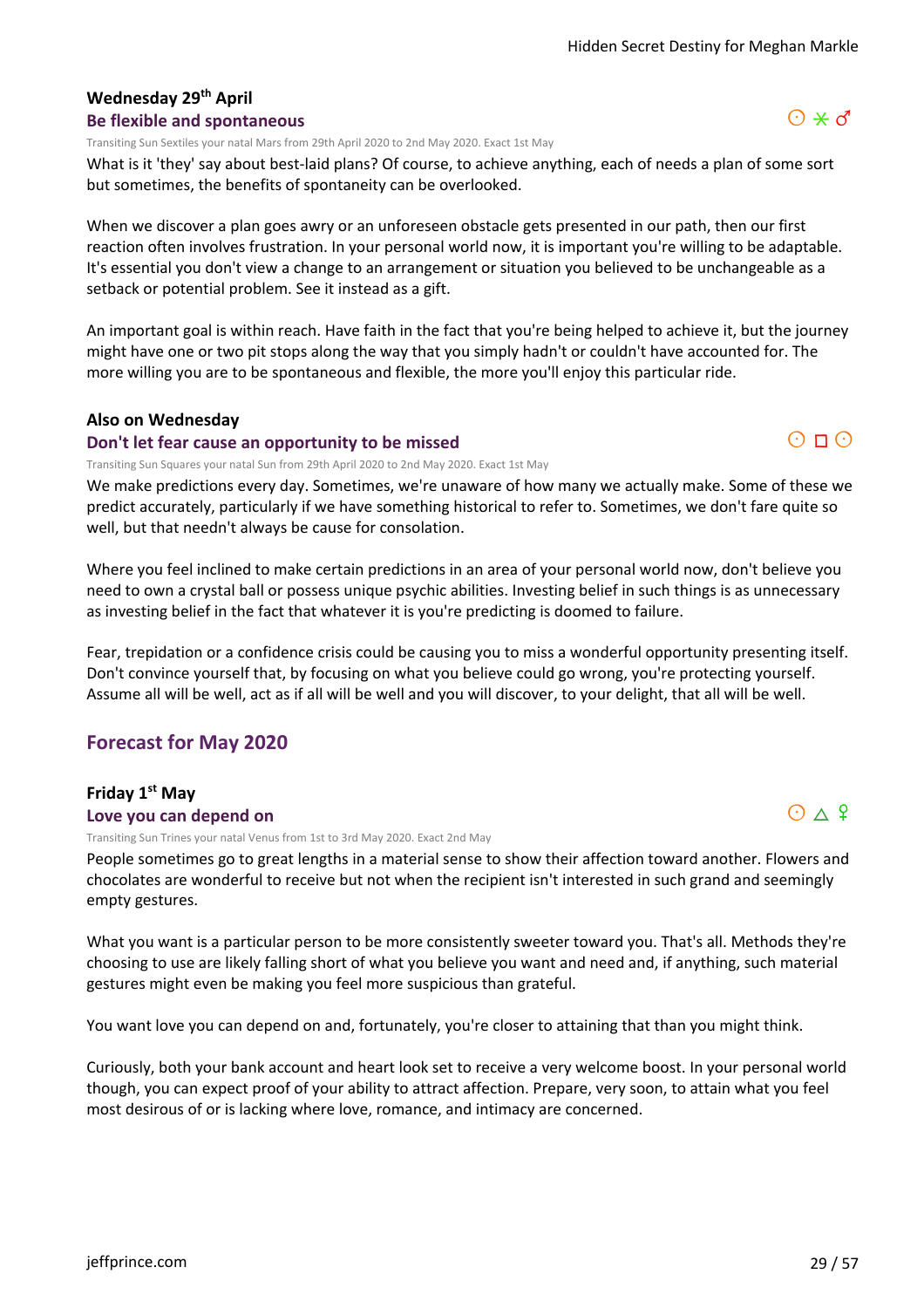### Wednesday 29th April

#### Be flexible and spontaneous

☉ ⚹ ♂

Transiting Sun Sextiles your natal Mars from 29th April 2020 to 2nd May 2020. Exact 1st May

What is it 'they' say about best-laid plans? Of course, to achieve anything, each of needs a plan of some sort but sometimes, the benefits of spontaneity can be overlooked.

When we discover a plan goes awry or an unforeseen obstacle gets presented in our path, then our first reaction often involves frustration. In your personal world now, it is important you're willing to be adaptable. It's essential you don't view a change to an arrangement or situation you believed to be unchangeable as a setback or potential problem. See it instead as a gift.

An important goal is within reach. Have faith in the fact that you're being helped to achieve it, but the journey might have one or two pit stops along the way that you simply hadn't or couldn't have accounted for. The more willing you are to be spontaneous and flexible, the more you'll enjoy this particular ride.

### Also on Wednesday

#### Don't let fear cause an opportunity to be missed

☉ □ ☉

Transiting Sun Squares your natal Sun from 29th April 2020 to 2nd May 2020. Exact 1st May

We make predictions every day. Sometimes, we're unaware of how many we actually make. Some of these we predict accurately, particularly if we have something historical to refer to. Sometimes, we don't fare quite so well, but that needn't always be cause for consolation.

Where you feel inclined to make certain predictions in an area of your personal world now, don't believe you need to own a crystal ball or possess unique psychic abilities. Investing belief in such things is as unnecessary as investing belief in the fact that whatever it is you're predicting is doomed to failure.

Fear, trepidation or a confidence crisis could be causing you to miss a wonderful opportunity presenting itself. Don't convince yourself that, by focusing on what you believe could go wrong, you're protecting yourself. Assume all will be well, act as if all will be well and you will discover, to your delight, that all will be well.

## Forecast for May 2020

### Friday 1st May

#### Love you can depend on

☉ △ ♀

Transiting Sun Trines your natal Venus from 1st to 3rd May 2020. Exact 2nd May

People sometimes go to great lengths in a material sense to show their affection toward another. Flowers and chocolates are wonderful to receive but not when the recipient isn't interested in such grand and seemingly empty gestures.

What you want is a particular person to be more consistently sweeter toward you. That's all. Methods they're choosing to use are likely falling short of what you believe you want and need and, if anything, such material gestures might even be making you feel more suspicious than grateful.

You want love you can depend on and, fortunately, you're closer to attaining that than you might think.

Curiously, both your bank account and heart look set to receive a very welcome boost. In your personal world though, you can expect proof of your ability to attract affection. Prepare, very soon, to attain what you feel most desirous of or is lacking where love, romance, and intimacy are concerned.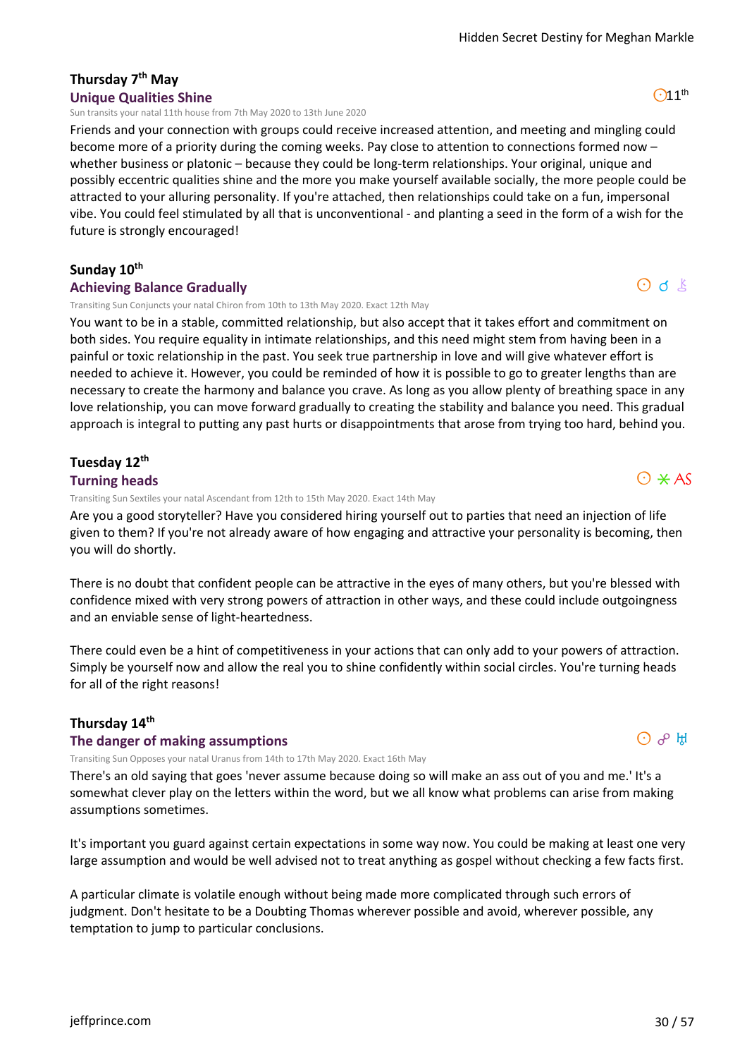### Thursday 7th May

**Unique Qualities Shine** ☉11th

Sun transits your natal 11th house from 7th May 2020 to 13th June 2020

Friends and your connection with groups could receive increased attention, and meeting and mingling could become more of a priority during the coming weeks. Pay close to attention to connections formed now – whether business or platonic – because they could be long-term relationships. Your original, unique and possibly eccentric qualities shine and the more you make yourself available socially, the more people could be attracted to your alluring personality. If you're attached, then relationships could take on a fun, impersonal vibe. You could feel stimulated by all that is unconventional - and planting a seed in the form of a wish for the future is strongly encouraged!

### Sunday 10th

**Achieving Balance Gradually** ☉ ☌ ⚷

Transiting Sun Conjuncts your natal Chiron from 10th to 13th May 2020. Exact 12th May

You want to be in a stable, committed relationship, but also accept that it takes effort and commitment on both sides. You require equality in intimate relationships, and this need might stem from having been in a painful or toxic relationship in the past. You seek true partnership in love and will give whatever effort is needed to achieve it. However, you could be reminded of how it is possible to go to greater lengths than are necessary to create the harmony and balance you crave. As long as you allow plenty of breathing space in any love relationship, you can move forward gradually to creating the stability and balance you need. This gradual approach is integral to putting any past hurts or disappointments that arose from trying too hard, behind you.

### Tuesday 12th

**Turning heads** ☉ ⚹ AS

Transiting Sun Sextiles your natal Ascendant from 12th to 15th May 2020. Exact 14th May

Are you a good storyteller? Have you considered hiring yourself out to parties that need an injection of life given to them? If you're not already aware of how engaging and attractive your personality is becoming, then you will do shortly.

There is no doubt that confident people can be attractive in the eyes of many others, but you're blessed with confidence mixed with very strong powers of attraction in other ways, and these could include outgoingness and an enviable sense of light-heartedness.

There could even be a hint of competitiveness in your actions that can only add to your powers of attraction. Simply be yourself now and allow the real you to shine confidently within social circles. You're turning heads for all of the right reasons!

### Thursday 14th

**The danger of making assumptions** ☉ ☍ ♅

Transiting Sun Opposes your natal Uranus from 14th to 17th May 2020. Exact 16th May

There's an old saying that goes 'never assume because doing so will make an ass out of you and me.' It's a somewhat clever play on the letters within the word, but we all know what problems can arise from making assumptions sometimes.

It's important you guard against certain expectations in some way now. You could be making at least one very large assumption and would be well advised not to treat anything as gospel without checking a few facts first.

A particular climate is volatile enough without being made more complicated through such errors of judgment. Don't hesitate to be a Doubting Thomas wherever possible and avoid, wherever possible, any temptation to jump to particular conclusions.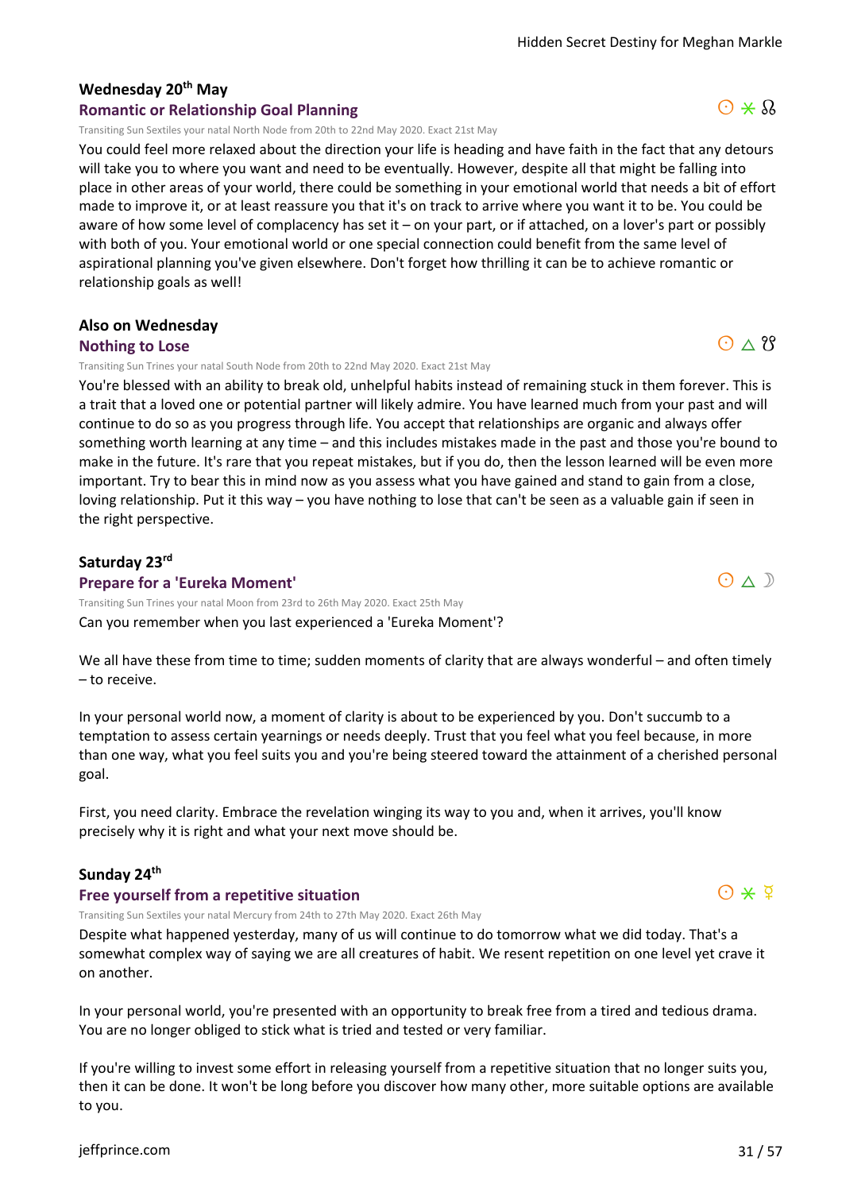### Wednesday 20th May

**Romantic or Relationship Goal Planning**

☉ ⚹ ☊

Transiting Sun Sextiles your natal North Node from 20th to 22nd May 2020. Exact 21st May

You could feel more relaxed about the direction your life is heading and have faith in the fact that any detours will take you to where you want and need to be eventually. However, despite all that might be falling into place in other areas of your world, there could be something in your emotional world that needs a bit of effort made to improve it, or at least reassure you that it's on track to arrive where you want it to be. You could be aware of how some level of complacency has set it – on your part, or if attached, on a lover's part or possibly with both of you. Your emotional world or one special connection could benefit from the same level of aspirational planning you've given elsewhere. Don't forget how thrilling it can be to achieve romantic or relationship goals as well!

### Also on Wednesday

**Nothing to Lose**

☉ △ ☋

Transiting Sun Trines your natal South Node from 20th to 22nd May 2020. Exact 21st May

You're blessed with an ability to break old, unhelpful habits instead of remaining stuck in them forever. This is a trait that a loved one or potential partner will likely admire. You have learned much from your past and will continue to do so as you progress through life. You accept that relationships are organic and always offer something worth learning at any time – and this includes mistakes made in the past and those you're bound to make in the future. It's rare that you repeat mistakes, but if you do, then the lesson learned will be even more important. Try to bear this in mind now as you assess what you have gained and stand to gain from a close, loving relationship. Put it this way – you have nothing to lose that can't be seen as a valuable gain if seen in the right perspective.

### Saturday 23rd

**Prepare for a 'Eureka Moment'**

☉ △ ☽

Transiting Sun Trines your natal Moon from 23rd to 26th May 2020. Exact 25th May

Can you remember when you last experienced a 'Eureka Moment'?

We all have these from time to time; sudden moments of clarity that are always wonderful – and often timely – to receive.

In your personal world now, a moment of clarity is about to be experienced by you. Don't succumb to a temptation to assess certain yearnings or needs deeply. Trust that you feel what you feel because, in more than one way, what you feel suits you and you're being steered toward the attainment of a cherished personal goal.

First, you need clarity. Embrace the revelation winging its way to you and, when it arrives, you'll know precisely why it is right and what your next move should be.

### Sunday 24th

**Free yourself from a repetitive situation**

☉ ⚹ ☿

Transiting Sun Sextiles your natal Mercury from 24th to 27th May 2020. Exact 26th May

Despite what happened yesterday, many of us will continue to do tomorrow what we did today. That's a somewhat complex way of saying we are all creatures of habit. We resent repetition on one level yet crave it on another.

In your personal world, you're presented with an opportunity to break free from a tired and tedious drama. You are no longer obliged to stick what is tried and tested or very familiar.

If you're willing to invest some effort in releasing yourself from a repetitive situation that no longer suits you, then it can be done. It won't be long before you discover how many other, more suitable options are available to you.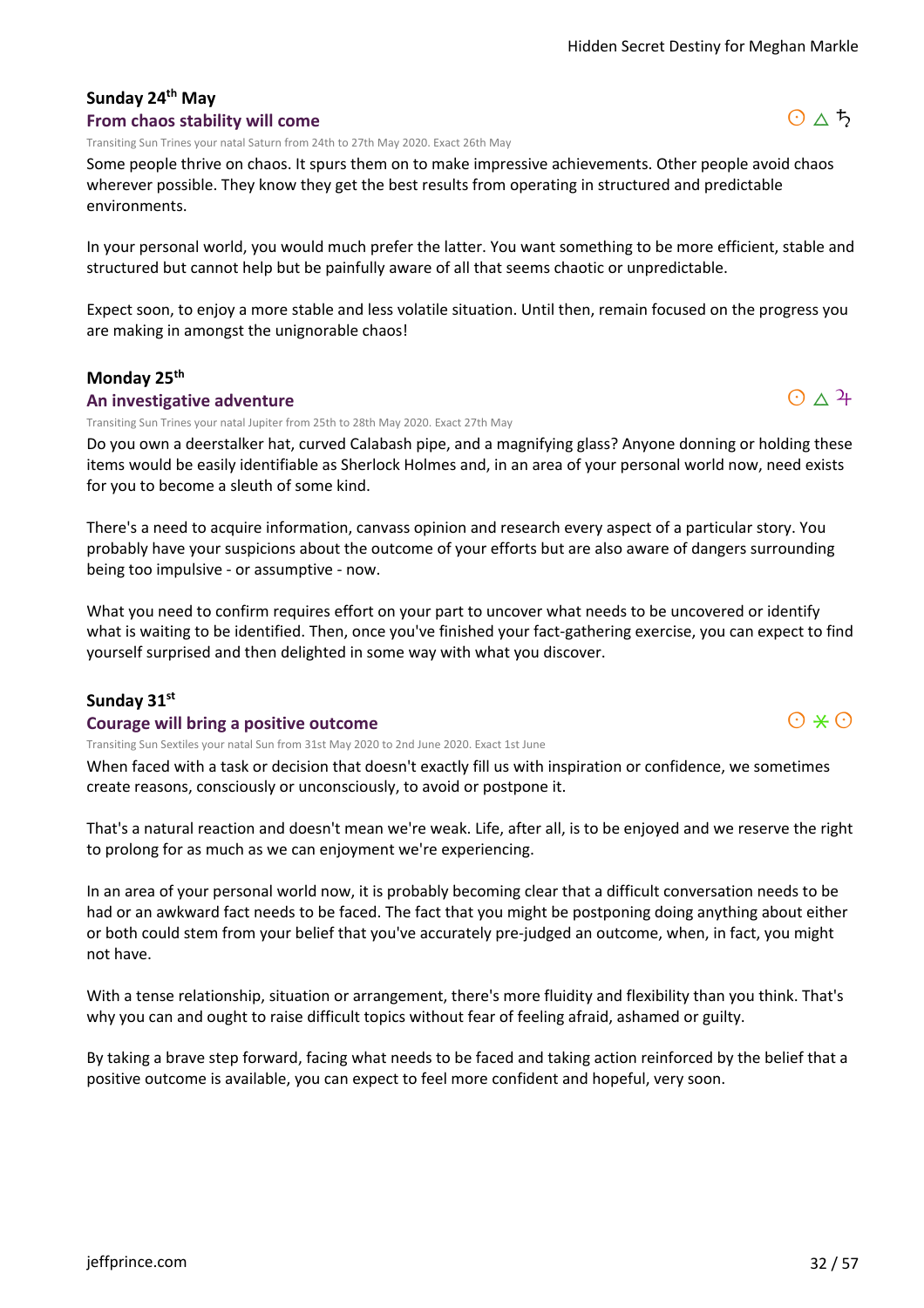### Sunday 24th May

#### From chaos stability will come

☉ △ ♄

Transiting Sun Trines your natal Saturn from 24th to 27th May 2020. Exact 26th May

Some people thrive on chaos. It spurs them on to make impressive achievements. Other people avoid chaos wherever possible. They know they get the best results from operating in structured and predictable environments.

In your personal world, you would much prefer the latter. You want something to be more efficient, stable and structured but cannot help but be painfully aware of all that seems chaotic or unpredictable.

Expect soon, to enjoy a more stable and less volatile situation. Until then, remain focused on the progress you are making in amongst the unignorable chaos!

### Monday 25th

#### An investigative adventure

☉ △ ♃

Transiting Sun Trines your natal Jupiter from 25th to 28th May 2020. Exact 27th May

Do you own a deerstalker hat, curved Calabash pipe, and a magnifying glass? Anyone donning or holding these items would be easily identifiable as Sherlock Holmes and, in an area of your personal world now, need exists for you to become a sleuth of some kind.

There's a need to acquire information, canvass opinion and research every aspect of a particular story. You probably have your suspicions about the outcome of your efforts but are also aware of dangers surrounding being too impulsive - or assumptive - now.

What you need to confirm requires effort on your part to uncover what needs to be uncovered or identify what is waiting to be identified. Then, once you've finished your fact-gathering exercise, you can expect to find yourself surprised and then delighted in some way with what you discover.

### Sunday 31st

#### Courage will bring a positive outcome

☉ ⚹ ☉

Transiting Sun Sextiles your natal Sun from 31st May 2020 to 2nd June 2020. Exact 1st June

When faced with a task or decision that doesn't exactly fill us with inspiration or confidence, we sometimes create reasons, consciously or unconsciously, to avoid or postpone it.

That's a natural reaction and doesn't mean we're weak. Life, after all, is to be enjoyed and we reserve the right to prolong for as much as we can enjoyment we're experiencing.

In an area of your personal world now, it is probably becoming clear that a difficult conversation needs to be had or an awkward fact needs to be faced. The fact that you might be postponing doing anything about either or both could stem from your belief that you've accurately pre-judged an outcome, when, in fact, you might not have.

With a tense relationship, situation or arrangement, there's more fluidity and flexibility than you think. That's why you can and ought to raise difficult topics without fear of feeling afraid, ashamed or guilty.

By taking a brave step forward, facing what needs to be faced and taking action reinforced by the belief that a positive outcome is available, you can expect to feel more confident and hopeful, very soon.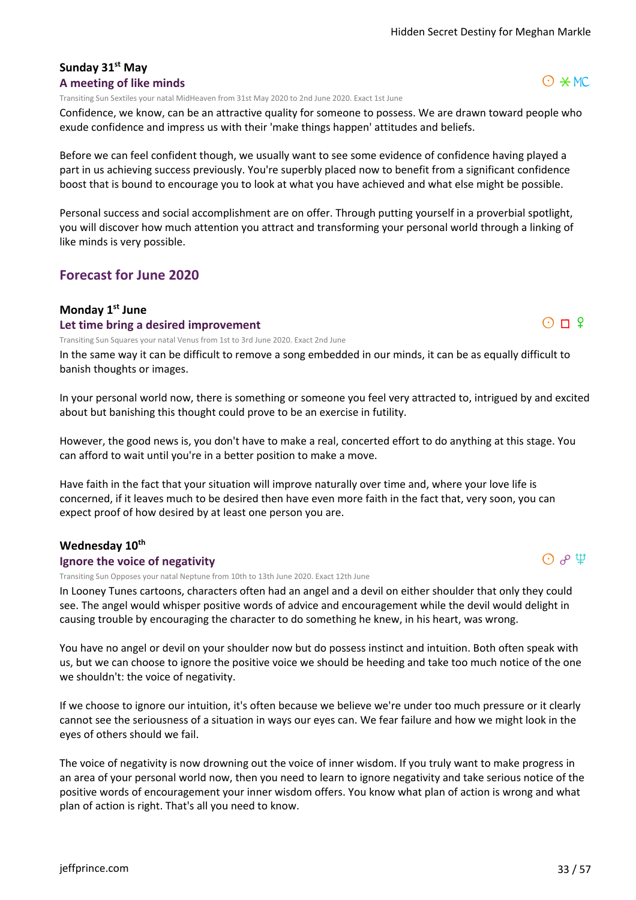### Sunday 31st May

#### A meeting of like minds

☉ ⚹ MC

Transiting Sun Sextiles your natal MidHeaven from 31st May 2020 to 2nd June 2020. Exact 1st June

Confidence, we know, can be an attractive quality for someone to possess. We are drawn toward people who exude confidence and impress us with their 'make things happen' attitudes and beliefs.

Before we can feel confident though, we usually want to see some evidence of confidence having played a part in us achieving success previously. You're superbly placed now to benefit from a significant confidence boost that is bound to encourage you to look at what you have achieved and what else might be possible.

Personal success and social accomplishment are on offer. Through putting yourself in a proverbial spotlight, you will discover how much attention you attract and transforming your personal world through a linking of like minds is very possible.

## Forecast for June 2020

### Monday 1st June

#### Let time bring a desired improvement

☉ □ ♀

Transiting Sun Squares your natal Venus from 1st to 3rd June 2020. Exact 2nd June

In the same way it can be difficult to remove a song embedded in our minds, it can be as equally difficult to banish thoughts or images.

In your personal world now, there is something or someone you feel very attracted to, intrigued by and excited about but banishing this thought could prove to be an exercise in futility.

However, the good news is, you don't have to make a real, concerted effort to do anything at this stage. You can afford to wait until you're in a better position to make a move.

Have faith in the fact that your situation will improve naturally over time and, where your love life is concerned, if it leaves much to be desired then have even more faith in the fact that, very soon, you can expect proof of how desired by at least one person you are.

### Wednesday 10th

#### Ignore the voice of negativity

☉ ☍ ♆

Transiting Sun Opposes your natal Neptune from 10th to 13th June 2020. Exact 12th June

In Looney Tunes cartoons, characters often had an angel and a devil on either shoulder that only they could see. The angel would whisper positive words of advice and encouragement while the devil would delight in causing trouble by encouraging the character to do something he knew, in his heart, was wrong.

You have no angel or devil on your shoulder now but do possess instinct and intuition. Both often speak with us, but we can choose to ignore the positive voice we should be heeding and take too much notice of the one we shouldn't: the voice of negativity.

If we choose to ignore our intuition, it's often because we believe we're under too much pressure or it clearly cannot see the seriousness of a situation in ways our eyes can. We fear failure and how we might look in the eyes of others should we fail.

The voice of negativity is now drowning out the voice of inner wisdom. If you truly want to make progress in an area of your personal world now, then you need to learn to ignore negativity and take serious notice of the positive words of encouragement your inner wisdom offers. You know what plan of action is wrong and what plan of action is right. That's all you need to know.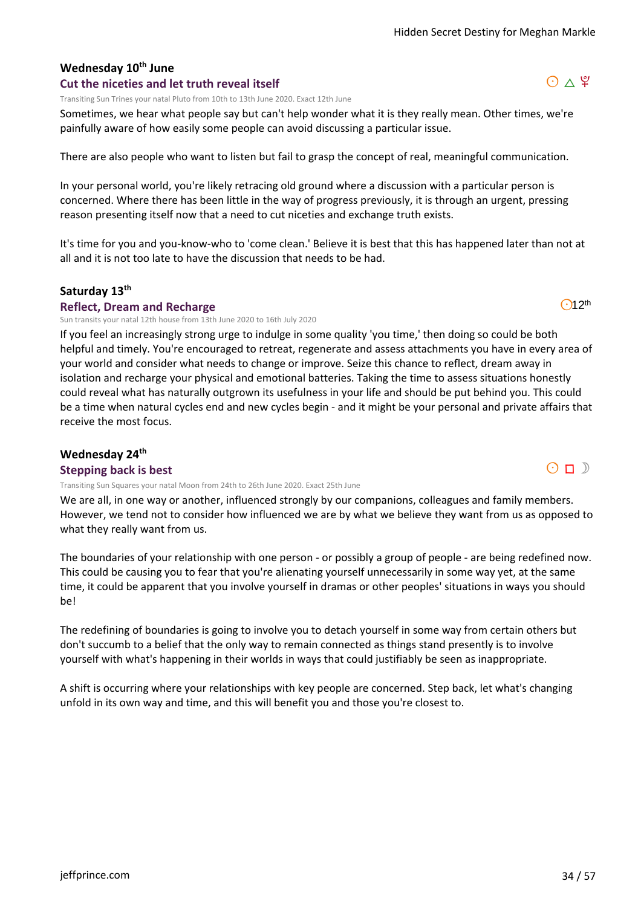### Wednesday 10th June

#### Cut the niceties and let truth reveal itself

☉ △ ♇

Transiting Sun Trines your natal Pluto from 10th to 13th June 2020. Exact 12th June

Sometimes, we hear what people say but can't help wonder what it is they really mean. Other times, we're painfully aware of how easily some people can avoid discussing a particular issue.

There are also people who want to listen but fail to grasp the concept of real, meaningful communication.

In your personal world, you're likely retracing old ground where a discussion with a particular person is concerned. Where there has been little in the way of progress previously, it is through an urgent, pressing reason presenting itself now that a need to cut niceties and exchange truth exists.

It's time for you and you-know-who to 'come clean.' Believe it is best that this has happened later than not at all and it is not too late to have the discussion that needs to be had.

### Saturday 13th

#### Reflect, Dream and Recharge

☉12th

Sun transits your natal 12th house from 13th June 2020 to 16th July 2020

If you feel an increasingly strong urge to indulge in some quality 'you time,' then doing so could be both helpful and timely. You're encouraged to retreat, regenerate and assess attachments you have in every area of your world and consider what needs to change or improve. Seize this chance to reflect, dream away in isolation and recharge your physical and emotional batteries. Taking the time to assess situations honestly could reveal what has naturally outgrown its usefulness in your life and should be put behind you. This could be a time when natural cycles end and new cycles begin - and it might be your personal and private affairs that receive the most focus.

### Wednesday 24th

#### Stepping back is best

☉ □ ☽

Transiting Sun Squares your natal Moon from 24th to 26th June 2020. Exact 25th June

We are all, in one way or another, influenced strongly by our companions, colleagues and family members. However, we tend not to consider how influenced we are by what we believe they want from us as opposed to what they really want from us.

The boundaries of your relationship with one person - or possibly a group of people - are being redefined now. This could be causing you to fear that you're alienating yourself unnecessarily in some way yet, at the same time, it could be apparent that you involve yourself in dramas or other peoples' situations in ways you should be!

The redefining of boundaries is going to involve you to detach yourself in some way from certain others but don't succumb to a belief that the only way to remain connected as things stand presently is to involve yourself with what's happening in their worlds in ways that could justifiably be seen as inappropriate.

A shift is occurring where your relationships with key people are concerned. Step back, let what's changing unfold in its own way and time, and this will benefit you and those you're closest to.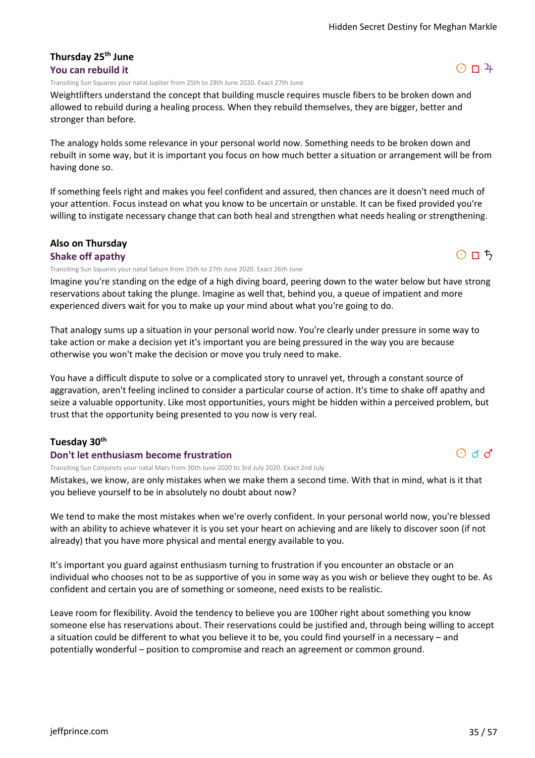### Thursday 25th June

**You can rebuild it**

☉ □ ♃

Transiting Sun Squares your natal Jupiter from 25th to 28th June 2020. Exact 27th June

Weightlifters understand the concept that building muscle requires muscle fibers to be broken down and allowed to rebuild during a healing process. When they rebuild themselves, they are bigger, better and stronger than before.

The analogy holds some relevance in your personal world now. Something needs to be broken down and rebuilt in some way, but it is important you focus on how much better a situation or arrangement will be from having done so.

If something feels right and makes you feel confident and assured, then chances are it doesn't need much of your attention. Focus instead on what you know to be uncertain or unstable. It can be fixed provided you're willing to instigate necessary change that can both heal and strengthen what needs healing or strengthening.

### Also on Thursday

**Shake off apathy**

☉ □ ♄

Transiting Sun Squares your natal Saturn from 25th to 27th June 2020. Exact 26th June

Imagine you're standing on the edge of a high diving board, peering down to the water below but have strong reservations about taking the plunge. Imagine as well that, behind you, a queue of impatient and more experienced divers wait for you to make up your mind about what you're going to do.

That analogy sums up a situation in your personal world now. You're clearly under pressure in some way to take action or make a decision yet it's important you are being pressured in the way you are because otherwise you won't make the decision or move you truly need to make.

You have a difficult dispute to solve or a complicated story to unravel yet, through a constant source of aggravation, aren't feeling inclined to consider a particular course of action. It's time to shake off apathy and seize a valuable opportunity. Like most opportunities, yours might be hidden within a perceived problem, but trust that the opportunity being presented to you now is very real.

### Tuesday 30th

**Don't let enthusiasm become frustration**

☉ ☌ ♂

Transiting Sun Conjuncts your natal Mars from 30th June 2020 to 3rd July 2020. Exact 2nd July

Mistakes, we know, are only mistakes when we make them a second time. With that in mind, what is it that you believe yourself to be in absolutely no doubt about now?

We tend to make the most mistakes when we're overly confident. In your personal world now, you're blessed with an ability to achieve whatever it is you set your heart on achieving and are likely to discover soon (if not already) that you have more physical and mental energy available to you.

It's important you guard against enthusiasm turning to frustration if you encounter an obstacle or an individual who chooses not to be as supportive of you in some way as you wish or believe they ought to be. As confident and certain you are of something or someone, need exists to be realistic.

Leave room for flexibility. Avoid the tendency to believe you are 100her right about something you know someone else has reservations about. Their reservations could be justified and, through being willing to accept a situation could be different to what you believe it to be, you could find yourself in a necessary – and potentially wonderful – position to compromise and reach an agreement or common ground.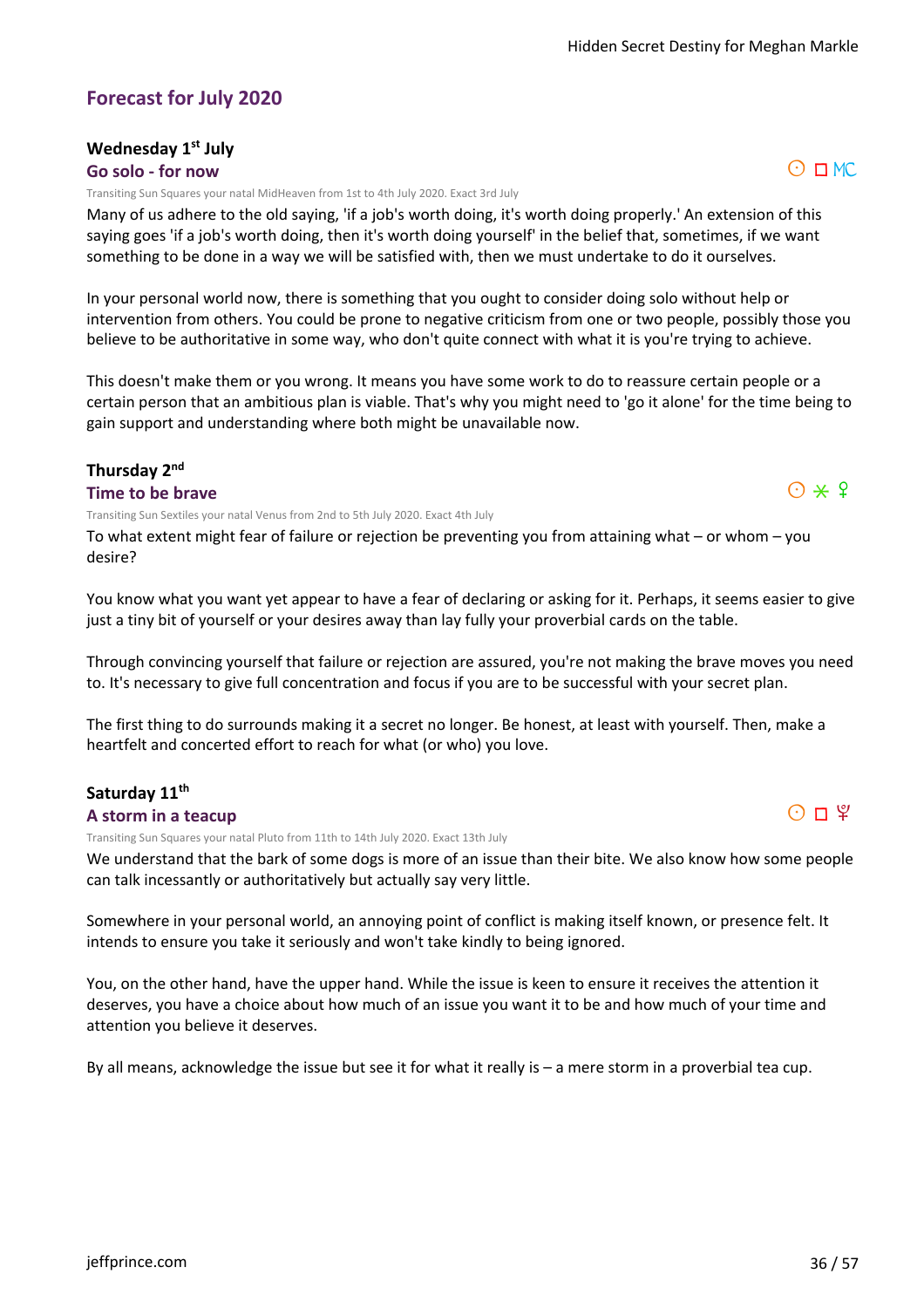## Forecast for July 2020

### Wednesday 1st July

**Go solo - for now**

☉ □ MC

Transiting Sun Squares your natal MidHeaven from 1st to 4th July 2020. Exact 3rd July

Many of us adhere to the old saying, 'if a job's worth doing, it's worth doing properly.' An extension of this saying goes 'if a job's worth doing, then it's worth doing yourself' in the belief that, sometimes, if we want something to be done in a way we will be satisfied with, then we must undertake to do it ourselves.

In your personal world now, there is something that you ought to consider doing solo without help or intervention from others. You could be prone to negative criticism from one or two people, possibly those you believe to be authoritative in some way, who don't quite connect with what it is you're trying to achieve.

This doesn't make them or you wrong. It means you have some work to do to reassure certain people or a certain person that an ambitious plan is viable. That's why you might need to 'go it alone' for the time being to gain support and understanding where both might be unavailable now.

### Thursday 2nd

**Time to be brave**

☉ ⚹ ♀

Transiting Sun Sextiles your natal Venus from 2nd to 5th July 2020. Exact 4th July

To what extent might fear of failure or rejection be preventing you from attaining what – or whom – you desire?

You know what you want yet appear to have a fear of declaring or asking for it. Perhaps, it seems easier to give just a tiny bit of yourself or your desires away than lay fully your proverbial cards on the table.

Through convincing yourself that failure or rejection are assured, you're not making the brave moves you need to. It's necessary to give full concentration and focus if you are to be successful with your secret plan.

The first thing to do surrounds making it a secret no longer. Be honest, at least with yourself. Then, make a heartfelt and concerted effort to reach for what (or who) you love.

### Saturday 11th

**A storm in a teacup**

☉ □ ♇

Transiting Sun Squares your natal Pluto from 11th to 14th July 2020. Exact 13th July

We understand that the bark of some dogs is more of an issue than their bite. We also know how some people can talk incessantly or authoritatively but actually say very little.

Somewhere in your personal world, an annoying point of conflict is making itself known, or presence felt. It intends to ensure you take it seriously and won't take kindly to being ignored.

You, on the other hand, have the upper hand. While the issue is keen to ensure it receives the attention it deserves, you have a choice about how much of an issue you want it to be and how much of your time and attention you believe it deserves.

By all means, acknowledge the issue but see it for what it really is – a mere storm in a proverbial tea cup.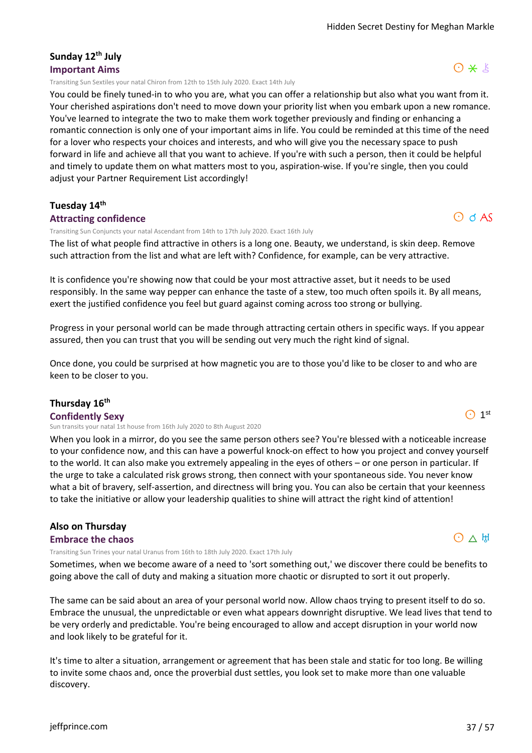### Sunday 12th July

#### Important Aims

☉ ⚹ ⚷

Transiting Sun Sextiles your natal Chiron from 12th to 15th July 2020. Exact 14th July

You could be finely tuned-in to who you are, what you can offer a relationship but also what you want from it. Your cherished aspirations don't need to move down your priority list when you embark upon a new romance. You've learned to integrate the two to make them work together previously and finding or enhancing a romantic connection is only one of your important aims in life. You could be reminded at this time of the need for a lover who respects your choices and interests, and who will give you the necessary space to push forward in life and achieve all that you want to achieve. If you're with such a person, then it could be helpful and timely to update them on what matters most to you, aspiration-wise. If you're single, then you could adjust your Partner Requirement List accordingly!

### Tuesday 14th

#### Attracting confidence

☉ ☌ AS

Transiting Sun Conjuncts your natal Ascendant from 14th to 17th July 2020. Exact 16th July

The list of what people find attractive in others is a long one. Beauty, we understand, is skin deep. Remove such attraction from the list and what are left with? Confidence, for example, can be very attractive.

It is confidence you're showing now that could be your most attractive asset, but it needs to be used responsibly. In the same way pepper can enhance the taste of a stew, too much often spoils it. By all means, exert the justified confidence you feel but guard against coming across too strong or bullying.

Progress in your personal world can be made through attracting certain others in specific ways. If you appear assured, then you can trust that you will be sending out very much the right kind of signal.

Once done, you could be surprised at how magnetic you are to those you'd like to be closer to and who are keen to be closer to you.

### Thursday 16th

#### Confidently Sexy

☉ 1st

Sun transits your natal 1st house from 16th July 2020 to 8th August 2020

When you look in a mirror, do you see the same person others see? You're blessed with a noticeable increase to your confidence now, and this can have a powerful knock-on effect to how you project and convey yourself to the world. It can also make you extremely appealing in the eyes of others – or one person in particular. If the urge to take a calculated risk grows strong, then connect with your spontaneous side. You never know what a bit of bravery, self-assertion, and directness will bring you. You can also be certain that your keenness to take the initiative or allow your leadership qualities to shine will attract the right kind of attention!

### Also on Thursday

#### Embrace the chaos

☉ △ ♅

Transiting Sun Trines your natal Uranus from 16th to 18th July 2020. Exact 17th July

Sometimes, when we become aware of a need to 'sort something out,' we discover there could be benefits to going above the call of duty and making a situation more chaotic or disrupted to sort it out properly.

The same can be said about an area of your personal world now. Allow chaos trying to present itself to do so. Embrace the unusual, the unpredictable or even what appears downright disruptive. We lead lives that tend to be very orderly and predictable. You're being encouraged to allow and accept disruption in your world now and look likely to be grateful for it.

It's time to alter a situation, arrangement or agreement that has been stale and static for too long. Be willing to invite some chaos and, once the proverbial dust settles, you look set to make more than one valuable discovery.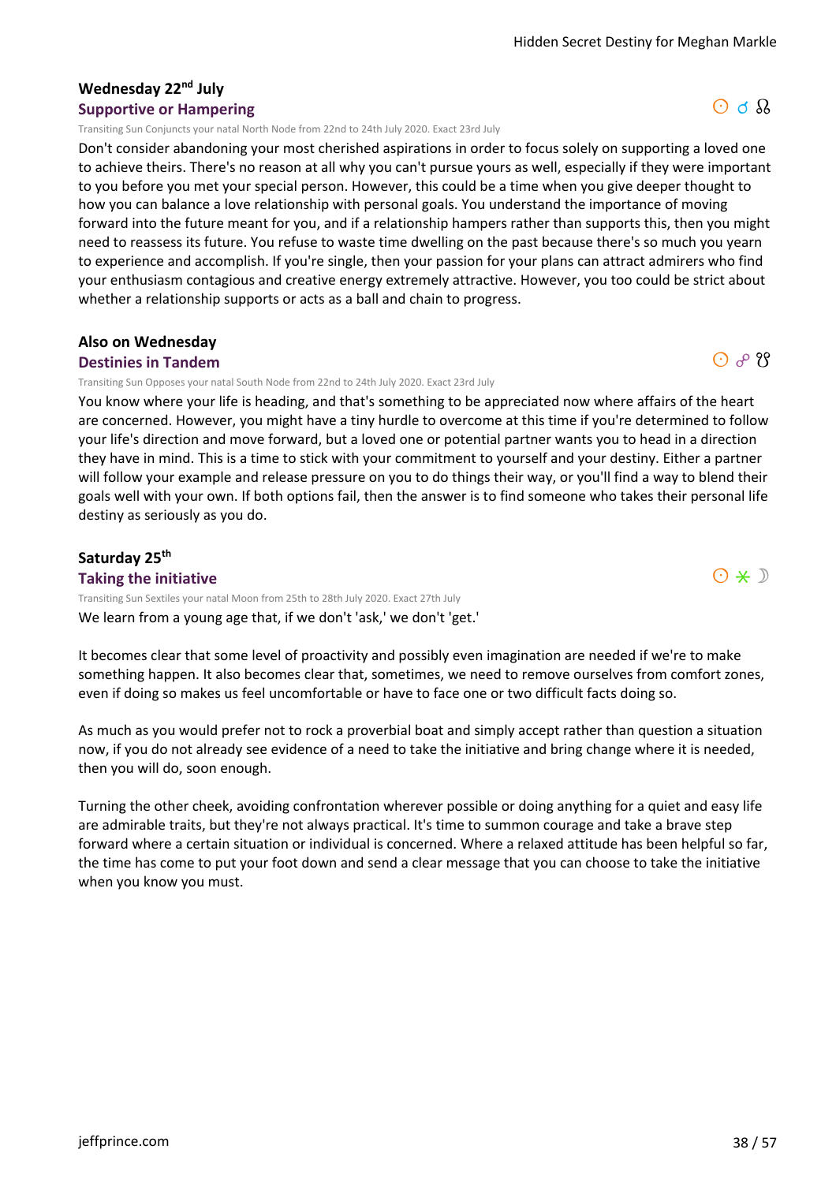### Wednesday 22nd July

**Supportive or Hampering**

☉ ☌ ☊

Transiting Sun Conjuncts your natal North Node from 22nd to 24th July 2020. Exact 23rd July

Don't consider abandoning your most cherished aspirations in order to focus solely on supporting a loved one to achieve theirs. There's no reason at all why you can't pursue yours as well, especially if they were important to you before you met your special person. However, this could be a time when you give deeper thought to how you can balance a love relationship with personal goals. You understand the importance of moving forward into the future meant for you, and if a relationship hampers rather than supports this, then you might need to reassess its future. You refuse to waste time dwelling on the past because there's so much you yearn to experience and accomplish. If you're single, then your passion for your plans can attract admirers who find your enthusiasm contagious and creative energy extremely attractive. However, you too could be strict about whether a relationship supports or acts as a ball and chain to progress.

### Also on Wednesday

**Destinies in Tandem**

☉ ☍ ☋

Transiting Sun Opposes your natal South Node from 22nd to 24th July 2020. Exact 23rd July

You know where your life is heading, and that's something to be appreciated now where affairs of the heart are concerned. However, you might have a tiny hurdle to overcome at this time if you're determined to follow your life's direction and move forward, but a loved one or potential partner wants you to head in a direction they have in mind. This is a time to stick with your commitment to yourself and your destiny. Either a partner will follow your example and release pressure on you to do things their way, or you'll find a way to blend their goals well with your own. If both options fail, then the answer is to find someone who takes their personal life destiny as seriously as you do.

### Saturday 25th

**Taking the initiative**

☉ ⚹ ☽

Transiting Sun Sextiles your natal Moon from 25th to 28th July 2020. Exact 27th July

We learn from a young age that, if we don't 'ask,' we don't 'get.'

It becomes clear that some level of proactivity and possibly even imagination are needed if we're to make something happen. It also becomes clear that, sometimes, we need to remove ourselves from comfort zones, even if doing so makes us feel uncomfortable or have to face one or two difficult facts doing so.

As much as you would prefer not to rock a proverbial boat and simply accept rather than question a situation now, if you do not already see evidence of a need to take the initiative and bring change where it is needed, then you will do, soon enough.

Turning the other cheek, avoiding confrontation wherever possible or doing anything for a quiet and easy life are admirable traits, but they're not always practical. It's time to summon courage and take a brave step forward where a certain situation or individual is concerned. Where a relaxed attitude has been helpful so far, the time has come to put your foot down and send a clear message that you can choose to take the initiative when you know you must.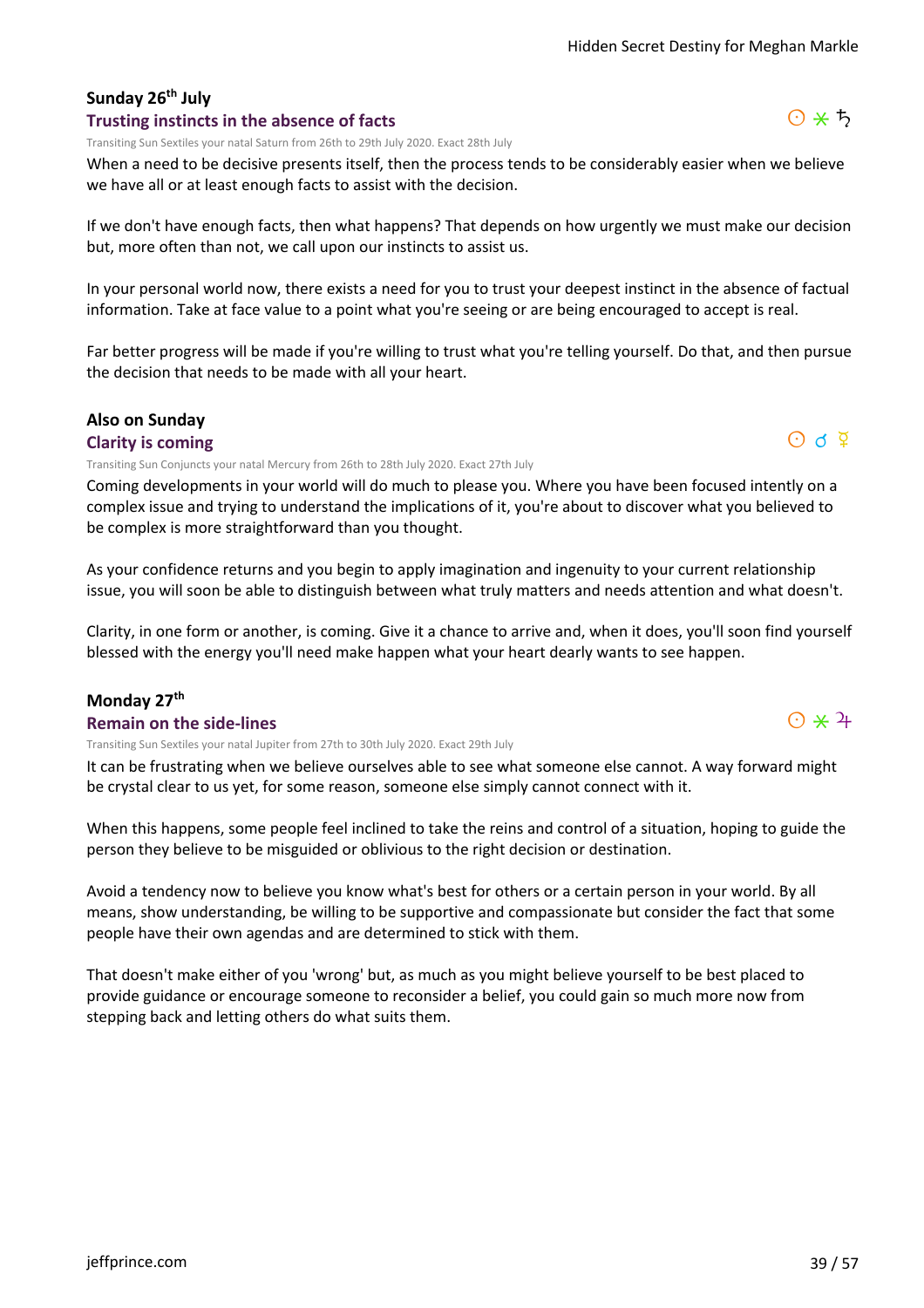### Sunday 26th July

#### Trusting instincts in the absence of facts

☉ ⚹ ♄

Transiting Sun Sextiles your natal Saturn from 26th to 29th July 2020. Exact 28th July

When a need to be decisive presents itself, then the process tends to be considerably easier when we believe we have all or at least enough facts to assist with the decision.

If we don't have enough facts, then what happens? That depends on how urgently we must make our decision but, more often than not, we call upon our instincts to assist us.

In your personal world now, there exists a need for you to trust your deepest instinct in the absence of factual information. Take at face value to a point what you're seeing or are being encouraged to accept is real.

Far better progress will be made if you're willing to trust what you're telling yourself. Do that, and then pursue the decision that needs to be made with all your heart.

### Also on Sunday

#### Clarity is coming

☉ ☌ ☿

Transiting Sun Conjuncts your natal Mercury from 26th to 28th July 2020. Exact 27th July

Coming developments in your world will do much to please you. Where you have been focused intently on a complex issue and trying to understand the implications of it, you're about to discover what you believed to be complex is more straightforward than you thought.

As your confidence returns and you begin to apply imagination and ingenuity to your current relationship issue, you will soon be able to distinguish between what truly matters and needs attention and what doesn't.

Clarity, in one form or another, is coming. Give it a chance to arrive and, when it does, you'll soon find yourself blessed with the energy you'll need make happen what your heart dearly wants to see happen.

### Monday 27th

#### Remain on the side-lines

☉ ⚹ ♃

Transiting Sun Sextiles your natal Jupiter from 27th to 30th July 2020. Exact 29th July

It can be frustrating when we believe ourselves able to see what someone else cannot. A way forward might be crystal clear to us yet, for some reason, someone else simply cannot connect with it.

When this happens, some people feel inclined to take the reins and control of a situation, hoping to guide the person they believe to be misguided or oblivious to the right decision or destination.

Avoid a tendency now to believe you know what's best for others or a certain person in your world. By all means, show understanding, be willing to be supportive and compassionate but consider the fact that some people have their own agendas and are determined to stick with them.

That doesn't make either of you 'wrong' but, as much as you might believe yourself to be best placed to provide guidance or encourage someone to reconsider a belief, you could gain so much more now from stepping back and letting others do what suits them.

jeffprince.com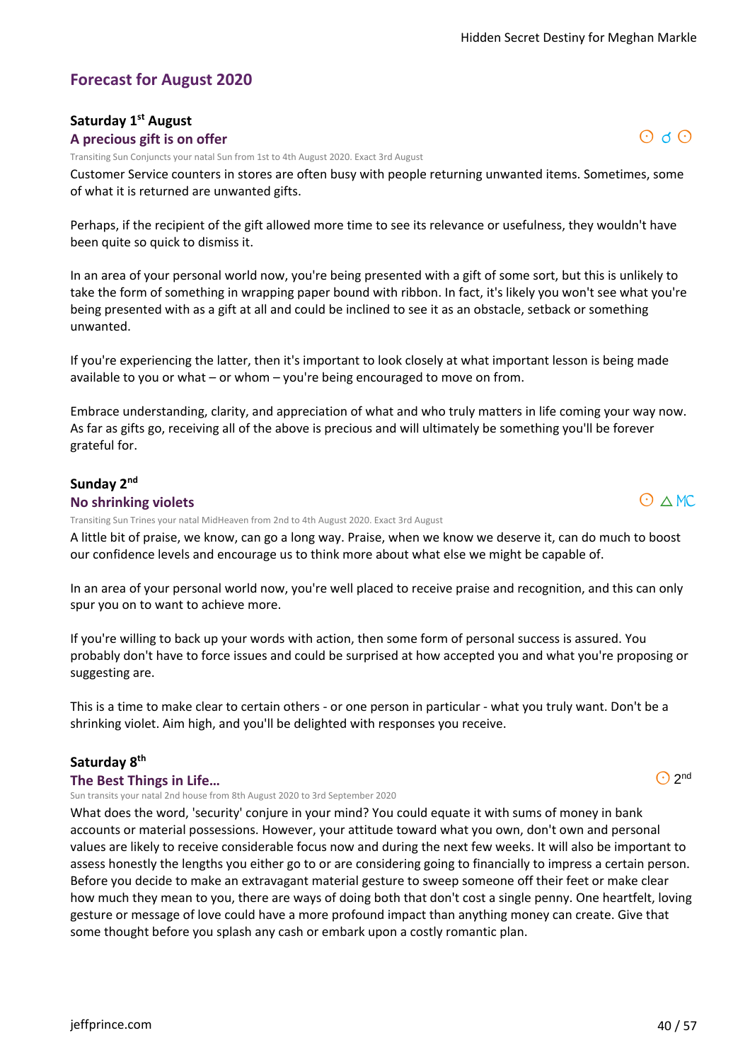## Forecast for August 2020

### Saturday 1st August

**A precious gift is on offer**

☉ ☌ ☉

Transiting Sun Conjuncts your natal Sun from 1st to 4th August 2020. Exact 3rd August

Customer Service counters in stores are often busy with people returning unwanted items. Sometimes, some of what it is returned are unwanted gifts.

Perhaps, if the recipient of the gift allowed more time to see its relevance or usefulness, they wouldn't have been quite so quick to dismiss it.

In an area of your personal world now, you're being presented with a gift of some sort, but this is unlikely to take the form of something in wrapping paper bound with ribbon. In fact, it's likely you won't see what you're being presented with as a gift at all and could be inclined to see it as an obstacle, setback or something unwanted.

If you're experiencing the latter, then it's important to look closely at what important lesson is being made available to you or what – or whom – you're being encouraged to move on from.

Embrace understanding, clarity, and appreciation of what and who truly matters in life coming your way now. As far as gifts go, receiving all of the above is precious and will ultimately be something you'll be forever grateful for.

### Sunday 2nd

**No shrinking violets**

☉ △ MC

Transiting Sun Trines your natal MidHeaven from 2nd to 4th August 2020. Exact 3rd August

A little bit of praise, we know, can go a long way. Praise, when we know we deserve it, can do much to boost our confidence levels and encourage us to think more about what else we might be capable of.

In an area of your personal world now, you're well placed to receive praise and recognition, and this can only spur you on to want to achieve more.

If you're willing to back up your words with action, then some form of personal success is assured. You probably don't have to force issues and could be surprised at how accepted you and what you're proposing or suggesting are.

This is a time to make clear to certain others - or one person in particular - what you truly want. Don't be a shrinking violet. Aim high, and you'll be delighted with responses you receive.

### Saturday 8th

**The Best Things in Life…**

☉ 2nd

Sun transits your natal 2nd house from 8th August 2020 to 3rd September 2020

What does the word, 'security' conjure in your mind? You could equate it with sums of money in bank accounts or material possessions. However, your attitude toward what you own, don't own and personal values are likely to receive considerable focus now and during the next few weeks. It will also be important to assess honestly the lengths you either go to or are considering going to financially to impress a certain person. Before you decide to make an extravagant material gesture to sweep someone off their feet or make clear how much they mean to you, there are ways of doing both that don't cost a single penny. One heartfelt, loving gesture or message of love could have a more profound impact than anything money can create. Give that some thought before you splash any cash or embark upon a costly romantic plan.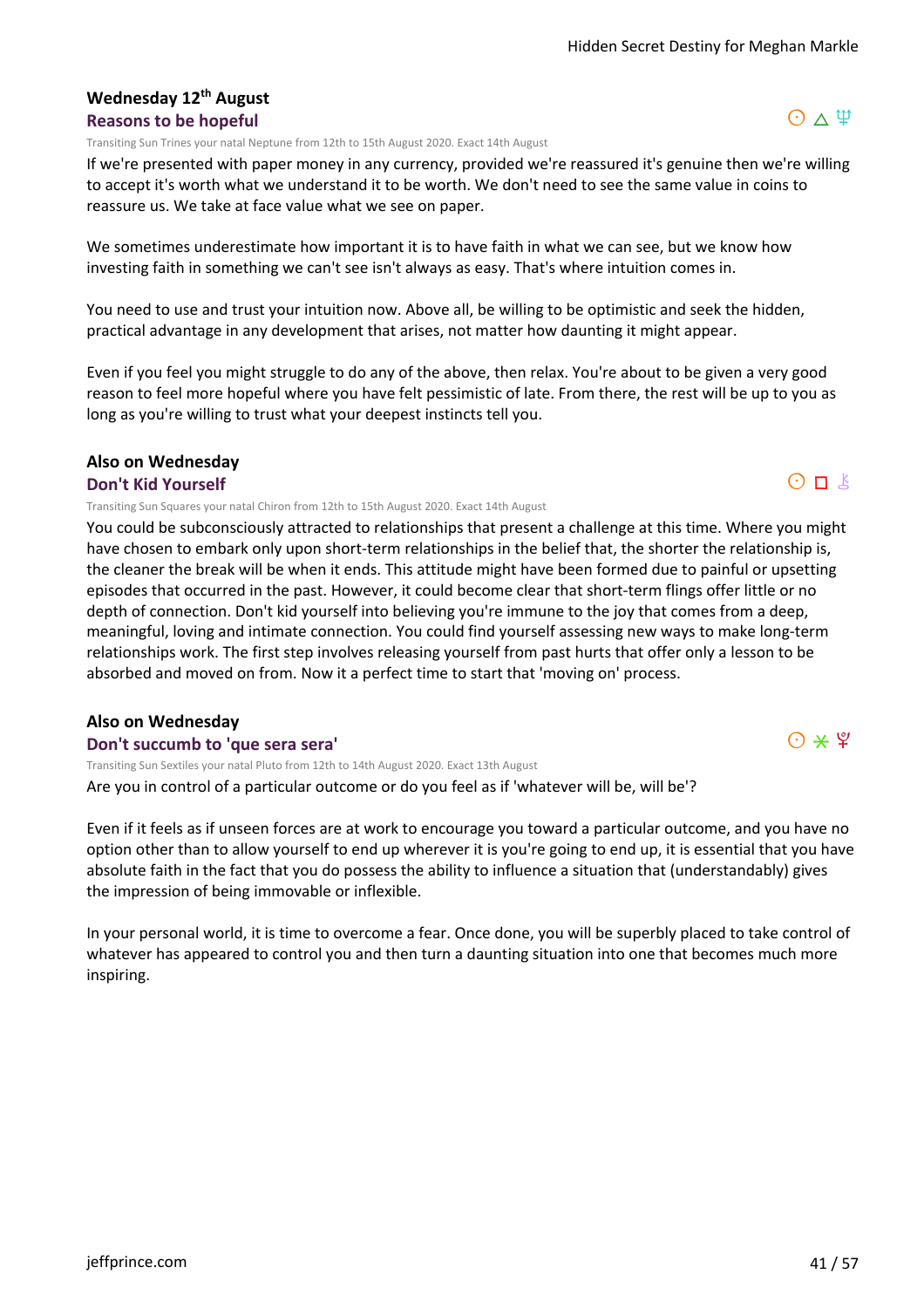## Wednesday 12th August

### Reasons to be hopeful

☉ △ ♆

Transiting Sun Trines your natal Neptune from 12th to 15th August 2020. Exact 14th August

If we're presented with paper money in any currency, provided we're reassured it's genuine then we're willing to accept it's worth what we understand it to be worth. We don't need to see the same value in coins to reassure us. We take at face value what we see on paper.

We sometimes underestimate how important it is to have faith in what we can see, but we know how investing faith in something we can't see isn't always as easy. That's where intuition comes in.

You need to use and trust your intuition now. Above all, be willing to be optimistic and seek the hidden, practical advantage in any development that arises, not matter how daunting it might appear.

Even if you feel you might struggle to do any of the above, then relax. You're about to be given a very good reason to feel more hopeful where you have felt pessimistic of late. From there, the rest will be up to you as long as you're willing to trust what your deepest instincts tell you.

## Also on Wednesday

### Don't Kid Yourself

☉ □ ⚷

Transiting Sun Squares your natal Chiron from 12th to 15th August 2020. Exact 14th August

You could be subconsciously attracted to relationships that present a challenge at this time. Where you might have chosen to embark only upon short-term relationships in the belief that, the shorter the relationship is, the cleaner the break will be when it ends. This attitude might have been formed due to painful or upsetting episodes that occurred in the past. However, it could become clear that short-term flings offer little or no depth of connection. Don't kid yourself into believing you're immune to the joy that comes from a deep, meaningful, loving and intimate connection. You could find yourself assessing new ways to make long-term relationships work. The first step involves releasing yourself from past hurts that offer only a lesson to be absorbed and moved on from. Now it a perfect time to start that 'moving on' process.

## Also on Wednesday

### Don't succumb to 'que sera sera'

☉ ⚹ ♇

Transiting Sun Sextiles your natal Pluto from 12th to 14th August 2020. Exact 13th August

Are you in control of a particular outcome or do you feel as if 'whatever will be, will be'?

Even if it feels as if unseen forces are at work to encourage you toward a particular outcome, and you have no option other than to allow yourself to end up wherever it is you're going to end up, it is essential that you have absolute faith in the fact that you do possess the ability to influence a situation that (understandably) gives the impression of being immovable or inflexible.

In your personal world, it is time to overcome a fear. Once done, you will be superbly placed to take control of whatever has appeared to control you and then turn a daunting situation into one that becomes much more inspiring.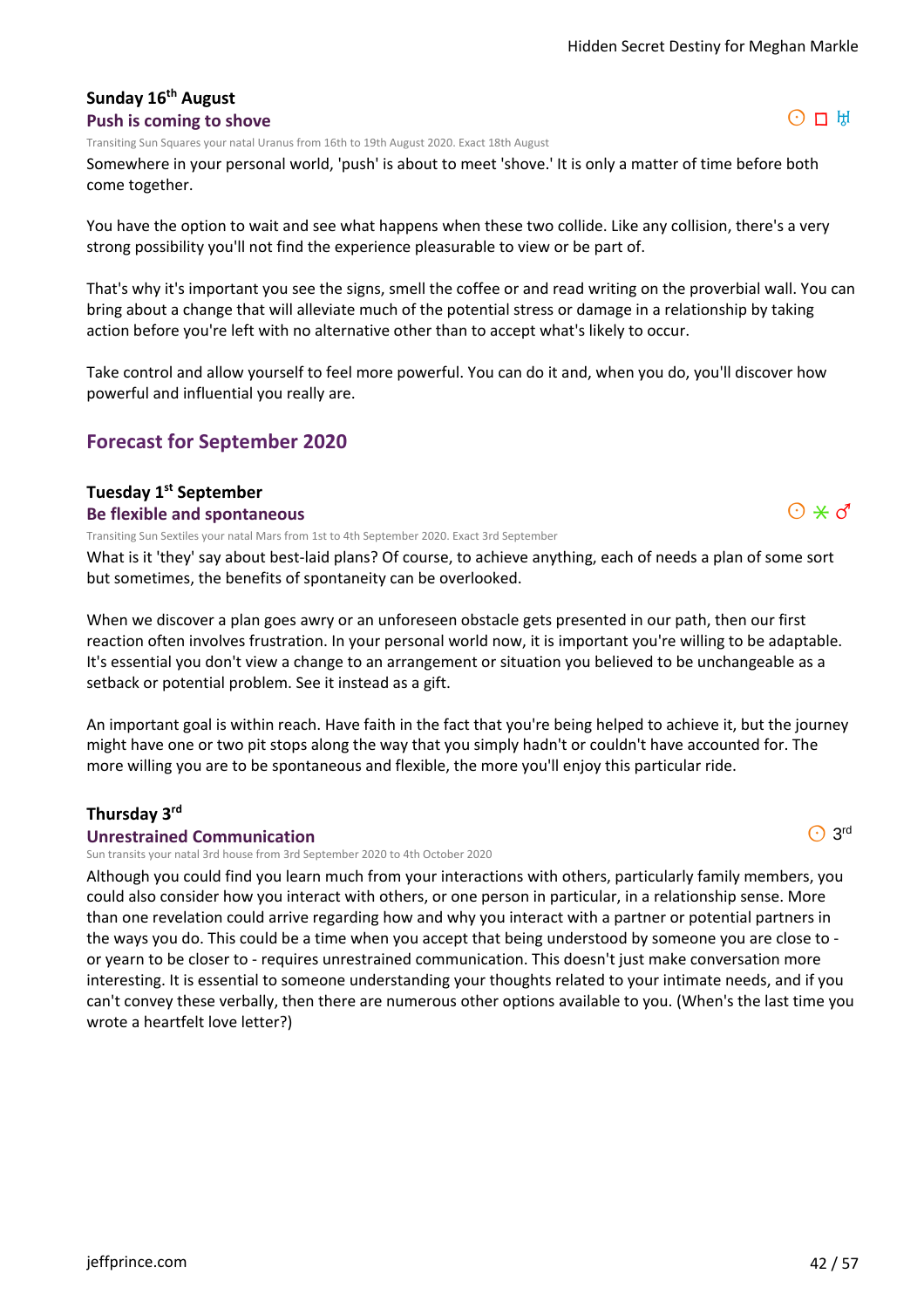### Sunday 16th August

#### Push is coming to shove

☉ □ ♅

Transiting Sun Squares your natal Uranus from 16th to 19th August 2020. Exact 18th August

Somewhere in your personal world, 'push' is about to meet 'shove.' It is only a matter of time before both come together.

You have the option to wait and see what happens when these two collide. Like any collision, there's a very strong possibility you'll not find the experience pleasurable to view or be part of.

That's why it's important you see the signs, smell the coffee or and read writing on the proverbial wall. You can bring about a change that will alleviate much of the potential stress or damage in a relationship by taking action before you're left with no alternative other than to accept what's likely to occur.

Take control and allow yourself to feel more powerful. You can do it and, when you do, you'll discover how powerful and influential you really are.

## Forecast for September 2020

### Tuesday 1st September

#### Be flexible and spontaneous

☉ ⚹ ♂

Transiting Sun Sextiles your natal Mars from 1st to 4th September 2020. Exact 3rd September

What is it 'they' say about best-laid plans? Of course, to achieve anything, each of needs a plan of some sort but sometimes, the benefits of spontaneity can be overlooked.

When we discover a plan goes awry or an unforeseen obstacle gets presented in our path, then our first reaction often involves frustration. In your personal world now, it is important you're willing to be adaptable. It's essential you don't view a change to an arrangement or situation you believed to be unchangeable as a setback or potential problem. See it instead as a gift.

An important goal is within reach. Have faith in the fact that you're being helped to achieve it, but the journey might have one or two pit stops along the way that you simply hadn't or couldn't have accounted for. The more willing you are to be spontaneous and flexible, the more you'll enjoy this particular ride.

### Thursday 3rd

#### Unrestrained Communication

☉ 3rd

Sun transits your natal 3rd house from 3rd September 2020 to 4th October 2020

Although you could find you learn much from your interactions with others, particularly family members, you could also consider how you interact with others, or one person in particular, in a relationship sense. More than one revelation could arrive regarding how and why you interact with a partner or potential partners in the ways you do. This could be a time when you accept that being understood by someone you are close to - or yearn to be closer to - requires unrestrained communication. This doesn't just make conversation more interesting. It is essential to someone understanding your thoughts related to your intimate needs, and if you can't convey these verbally, then there are numerous other options available to you. (When's the last time you wrote a heartfelt love letter?)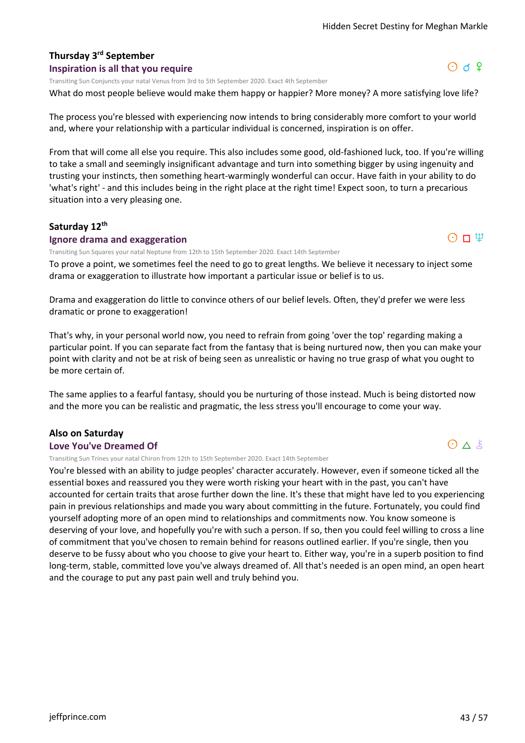### Thursday 3rd September

#### Inspiration is all that you require

☉ ☌ ♀

Transiting Sun Conjuncts your natal Venus from 3rd to 5th September 2020. Exact 4th September

What do most people believe would make them happy or happier? More money? A more satisfying love life?

The process you're blessed with experiencing now intends to bring considerably more comfort to your world and, where your relationship with a particular individual is concerned, inspiration is on offer.

From that will come all else you require. This also includes some good, old-fashioned luck, too. If you're willing to take a small and seemingly insignificant advantage and turn into something bigger by using ingenuity and trusting your instincts, then something heart-warmingly wonderful can occur. Have faith in your ability to do 'what's right' - and this includes being in the right place at the right time! Expect soon, to turn a precarious situation into a very pleasing one.

### Saturday 12th

#### Ignore drama and exaggeration

☉ □ ♆

Transiting Sun Squares your natal Neptune from 12th to 15th September 2020. Exact 14th September

To prove a point, we sometimes feel the need to go to great lengths. We believe it necessary to inject some drama or exaggeration to illustrate how important a particular issue or belief is to us.

Drama and exaggeration do little to convince others of our belief levels. Often, they'd prefer we were less dramatic or prone to exaggeration!

That's why, in your personal world now, you need to refrain from going 'over the top' regarding making a particular point. If you can separate fact from the fantasy that is being nurtured now, then you can make your point with clarity and not be at risk of being seen as unrealistic or having no true grasp of what you ought to be more certain of.

The same applies to a fearful fantasy, should you be nurturing of those instead. Much is being distorted now and the more you can be realistic and pragmatic, the less stress you'll encourage to come your way.

### Also on Saturday

#### Love You've Dreamed Of

☉ △ ⚷

Transiting Sun Trines your natal Chiron from 12th to 15th September 2020. Exact 14th September

You're blessed with an ability to judge peoples' character accurately. However, even if someone ticked all the essential boxes and reassured you they were worth risking your heart with in the past, you can't have accounted for certain traits that arose further down the line. It's these that might have led to you experiencing pain in previous relationships and made you wary about committing in the future. Fortunately, you could find yourself adopting more of an open mind to relationships and commitments now. You know someone is deserving of your love, and hopefully you're with such a person. If so, then you could feel willing to cross a line of commitment that you've chosen to remain behind for reasons outlined earlier. If you're single, then you deserve to be fussy about who you choose to give your heart to. Either way, you're in a superb position to find long-term, stable, committed love you've always dreamed of. All that's needed is an open mind, an open heart and the courage to put any past pain well and truly behind you.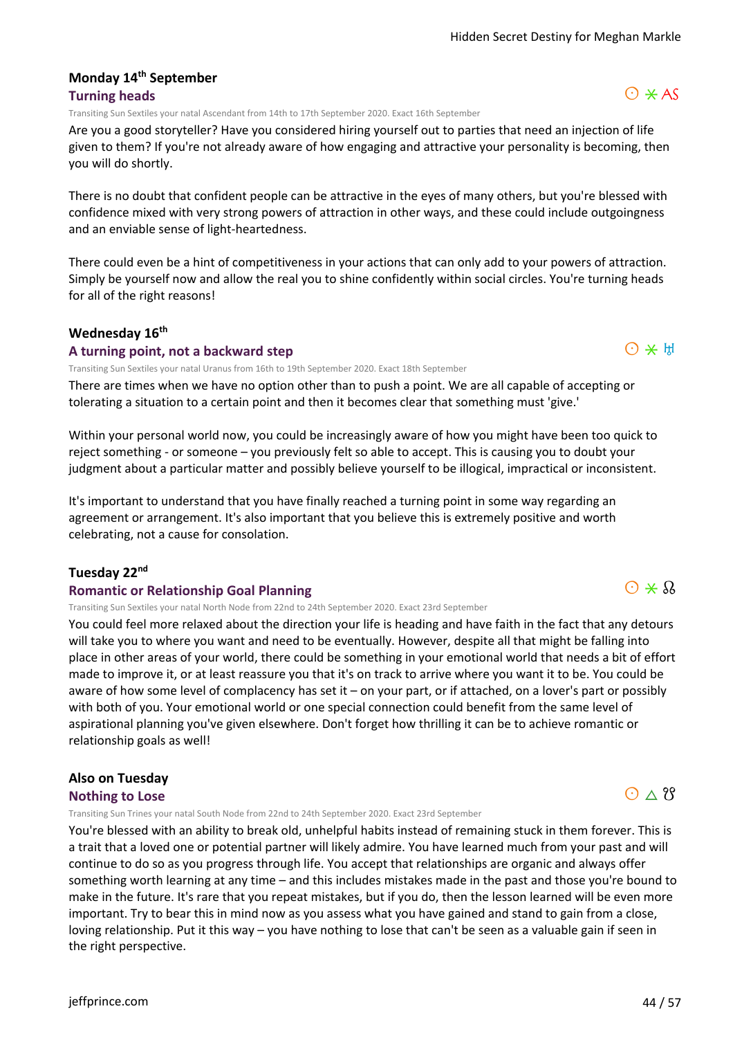### Monday 14th September

#### Turning heads

☉ ⚹ AS

Transiting Sun Sextiles your natal Ascendant from 14th to 17th September 2020. Exact 16th September

Are you a good storyteller? Have you considered hiring yourself out to parties that need an injection of life given to them? If you're not already aware of how engaging and attractive your personality is becoming, then you will do shortly.

There is no doubt that confident people can be attractive in the eyes of many others, but you're blessed with confidence mixed with very strong powers of attraction in other ways, and these could include outgoingness and an enviable sense of light-heartedness.

There could even be a hint of competitiveness in your actions that can only add to your powers of attraction. Simply be yourself now and allow the real you to shine confidently within social circles. You're turning heads for all of the right reasons!

### Wednesday 16th

#### A turning point, not a backward step

☉ ⚹ ♅

Transiting Sun Sextiles your natal Uranus from 16th to 19th September 2020. Exact 18th September

There are times when we have no option other than to push a point. We are all capable of accepting or tolerating a situation to a certain point and then it becomes clear that something must 'give.'

Within your personal world now, you could be increasingly aware of how you might have been too quick to reject something - or someone – you previously felt so able to accept. This is causing you to doubt your judgment about a particular matter and possibly believe yourself to be illogical, impractical or inconsistent.

It's important to understand that you have finally reached a turning point in some way regarding an agreement or arrangement. It's also important that you believe this is extremely positive and worth celebrating, not a cause for consolation.

### Tuesday 22nd

#### Romantic or Relationship Goal Planning

☉ ⚹ ☊

Transiting Sun Sextiles your natal North Node from 22nd to 24th September 2020. Exact 23rd September

You could feel more relaxed about the direction your life is heading and have faith in the fact that any detours will take you to where you want and need to be eventually. However, despite all that might be falling into place in other areas of your world, there could be something in your emotional world that needs a bit of effort made to improve it, or at least reassure you that it's on track to arrive where you want it to be. You could be aware of how some level of complacency has set it – on your part, or if attached, on a lover's part or possibly with both of you. Your emotional world or one special connection could benefit from the same level of aspirational planning you've given elsewhere. Don't forget how thrilling it can be to achieve romantic or relationship goals as well!

### Also on Tuesday

#### Nothing to Lose

☉ △ ☋

Transiting Sun Trines your natal South Node from 22nd to 24th September 2020. Exact 23rd September

You're blessed with an ability to break old, unhelpful habits instead of remaining stuck in them forever. This is a trait that a loved one or potential partner will likely admire. You have learned much from your past and will continue to do so as you progress through life. You accept that relationships are organic and always offer something worth learning at any time – and this includes mistakes made in the past and those you're bound to make in the future. It's rare that you repeat mistakes, but if you do, then the lesson learned will be even more important. Try to bear this in mind now as you assess what you have gained and stand to gain from a close, loving relationship. Put it this way – you have nothing to lose that can't be seen as a valuable gain if seen in the right perspective.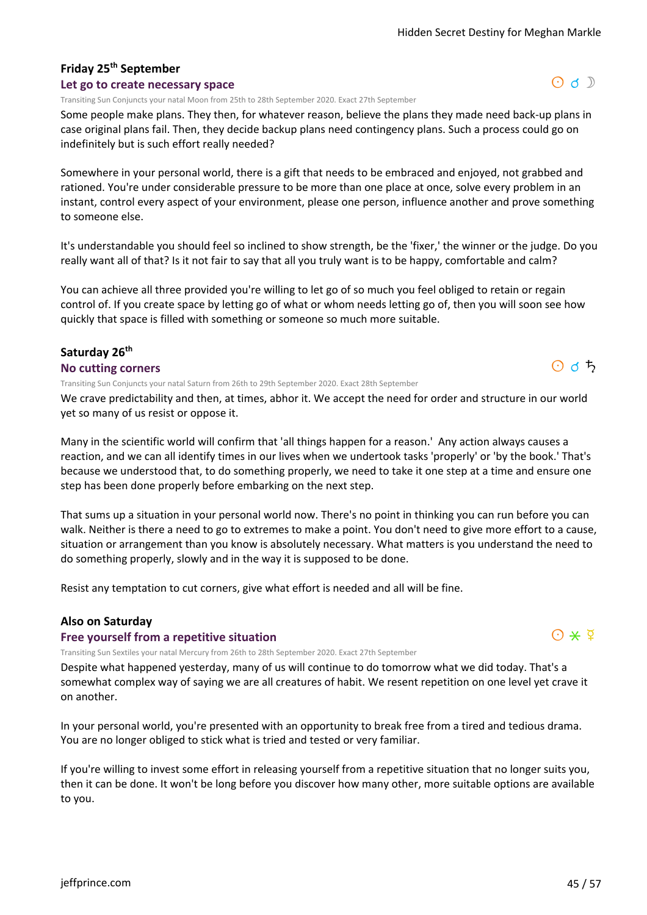## Friday 25th September

### Let go to create necessary space

☉ ☌ ☽

Transiting Sun Conjuncts your natal Moon from 25th to 28th September 2020. Exact 27th September

Some people make plans. They then, for whatever reason, believe the plans they made need back-up plans in case original plans fail. Then, they decide backup plans need contingency plans. Such a process could go on indefinitely but is such effort really needed?

Somewhere in your personal world, there is a gift that needs to be embraced and enjoyed, not grabbed and rationed. You're under considerable pressure to be more than one place at once, solve every problem in an instant, control every aspect of your environment, please one person, influence another and prove something to someone else.

It's understandable you should feel so inclined to show strength, be the 'fixer,' the winner or the judge. Do you really want all of that? Is it not fair to say that all you truly want is to be happy, comfortable and calm?

You can achieve all three provided you're willing to let go of so much you feel obliged to retain or regain control of. If you create space by letting go of what or whom needs letting go of, then you will soon see how quickly that space is filled with something or someone so much more suitable.

## Saturday 26th

### No cutting corners

☉ ☌ ♄

Transiting Sun Conjuncts your natal Saturn from 26th to 29th September 2020. Exact 28th September

We crave predictability and then, at times, abhor it. We accept the need for order and structure in our world yet so many of us resist or oppose it.

Many in the scientific world will confirm that 'all things happen for a reason.' Any action always causes a reaction, and we can all identify times in our lives when we undertook tasks 'properly' or 'by the book.' That's because we understood that, to do something properly, we need to take it one step at a time and ensure one step has been done properly before embarking on the next step.

That sums up a situation in your personal world now. There's no point in thinking you can run before you can walk. Neither is there a need to go to extremes to make a point. You don't need to give more effort to a cause, situation or arrangement than you know is absolutely necessary. What matters is you understand the need to do something properly, slowly and in the way it is supposed to be done.

Resist any temptation to cut corners, give what effort is needed and all will be fine.

## Also on Saturday

### Free yourself from a repetitive situation

☉ ⚹ ☿

Transiting Sun Sextiles your natal Mercury from 26th to 28th September 2020. Exact 27th September

Despite what happened yesterday, many of us will continue to do tomorrow what we did today. That's a somewhat complex way of saying we are all creatures of habit. We resent repetition on one level yet crave it on another.

In your personal world, you're presented with an opportunity to break free from a tired and tedious drama. You are no longer obliged to stick what is tried and tested or very familiar.

If you're willing to invest some effort in releasing yourself from a repetitive situation that no longer suits you, then it can be done. It won't be long before you discover how many other, more suitable options are available to you.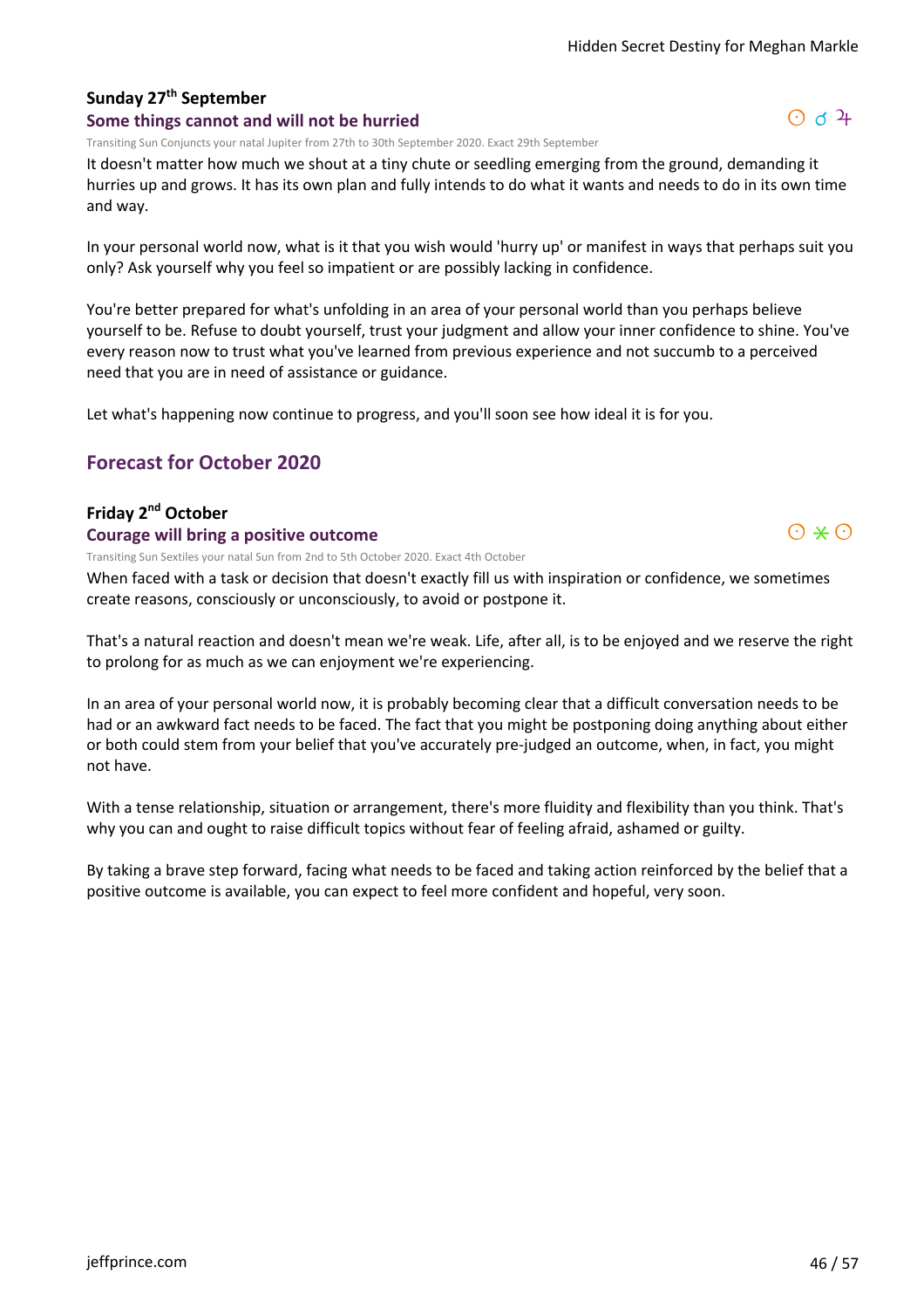### Sunday 27th September

**Some things cannot and will not be hurried** ☉ ☌ ♃

Transiting Sun Conjuncts your natal Jupiter from 27th to 30th September 2020. Exact 29th September

It doesn't matter how much we shout at a tiny chute or seedling emerging from the ground, demanding it hurries up and grows. It has its own plan and fully intends to do what it wants and needs to do in its own time and way.

In your personal world now, what is it that you wish would 'hurry up' or manifest in ways that perhaps suit you only? Ask yourself why you feel so impatient or are possibly lacking in confidence.

You're better prepared for what's unfolding in an area of your personal world than you perhaps believe yourself to be. Refuse to doubt yourself, trust your judgment and allow your inner confidence to shine. You've every reason now to trust what you've learned from previous experience and not succumb to a perceived need that you are in need of assistance or guidance.

Let what's happening now continue to progress, and you'll soon see how ideal it is for you.

## Forecast for October 2020

### Friday 2nd October

**Courage will bring a positive outcome** ☉ ⚹ ☉

Transiting Sun Sextiles your natal Sun from 2nd to 5th October 2020. Exact 4th October

When faced with a task or decision that doesn't exactly fill us with inspiration or confidence, we sometimes create reasons, consciously or unconsciously, to avoid or postpone it.

That's a natural reaction and doesn't mean we're weak. Life, after all, is to be enjoyed and we reserve the right to prolong for as much as we can enjoyment we're experiencing.

In an area of your personal world now, it is probably becoming clear that a difficult conversation needs to be had or an awkward fact needs to be faced. The fact that you might be postponing doing anything about either or both could stem from your belief that you've accurately pre-judged an outcome, when, in fact, you might not have.

With a tense relationship, situation or arrangement, there's more fluidity and flexibility than you think. That's why you can and ought to raise difficult topics without fear of feeling afraid, ashamed or guilty.

By taking a brave step forward, facing what needs to be faced and taking action reinforced by the belief that a positive outcome is available, you can expect to feel more confident and hopeful, very soon.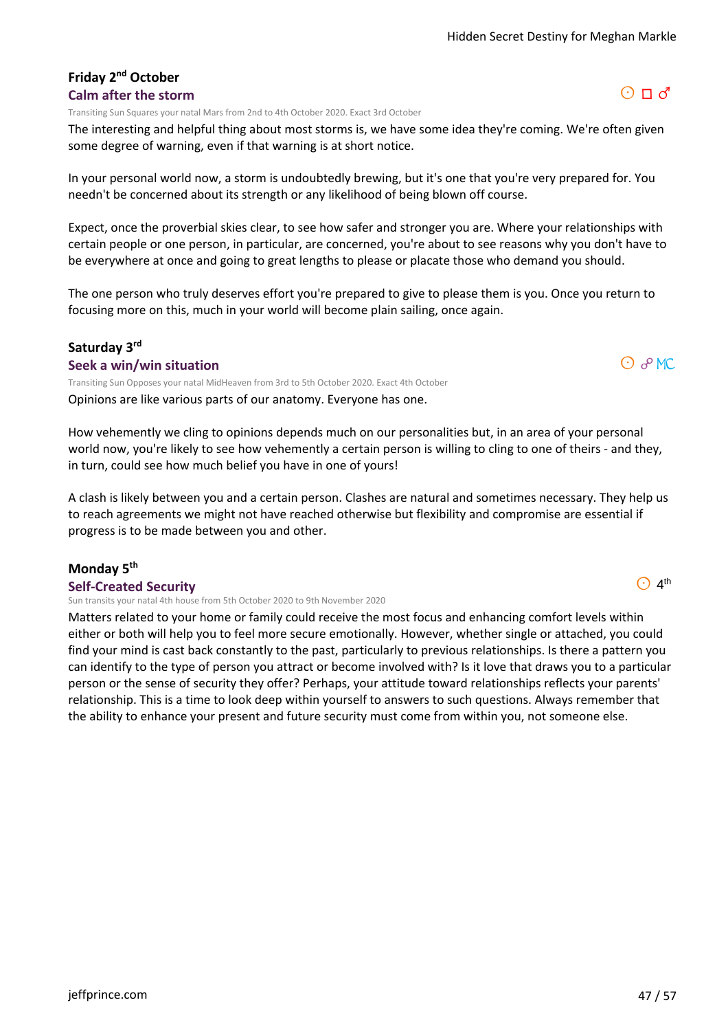### Friday 2nd October

#### Calm after the storm

☉ □ ♂

Transiting Sun Squares your natal Mars from 2nd to 4th October 2020. Exact 3rd October

The interesting and helpful thing about most storms is, we have some idea they're coming. We're often given some degree of warning, even if that warning is at short notice.

In your personal world now, a storm is undoubtedly brewing, but it's one that you're very prepared for. You needn't be concerned about its strength or any likelihood of being blown off course.

Expect, once the proverbial skies clear, to see how safer and stronger you are. Where your relationships with certain people or one person, in particular, are concerned, you're about to see reasons why you don't have to be everywhere at once and going to great lengths to please or placate those who demand you should.

The one person who truly deserves effort you're prepared to give to please them is you. Once you return to focusing more on this, much in your world will become plain sailing, once again.

### Saturday 3rd

#### Seek a win/win situation

☉ ☍ MC

Transiting Sun Opposes your natal MidHeaven from 3rd to 5th October 2020. Exact 4th October

Opinions are like various parts of our anatomy. Everyone has one.

How vehemently we cling to opinions depends much on our personalities but, in an area of your personal world now, you're likely to see how vehemently a certain person is willing to cling to one of theirs - and they, in turn, could see how much belief you have in one of yours!

A clash is likely between you and a certain person. Clashes are natural and sometimes necessary. They help us to reach agreements we might not have reached otherwise but flexibility and compromise are essential if progress is to be made between you and other.

### Monday 5th

#### Self-Created Security

☉ 4th

Sun transits your natal 4th house from 5th October 2020 to 9th November 2020

Matters related to your home or family could receive the most focus and enhancing comfort levels within either or both will help you to feel more secure emotionally. However, whether single or attached, you could find your mind is cast back constantly to the past, particularly to previous relationships. Is there a pattern you can identify to the type of person you attract or become involved with? Is it love that draws you to a particular person or the sense of security they offer? Perhaps, your attitude toward relationships reflects your parents' relationship. This is a time to look deep within yourself to answers to such questions. Always remember that the ability to enhance your present and future security must come from within you, not someone else.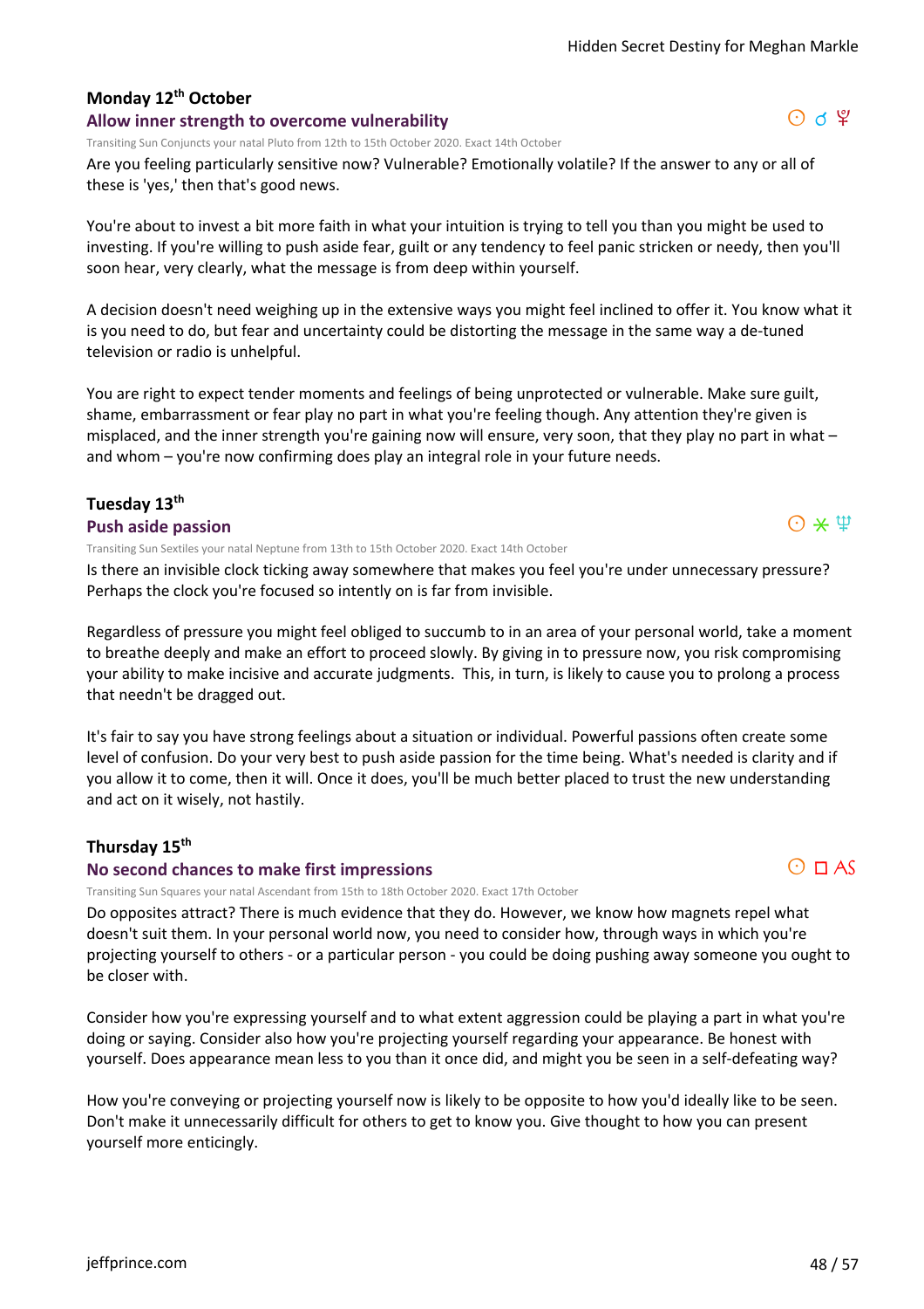### Monday 12th October

#### Allow inner strength to overcome vulnerability

☉ ☌ ♇

Transiting Sun Conjuncts your natal Pluto from 12th to 15th October 2020. Exact 14th October

Are you feeling particularly sensitive now? Vulnerable? Emotionally volatile? If the answer to any or all of these is 'yes,' then that's good news.

You're about to invest a bit more faith in what your intuition is trying to tell you than you might be used to investing. If you're willing to push aside fear, guilt or any tendency to feel panic stricken or needy, then you'll soon hear, very clearly, what the message is from deep within yourself.

A decision doesn't need weighing up in the extensive ways you might feel inclined to offer it. You know what it is you need to do, but fear and uncertainty could be distorting the message in the same way a de-tuned television or radio is unhelpful.

You are right to expect tender moments and feelings of being unprotected or vulnerable. Make sure guilt, shame, embarrassment or fear play no part in what you're feeling though. Any attention they're given is misplaced, and the inner strength you're gaining now will ensure, very soon, that they play no part in what – and whom – you're now confirming does play an integral role in your future needs.

### Tuesday 13th

#### Push aside passion

☉ ⚹ ♆

Transiting Sun Sextiles your natal Neptune from 13th to 15th October 2020. Exact 14th October

Is there an invisible clock ticking away somewhere that makes you feel you're under unnecessary pressure? Perhaps the clock you're focused so intently on is far from invisible.

Regardless of pressure you might feel obliged to succumb to in an area of your personal world, take a moment to breathe deeply and make an effort to proceed slowly. By giving in to pressure now, you risk compromising your ability to make incisive and accurate judgments. This, in turn, is likely to cause you to prolong a process that needn't be dragged out.

It's fair to say you have strong feelings about a situation or individual. Powerful passions often create some level of confusion. Do your very best to push aside passion for the time being. What's needed is clarity and if you allow it to come, then it will. Once it does, you'll be much better placed to trust the new understanding and act on it wisely, not hastily.

### Thursday 15th

#### No second chances to make first impressions

☉ □ AS

Transiting Sun Squares your natal Ascendant from 15th to 18th October 2020. Exact 17th October

Do opposites attract? There is much evidence that they do. However, we know how magnets repel what doesn't suit them. In your personal world now, you need to consider how, through ways in which you're projecting yourself to others - or a particular person - you could be doing pushing away someone you ought to be closer with.

Consider how you're expressing yourself and to what extent aggression could be playing a part in what you're doing or saying. Consider also how you're projecting yourself regarding your appearance. Be honest with yourself. Does appearance mean less to you than it once did, and might you be seen in a self-defeating way?

How you're conveying or projecting yourself now is likely to be opposite to how you'd ideally like to be seen. Don't make it unnecessarily difficult for others to get to know you. Give thought to how you can present yourself more enticingly.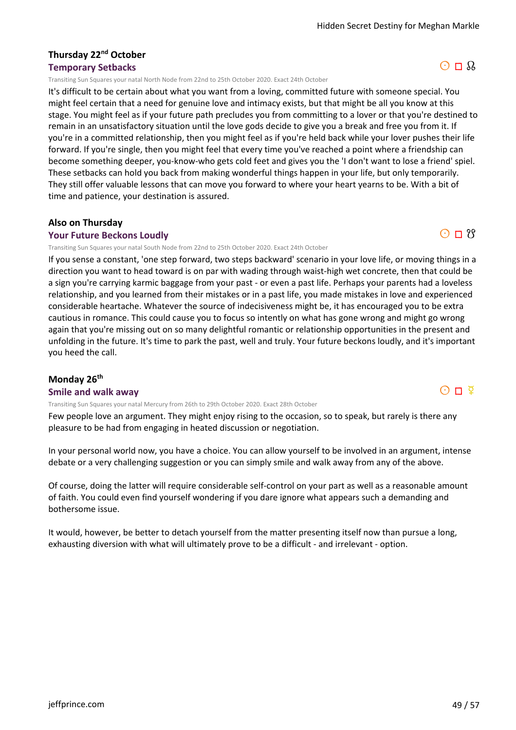### Thursday 22nd October

**Temporary Setbacks**

☉ □ ☊

Transiting Sun Squares your natal North Node from 22nd to 25th October 2020. Exact 24th October

It's difficult to be certain about what you want from a loving, committed future with someone special. You might feel certain that a need for genuine love and intimacy exists, but that might be all you know at this stage. You might feel as if your future path precludes you from committing to a lover or that you're destined to remain in an unsatisfactory situation until the love gods decide to give you a break and free you from it. If you're in a committed relationship, then you might feel as if you're held back while your lover pushes their life forward. If you're single, then you might feel that every time you've reached a point where a friendship can become something deeper, you-know-who gets cold feet and gives you the 'I don't want to lose a friend' spiel. These setbacks can hold you back from making wonderful things happen in your life, but only temporarily. They still offer valuable lessons that can move you forward to where your heart yearns to be. With a bit of time and patience, your destination is assured.

### Also on Thursday

**Your Future Beckons Loudly**

☉ □ ☋

Transiting Sun Squares your natal South Node from 22nd to 25th October 2020. Exact 24th October

If you sense a constant, 'one step forward, two steps backward' scenario in your love life, or moving things in a direction you want to head toward is on par with wading through waist-high wet concrete, then that could be a sign you're carrying karmic baggage from your past - or even a past life. Perhaps your parents had a loveless relationship, and you learned from their mistakes or in a past life, you made mistakes in love and experienced considerable heartache. Whatever the source of indecisiveness might be, it has encouraged you to be extra cautious in romance. This could cause you to focus so intently on what has gone wrong and might go wrong again that you're missing out on so many delightful romantic or relationship opportunities in the present and unfolding in the future. It's time to park the past, well and truly. Your future beckons loudly, and it's important you heed the call.

### Monday 26th

**Smile and walk away**

☉ □ ☿

Transiting Sun Squares your natal Mercury from 26th to 29th October 2020. Exact 28th October

Few people love an argument. They might enjoy rising to the occasion, so to speak, but rarely is there any pleasure to be had from engaging in heated discussion or negotiation.

In your personal world now, you have a choice. You can allow yourself to be involved in an argument, intense debate or a very challenging suggestion or you can simply smile and walk away from any of the above.

Of course, doing the latter will require considerable self-control on your part as well as a reasonable amount of faith. You could even find yourself wondering if you dare ignore what appears such a demanding and bothersome issue.

It would, however, be better to detach yourself from the matter presenting itself now than pursue a long, exhausting diversion with what will ultimately prove to be a difficult - and irrelevant - option.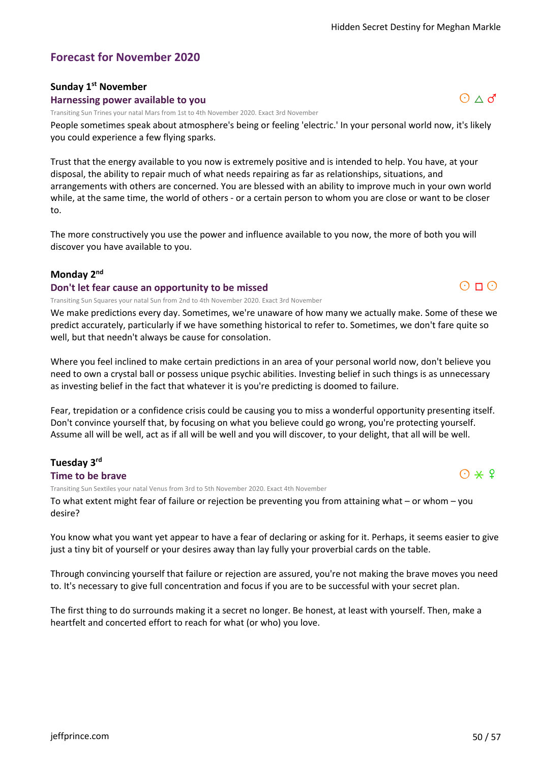## Forecast for November 2020

### Sunday 1st November

#### Harnessing power available to you

☉ △ ♂

Transiting Sun Trines your natal Mars from 1st to 4th November 2020. Exact 3rd November

People sometimes speak about atmosphere's being or feeling 'electric.' In your personal world now, it's likely you could experience a few flying sparks.

Trust that the energy available to you now is extremely positive and is intended to help. You have, at your disposal, the ability to repair much of what needs repairing as far as relationships, situations, and arrangements with others are concerned. You are blessed with an ability to improve much in your own world while, at the same time, the world of others - or a certain person to whom you are close or want to be closer to.

The more constructively you use the power and influence available to you now, the more of both you will discover you have available to you.

### Monday 2nd

#### Don't let fear cause an opportunity to be missed

☉ □ ☉

Transiting Sun Squares your natal Sun from 2nd to 4th November 2020. Exact 3rd November

We make predictions every day. Sometimes, we're unaware of how many we actually make. Some of these we predict accurately, particularly if we have something historical to refer to. Sometimes, we don't fare quite so well, but that needn't always be cause for consolation.

Where you feel inclined to make certain predictions in an area of your personal world now, don't believe you need to own a crystal ball or possess unique psychic abilities. Investing belief in such things is as unnecessary as investing belief in the fact that whatever it is you're predicting is doomed to failure.

Fear, trepidation or a confidence crisis could be causing you to miss a wonderful opportunity presenting itself. Don't convince yourself that, by focusing on what you believe could go wrong, you're protecting yourself. Assume all will be well, act as if all will be well and you will discover, to your delight, that all will be well.

### Tuesday 3rd

#### Time to be brave

☉ ⚹ ♀

Transiting Sun Sextiles your natal Venus from 3rd to 5th November 2020. Exact 4th November

To what extent might fear of failure or rejection be preventing you from attaining what – or whom – you desire?

You know what you want yet appear to have a fear of declaring or asking for it. Perhaps, it seems easier to give just a tiny bit of yourself or your desires away than lay fully your proverbial cards on the table.

Through convincing yourself that failure or rejection are assured, you're not making the brave moves you need to. It's necessary to give full concentration and focus if you are to be successful with your secret plan.

The first thing to do surrounds making it a secret no longer. Be honest, at least with yourself. Then, make a heartfelt and concerted effort to reach for what (or who) you love.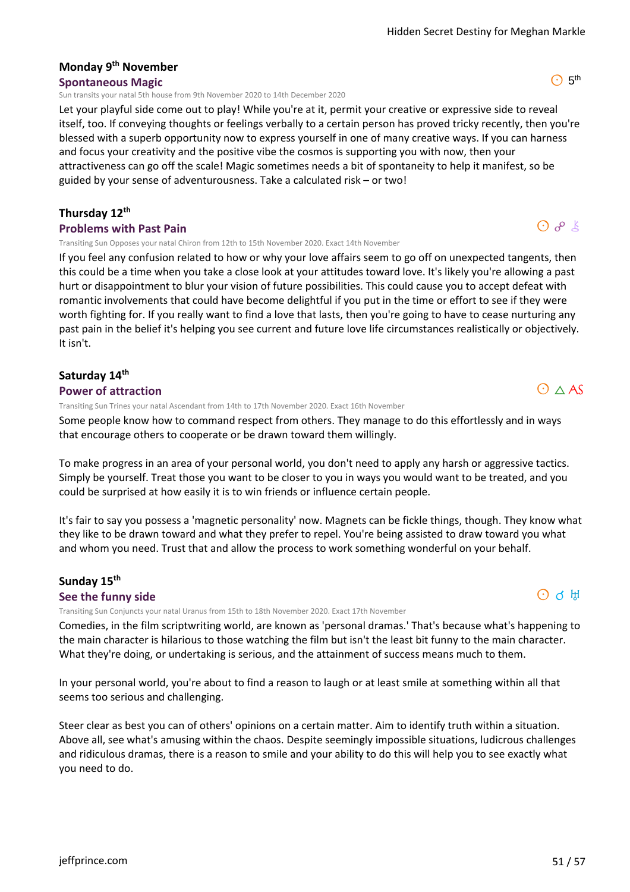### Monday 9th November

#### Spontaneous Magic

☉ 5th

Sun transits your natal 5th house from 9th November 2020 to 14th December 2020

Let your playful side come out to play! While you're at it, permit your creative or expressive side to reveal itself, too. If conveying thoughts or feelings verbally to a certain person has proved tricky recently, then you're blessed with a superb opportunity now to express yourself in one of many creative ways. If you can harness and focus your creativity and the positive vibe the cosmos is supporting you with now, then your attractiveness can go off the scale! Magic sometimes needs a bit of spontaneity to help it manifest, so be guided by your sense of adventurousness. Take a calculated risk – or two!

### Thursday 12th

#### Problems with Past Pain

☉ ☍ ⚷

Transiting Sun Opposes your natal Chiron from 12th to 15th November 2020. Exact 14th November

If you feel any confusion related to how or why your love affairs seem to go off on unexpected tangents, then this could be a time when you take a close look at your attitudes toward love. It's likely you're allowing a past hurt or disappointment to blur your vision of future possibilities. This could cause you to accept defeat with romantic involvements that could have become delightful if you put in the time or effort to see if they were worth fighting for. If you really want to find a love that lasts, then you're going to have to cease nurturing any past pain in the belief it's helping you see current and future love life circumstances realistically or objectively. It isn't.

### Saturday 14th

#### Power of attraction

☉ △ AS

Transiting Sun Trines your natal Ascendant from 14th to 17th November 2020. Exact 16th November

Some people know how to command respect from others. They manage to do this effortlessly and in ways that encourage others to cooperate or be drawn toward them willingly.

To make progress in an area of your personal world, you don't need to apply any harsh or aggressive tactics. Simply be yourself. Treat those you want to be closer to you in ways you would want to be treated, and you could be surprised at how easily it is to win friends or influence certain people.

It's fair to say you possess a 'magnetic personality' now. Magnets can be fickle things, though. They know what they like to be drawn toward and what they prefer to repel. You're being assisted to draw toward you what and whom you need. Trust that and allow the process to work something wonderful on your behalf.

### Sunday 15th

#### See the funny side

☉ ☌ ♅

Transiting Sun Conjuncts your natal Uranus from 15th to 18th November 2020. Exact 17th November

Comedies, in the film scriptwriting world, are known as 'personal dramas.' That's because what's happening to the main character is hilarious to those watching the film but isn't the least bit funny to the main character. What they're doing, or undertaking is serious, and the attainment of success means much to them.

In your personal world, you're about to find a reason to laugh or at least smile at something within all that seems too serious and challenging.

Steer clear as best you can of others' opinions on a certain matter. Aim to identify truth within a situation. Above all, see what's amusing within the chaos. Despite seemingly impossible situations, ludicrous challenges and ridiculous dramas, there is a reason to smile and your ability to do this will help you to see exactly what you need to do.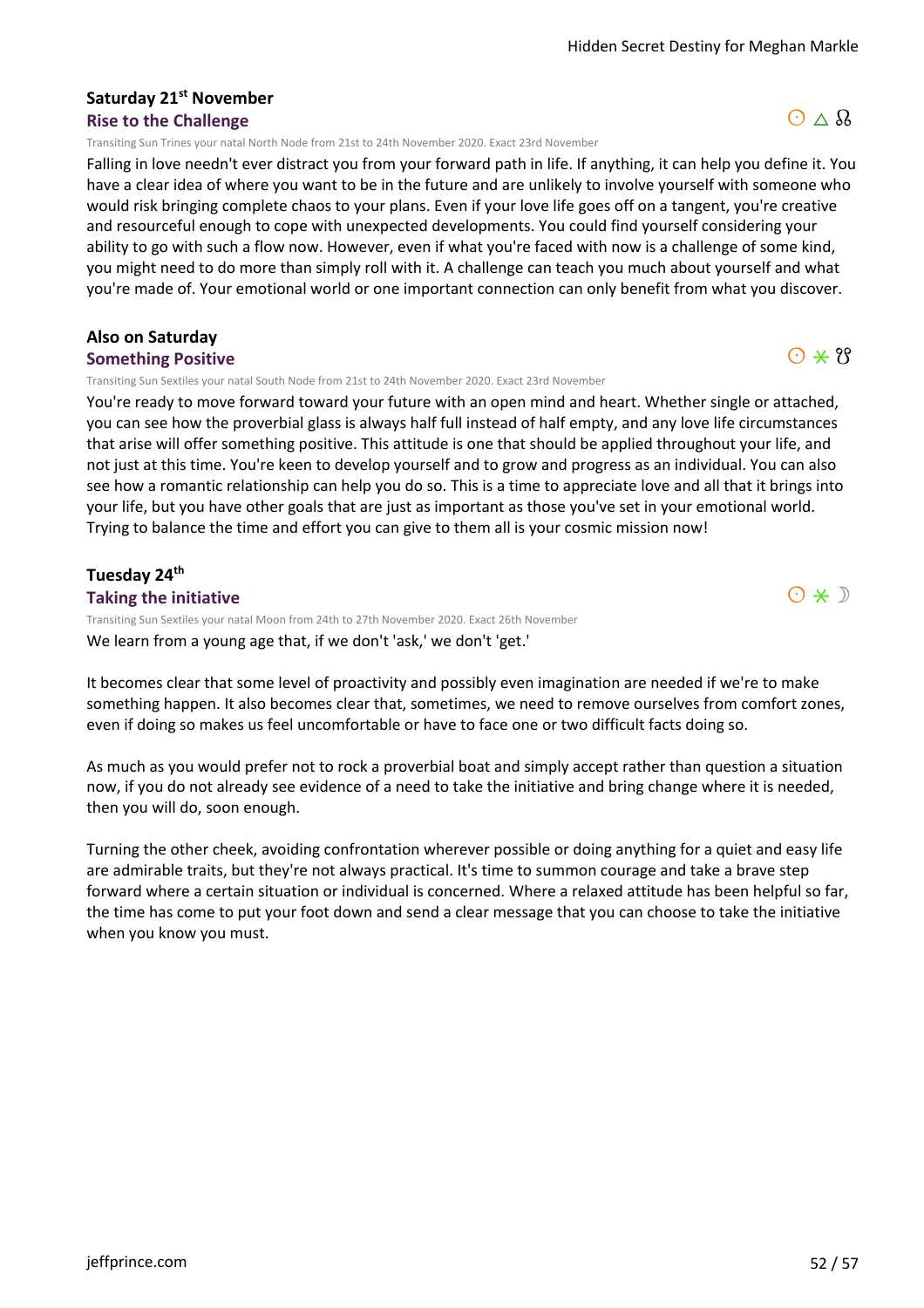**Saturday 21st November**

### Rise to the Challenge

☉ △ ☊

Transiting Sun Trines your natal North Node from 21st to 24th November 2020. Exact 23rd November

Falling in love needn't ever distract you from your forward path in life. If anything, it can help you define it. You have a clear idea of where you want to be in the future and are unlikely to involve yourself with someone who would risk bringing complete chaos to your plans. Even if your love life goes off on a tangent, you're creative and resourceful enough to cope with unexpected developments. You could find yourself considering your ability to go with such a flow now. However, even if what you're faced with now is a challenge of some kind, you might need to do more than simply roll with it. A challenge can teach you much about yourself and what you're made of. Your emotional world or one important connection can only benefit from what you discover.

**Also on Saturday**

### Something Positive

☉ ⚹ ☋

Transiting Sun Sextiles your natal South Node from 21st to 24th November 2020. Exact 23rd November

You're ready to move forward toward your future with an open mind and heart. Whether single or attached, you can see how the proverbial glass is always half full instead of half empty, and any love life circumstances that arise will offer something positive. This attitude is one that should be applied throughout your life, and not just at this time. You're keen to develop yourself and to grow and progress as an individual. You can also see how a romantic relationship can help you do so. This is a time to appreciate love and all that it brings into your life, but you have other goals that are just as important as those you've set in your emotional world. Trying to balance the time and effort you can give to them all is your cosmic mission now!

**Tuesday 24th**

### Taking the initiative

☉ ⚹ ☽

Transiting Sun Sextiles your natal Moon from 24th to 27th November 2020. Exact 26th November

We learn from a young age that, if we don't 'ask,' we don't 'get.'

It becomes clear that some level of proactivity and possibly even imagination are needed if we're to make something happen. It also becomes clear that, sometimes, we need to remove ourselves from comfort zones, even if doing so makes us feel uncomfortable or have to face one or two difficult facts doing so.

As much as you would prefer not to rock a proverbial boat and simply accept rather than question a situation now, if you do not already see evidence of a need to take the initiative and bring change where it is needed, then you will do, soon enough.

Turning the other cheek, avoiding confrontation wherever possible or doing anything for a quiet and easy life are admirable traits, but they're not always practical. It's time to summon courage and take a brave step forward where a certain situation or individual is concerned. Where a relaxed attitude has been helpful so far, the time has come to put your foot down and send a clear message that you can choose to take the initiative when you know you must.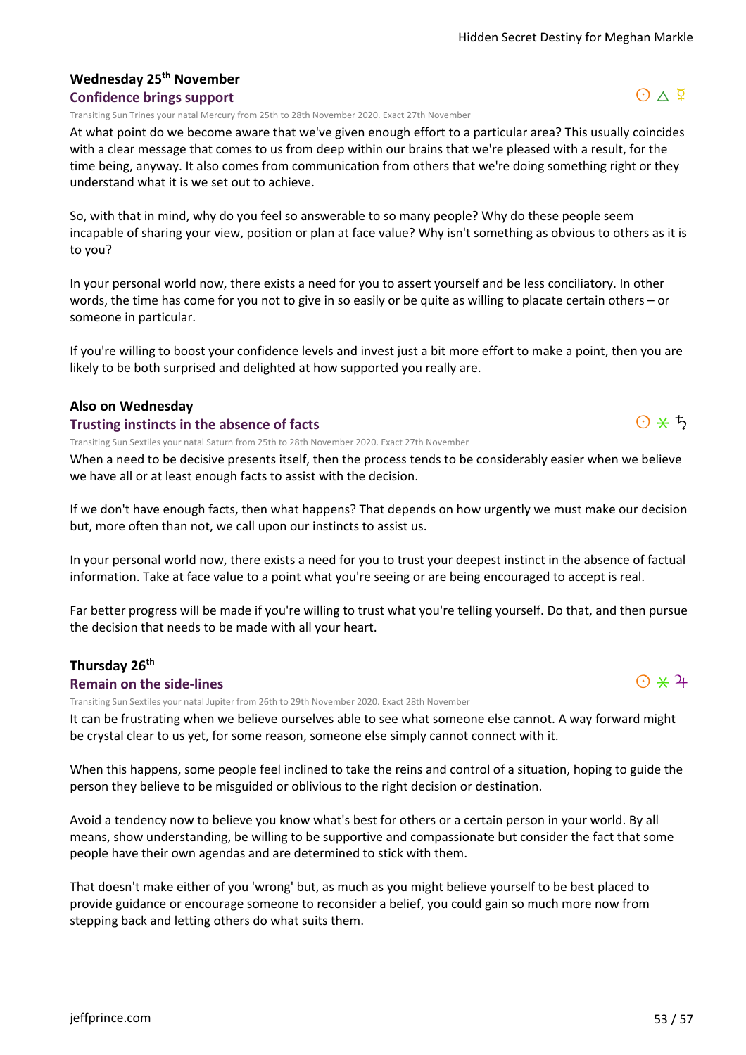### Wednesday 25th November

#### Confidence brings support

☉ △ ☿

Transiting Sun Trines your natal Mercury from 25th to 28th November 2020. Exact 27th November

At what point do we become aware that we've given enough effort to a particular area? This usually coincides with a clear message that comes to us from deep within our brains that we're pleased with a result, for the time being, anyway. It also comes from communication from others that we're doing something right or they understand what it is we set out to achieve.

So, with that in mind, why do you feel so answerable to so many people? Why do these people seem incapable of sharing your view, position or plan at face value? Why isn't something as obvious to others as it is to you?

In your personal world now, there exists a need for you to assert yourself and be less conciliatory. In other words, the time has come for you not to give in so easily or be quite as willing to placate certain others – or someone in particular.

If you're willing to boost your confidence levels and invest just a bit more effort to make a point, then you are likely to be both surprised and delighted at how supported you really are.

### Also on Wednesday

#### Trusting instincts in the absence of facts

☉ ⚹ ♄

Transiting Sun Sextiles your natal Saturn from 25th to 28th November 2020. Exact 27th November

When a need to be decisive presents itself, then the process tends to be considerably easier when we believe we have all or at least enough facts to assist with the decision.

If we don't have enough facts, then what happens? That depends on how urgently we must make our decision but, more often than not, we call upon our instincts to assist us.

In your personal world now, there exists a need for you to trust your deepest instinct in the absence of factual information. Take at face value to a point what you're seeing or are being encouraged to accept is real.

Far better progress will be made if you're willing to trust what you're telling yourself. Do that, and then pursue the decision that needs to be made with all your heart.

### Thursday 26th

#### Remain on the side-lines

☉ ⚹ ♃

Transiting Sun Sextiles your natal Jupiter from 26th to 29th November 2020. Exact 28th November

It can be frustrating when we believe ourselves able to see what someone else cannot. A way forward might be crystal clear to us yet, for some reason, someone else simply cannot connect with it.

When this happens, some people feel inclined to take the reins and control of a situation, hoping to guide the person they believe to be misguided or oblivious to the right decision or destination.

Avoid a tendency now to believe you know what's best for others or a certain person in your world. By all means, show understanding, be willing to be supportive and compassionate but consider the fact that some people have their own agendas and are determined to stick with them.

That doesn't make either of you 'wrong' but, as much as you might believe yourself to be best placed to provide guidance or encourage someone to reconsider a belief, you could gain so much more now from stepping back and letting others do what suits them.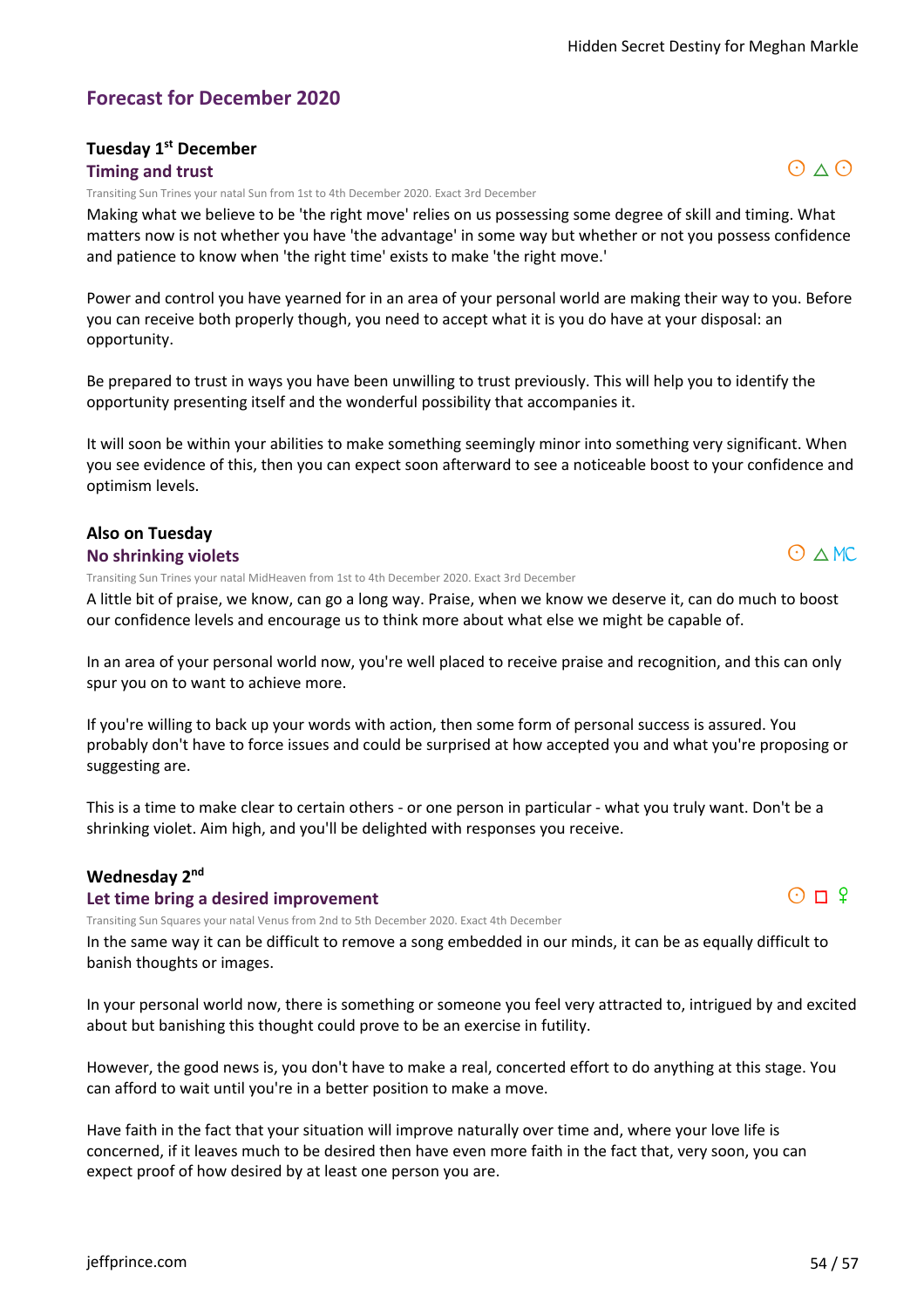## Forecast for December 2020

### Tuesday 1st December

**Timing and trust**

☉ △ ☉

Transiting Sun Trines your natal Sun from 1st to 4th December 2020. Exact 3rd December

Making what we believe to be 'the right move' relies on us possessing some degree of skill and timing. What matters now is not whether you have 'the advantage' in some way but whether or not you possess confidence and patience to know when 'the right time' exists to make 'the right move.'

Power and control you have yearned for in an area of your personal world are making their way to you. Before you can receive both properly though, you need to accept what it is you do have at your disposal: an opportunity.

Be prepared to trust in ways you have been unwilling to trust previously. This will help you to identify the opportunity presenting itself and the wonderful possibility that accompanies it.

It will soon be within your abilities to make something seemingly minor into something very significant. When you see evidence of this, then you can expect soon afterward to see a noticeable boost to your confidence and optimism levels.

### Also on Tuesday

**No shrinking violets**

☉ △ MC

Transiting Sun Trines your natal MidHeaven from 1st to 4th December 2020. Exact 3rd December

A little bit of praise, we know, can go a long way. Praise, when we know we deserve it, can do much to boost our confidence levels and encourage us to think more about what else we might be capable of.

In an area of your personal world now, you're well placed to receive praise and recognition, and this can only spur you on to want to achieve more.

If you're willing to back up your words with action, then some form of personal success is assured. You probably don't have to force issues and could be surprised at how accepted you and what you're proposing or suggesting are.

This is a time to make clear to certain others - or one person in particular - what you truly want. Don't be a shrinking violet. Aim high, and you'll be delighted with responses you receive.

### Wednesday 2nd

**Let time bring a desired improvement**

☉ □ ♀

Transiting Sun Squares your natal Venus from 2nd to 5th December 2020. Exact 4th December

In the same way it can be difficult to remove a song embedded in our minds, it can be as equally difficult to banish thoughts or images.

In your personal world now, there is something or someone you feel very attracted to, intrigued by and excited about but banishing this thought could prove to be an exercise in futility.

However, the good news is, you don't have to make a real, concerted effort to do anything at this stage. You can afford to wait until you're in a better position to make a move.

Have faith in the fact that your situation will improve naturally over time and, where your love life is concerned, if it leaves much to be desired then have even more faith in the fact that, very soon, you can expect proof of how desired by at least one person you are.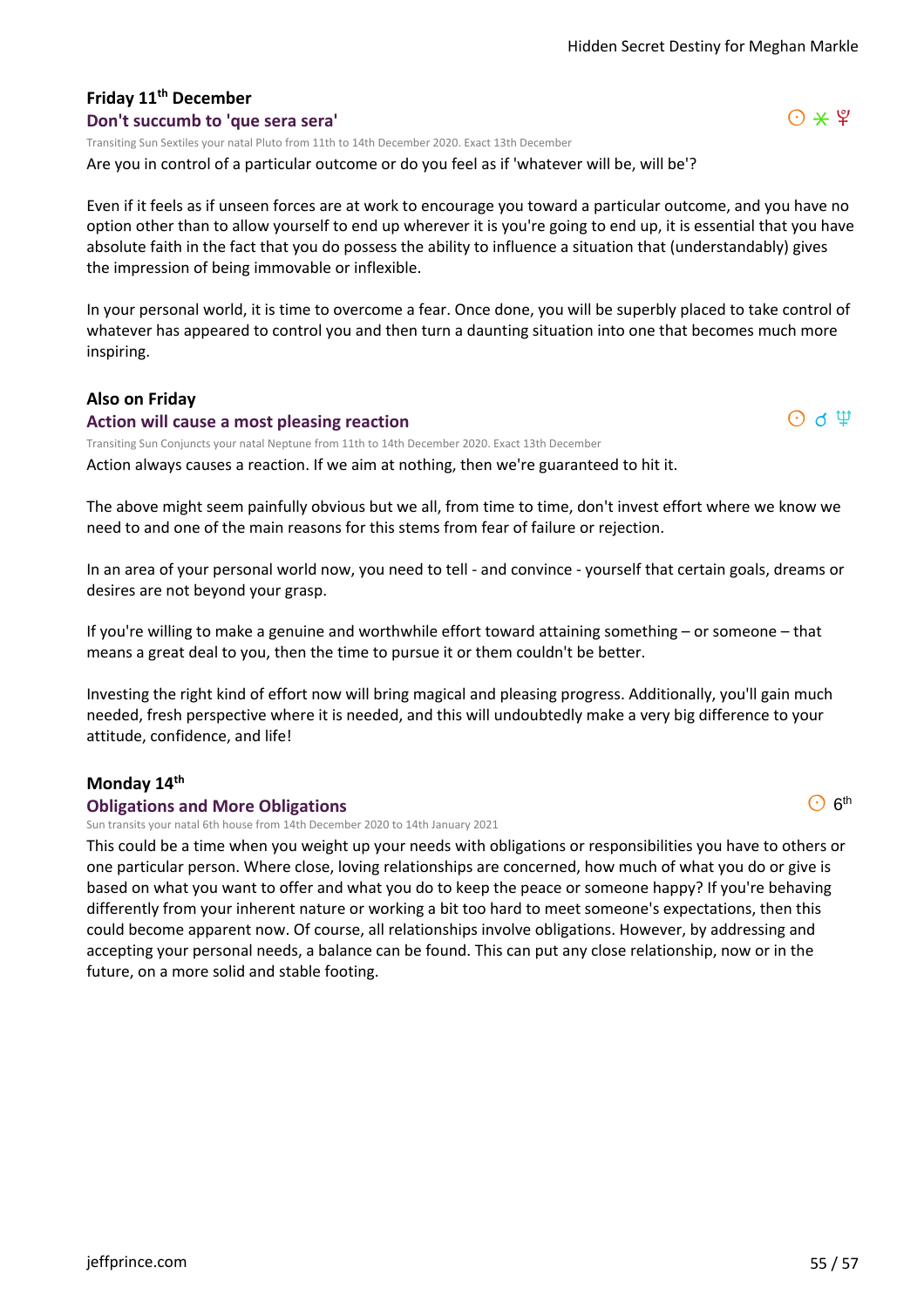### Friday 11th December

#### Don't succumb to 'que sera sera'

☉ ⚹ ♇

Transiting Sun Sextiles your natal Pluto from 11th to 14th December 2020. Exact 13th December

Are you in control of a particular outcome or do you feel as if 'whatever will be, will be'?

Even if it feels as if unseen forces are at work to encourage you toward a particular outcome, and you have no option other than to allow yourself to end up wherever it is you're going to end up, it is essential that you have absolute faith in the fact that you do possess the ability to influence a situation that (understandably) gives the impression of being immovable or inflexible.

In your personal world, it is time to overcome a fear. Once done, you will be superbly placed to take control of whatever has appeared to control you and then turn a daunting situation into one that becomes much more inspiring.

### Also on Friday

#### Action will cause a most pleasing reaction

☉ ☌ ♆

Transiting Sun Conjuncts your natal Neptune from 11th to 14th December 2020. Exact 13th December

Action always causes a reaction. If we aim at nothing, then we're guaranteed to hit it.

The above might seem painfully obvious but we all, from time to time, don't invest effort where we know we need to and one of the main reasons for this stems from fear of failure or rejection.

In an area of your personal world now, you need to tell - and convince - yourself that certain goals, dreams or desires are not beyond your grasp.

If you're willing to make a genuine and worthwhile effort toward attaining something – or someone – that means a great deal to you, then the time to pursue it or them couldn't be better.

Investing the right kind of effort now will bring magical and pleasing progress. Additionally, you'll gain much needed, fresh perspective where it is needed, and this will undoubtedly make a very big difference to your attitude, confidence, and life!

### Monday 14th

#### Obligations and More Obligations

☉ 6th

Sun transits your natal 6th house from 14th December 2020 to 14th January 2021

This could be a time when you weight up your needs with obligations or responsibilities you have to others or one particular person. Where close, loving relationships are concerned, how much of what you do or give is based on what you want to offer and what you do to keep the peace or someone happy? If you're behaving differently from your inherent nature or working a bit too hard to meet someone's expectations, then this could become apparent now. Of course, all relationships involve obligations. However, by addressing and accepting your personal needs, a balance can be found. This can put any close relationship, now or in the future, on a more solid and stable footing.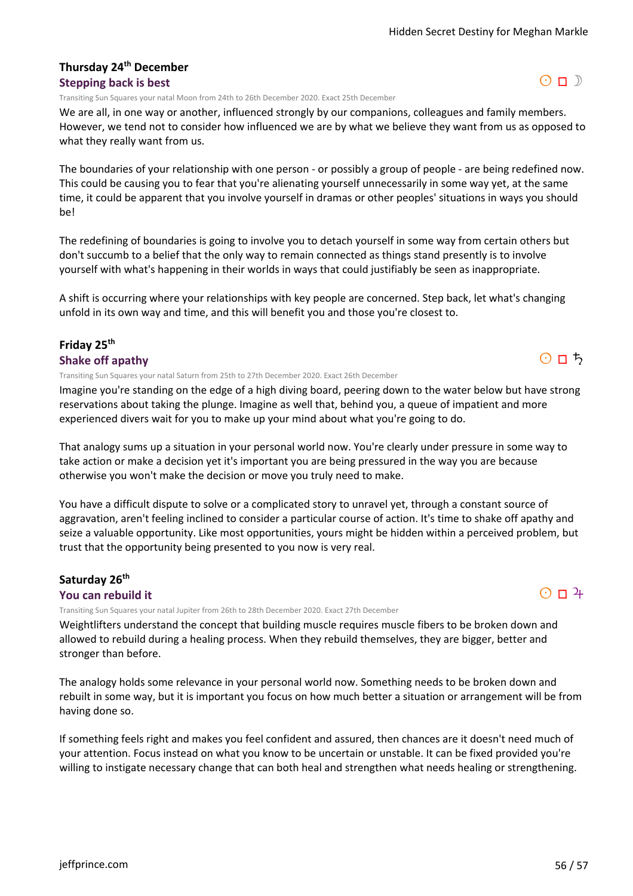### Thursday 24th December

#### Stepping back is best

☉ □ ☽

Transiting Sun Squares your natal Moon from 24th to 26th December 2020. Exact 25th December

We are all, in one way or another, influenced strongly by our companions, colleagues and family members. However, we tend not to consider how influenced we are by what we believe they want from us as opposed to what they really want from us.

The boundaries of your relationship with one person - or possibly a group of people - are being redefined now. This could be causing you to fear that you're alienating yourself unnecessarily in some way yet, at the same time, it could be apparent that you involve yourself in dramas or other peoples' situations in ways you should be!

The redefining of boundaries is going to involve you to detach yourself in some way from certain others but don't succumb to a belief that the only way to remain connected as things stand presently is to involve yourself with what's happening in their worlds in ways that could justifiably be seen as inappropriate.

A shift is occurring where your relationships with key people are concerned. Step back, let what's changing unfold in its own way and time, and this will benefit you and those you're closest to.

### Friday 25th

#### Shake off apathy

☉ □ ♄

Transiting Sun Squares your natal Saturn from 25th to 27th December 2020. Exact 26th December

Imagine you're standing on the edge of a high diving board, peering down to the water below but have strong reservations about taking the plunge. Imagine as well that, behind you, a queue of impatient and more experienced divers wait for you to make up your mind about what you're going to do.

That analogy sums up a situation in your personal world now. You're clearly under pressure in some way to take action or make a decision yet it's important you are being pressured in the way you are because otherwise you won't make the decision or move you truly need to make.

You have a difficult dispute to solve or a complicated story to unravel yet, through a constant source of aggravation, aren't feeling inclined to consider a particular course of action. It's time to shake off apathy and seize a valuable opportunity. Like most opportunities, yours might be hidden within a perceived problem, but trust that the opportunity being presented to you now is very real.

### Saturday 26th

#### You can rebuild it

☉ □ ♃

Transiting Sun Squares your natal Jupiter from 26th to 28th December 2020. Exact 27th December

Weightlifters understand the concept that building muscle requires muscle fibers to be broken down and allowed to rebuild during a healing process. When they rebuild themselves, they are bigger, better and stronger than before.

The analogy holds some relevance in your personal world now. Something needs to be broken down and rebuilt in some way, but it is important you focus on how much better a situation or arrangement will be from having done so.

If something feels right and makes you feel confident and assured, then chances are it doesn't need much of your attention. Focus instead on what you know to be uncertain or unstable. It can be fixed provided you're willing to instigate necessary change that can both heal and strengthen what needs healing or strengthening.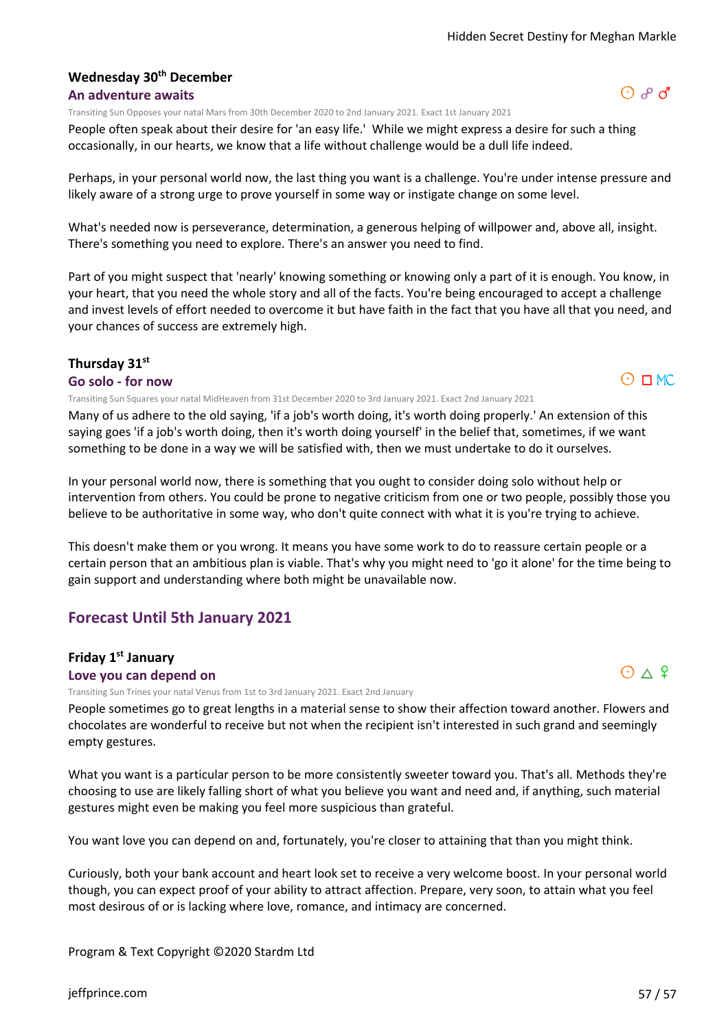### Wednesday 30th December

#### An adventure awaits

☉ ☍ ♂

Transiting Sun Opposes your natal Mars from 30th December 2020 to 2nd January 2021. Exact 1st January 2021

People often speak about their desire for 'an easy life.' While we might express a desire for such a thing occasionally, in our hearts, we know that a life without challenge would be a dull life indeed.

Perhaps, in your personal world now, the last thing you want is a challenge. You're under intense pressure and likely aware of a strong urge to prove yourself in some way or instigate change on some level.

What's needed now is perseverance, determination, a generous helping of willpower and, above all, insight. There's something you need to explore. There's an answer you need to find.

Part of you might suspect that 'nearly' knowing something or knowing only a part of it is enough. You know, in your heart, that you need the whole story and all of the facts. You're being encouraged to accept a challenge and invest levels of effort needed to overcome it but have faith in the fact that you have all that you need, and your chances of success are extremely high.

### Thursday 31st

#### Go solo - for now

☉ □ MC

Transiting Sun Squares your natal MidHeaven from 31st December 2020 to 3rd January 2021. Exact 2nd January 2021

Many of us adhere to the old saying, 'if a job's worth doing, it's worth doing properly.' An extension of this saying goes 'if a job's worth doing, then it's worth doing yourself' in the belief that, sometimes, if we want something to be done in a way we will be satisfied with, then we must undertake to do it ourselves.

In your personal world now, there is something that you ought to consider doing solo without help or intervention from others. You could be prone to negative criticism from one or two people, possibly those you believe to be authoritative in some way, who don't quite connect with what it is you're trying to achieve.

This doesn't make them or you wrong. It means you have some work to do to reassure certain people or a certain person that an ambitious plan is viable. That's why you might need to 'go it alone' for the time being to gain support and understanding where both might be unavailable now.

## Forecast Until 5th January 2021

### Friday 1st January

#### Love you can depend on

☉ △ ♀

Transiting Sun Trines your natal Venus from 1st to 3rd January 2021. Exact 2nd January

People sometimes go to great lengths in a material sense to show their affection toward another. Flowers and chocolates are wonderful to receive but not when the recipient isn't interested in such grand and seemingly empty gestures.

What you want is a particular person to be more consistently sweeter toward you. That's all. Methods they're choosing to use are likely falling short of what you believe you want and need and, if anything, such material gestures might even be making you feel more suspicious than grateful.

You want love you can depend on and, fortunately, you're closer to attaining that than you might think.

Curiously, both your bank account and heart look set to receive a very welcome boost. In your personal world though, you can expect proof of your ability to attract affection. Prepare, very soon, to attain what you feel most desirous of or is lacking where love, romance, and intimacy are concerned.

Program & Text Copyright ©2020 Stardm Ltd